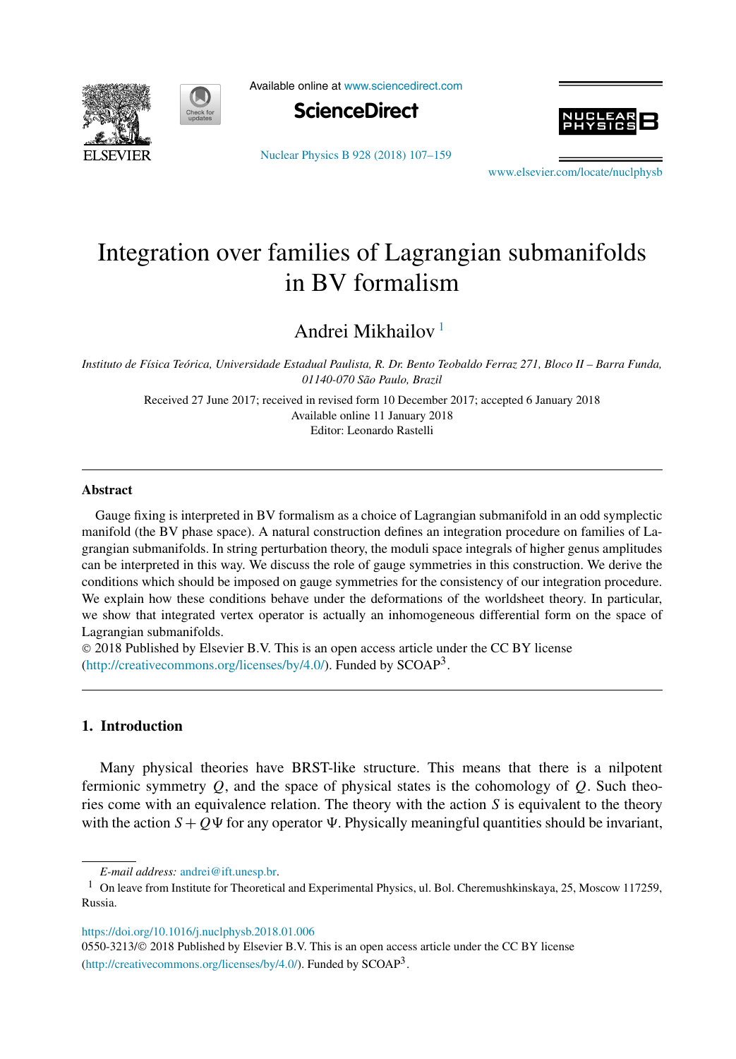# Integration over families of Lagrangian submanifolds in BV formalism

Andrei Mikhailov [1]

*Instituto de Física Teórica, Universidade Estadual Paulista, R. Dr. Bento Teobaldo Ferraz 271, Bloco II – Barra Funda, 01140-070 São Paulo, Brazil*

Received 27 June 2017; received in revised form 10 December 2017; accepted 6 January 2018
Available online 11 January 2018
Editor: Leonardo Rastelli

---

### Abstract

Gauge fixing is interpreted in BV formalism as a choice of Lagrangian submanifold in an odd symplectic manifold (the BV phase space). A natural construction defines an integration procedure on families of Lagrangian submanifolds. In string perturbation theory, the moduli space integrals of higher genus amplitudes can be interpreted in this way. We discuss the role of gauge symmetries in this construction. We derive the conditions which should be imposed on gauge symmetries for the consistency of our integration procedure. We explain how these conditions behave under the deformations of the worldsheet theory. In particular, we show that integrated vertex operator is actually an inhomogeneous differential form on the space of Lagrangian submanifolds.

© 2018 Published by Elsevier B.V. This is an open access article under the CC BY license (http://creativecommons.org/licenses/by/4.0/). Funded by SCOAP[3].

---

## 1. Introduction

Many physical theories have BRST-like structure. This means that there is a nilpotent fermionic symmetry $Q$, and the space of physical states is the cohomology of $Q$. Such theories come with an equivalence relation. The theory with the action $S$ is equivalent to the theory with the action $S + Q\Psi$ for any operator $\Psi$. Physically meaningful quantities should be invariant,

*E-mail address:* andrei@ift.unesp.br.

[1] On leave from Institute for Theoretical and Experimental Physics, ul. Bol. Cheremushkinskaya, 25, Moscow 117259, Russia.

https://doi.org/10.1016/j.nuclphysb.2018.01.006
0550-3213/© 2018 Published by Elsevier B.V. This is an open access article under the CC BY license (http://creativecommons.org/licenses/by/4.0/). Funded by SCOAP[3].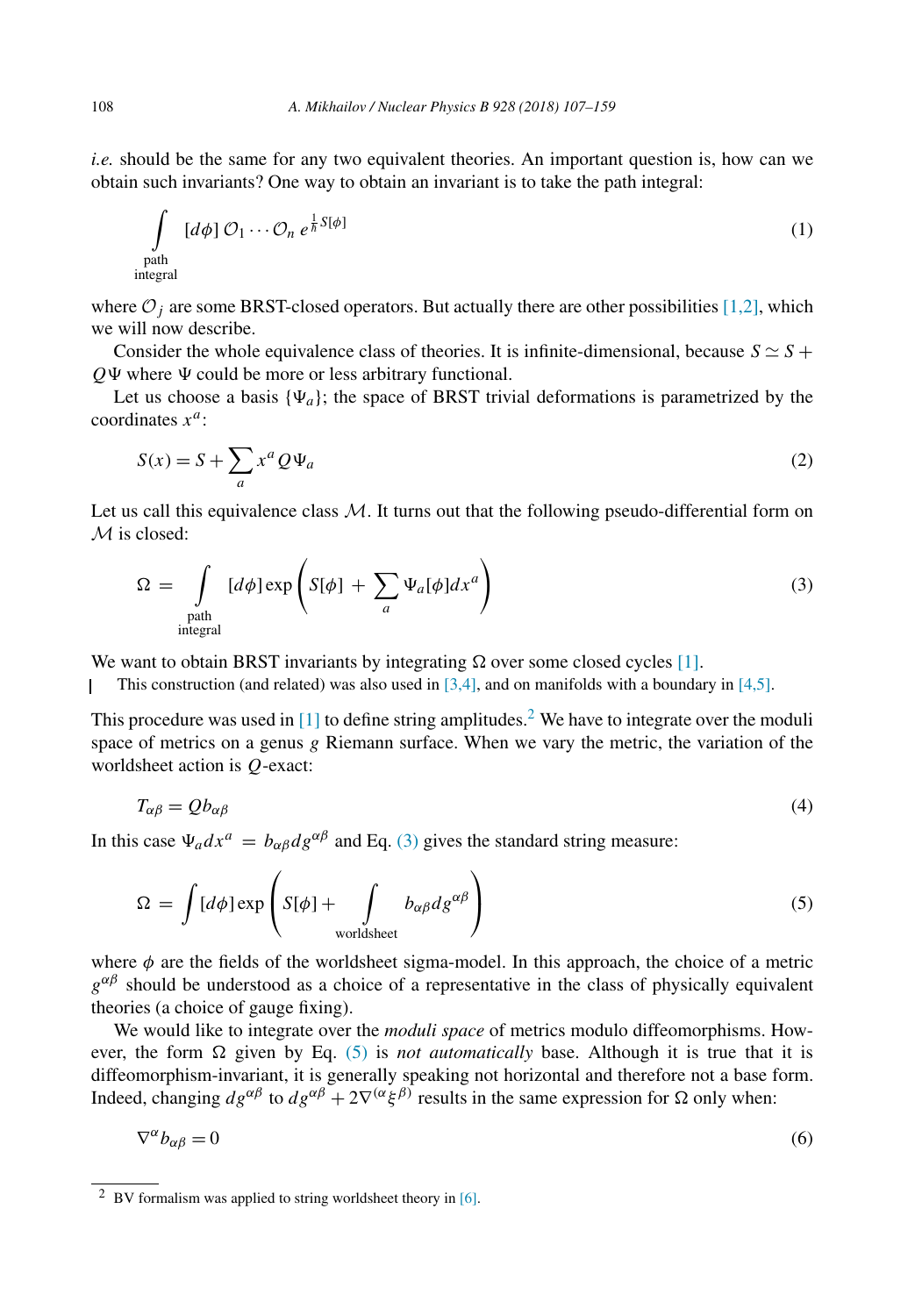*i.e.* should be the same for any two equivalent theories. An important question is, how can we obtain such invariants? One way to obtain an invariant is to take the path integral:

$$\int\limits_{\substack{\text{path}\\\text{integral}}} [d\phi]\, \mathcal{O}_1 \cdots \mathcal{O}_n\, e^{\frac{1}{\hbar}S[\phi]} \tag{1}$$

where $\mathcal{O}_j$ are some BRST-closed operators. But actually there are other possibilities [1,2], which we will now describe.

Consider the whole equivalence class of theories. It is infinite-dimensional, because $S \simeq S + Q\Psi$ where $\Psi$ could be more or less arbitrary functional.

Let us choose a basis $\{\Psi_a\}$; the space of BRST trivial deformations is parametrized by the coordinates $x^a$:

$$S(x) = S + \sum_a x^a Q\Psi_a \tag{2}$$

Let us call this equivalence class $\mathcal{M}$. It turns out that the following pseudo-differential form on $\mathcal{M}$ is closed:

$$\Omega = \int\limits_{\substack{\text{path}\\\text{integral}}} [d\phi] \exp\left(S[\phi] + \sum_a \Psi_a[\phi] dx^a\right) \tag{3}$$

We want to obtain BRST invariants by integrating $\Omega$ over some closed cycles [1].

This construction (and related) was also used in [3,4], and on manifolds with a boundary in [4,5].

This procedure was used in [1] to define string amplitudes.[2] We have to integrate over the moduli space of metrics on a genus $g$ Riemann surface. When we vary the metric, the variation of the worldsheet action is $Q$-exact:

$$T_{\alpha\beta} = Qb_{\alpha\beta} \tag{4}$$

In this case $\Psi_a dx^a = b_{\alpha\beta} dg^{\alpha\beta}$ and Eq. (3) gives the standard string measure:

$$\Omega = \int [d\phi] \exp\left(S[\phi] + \int\limits_{\text{worldsheet}} b_{\alpha\beta} dg^{\alpha\beta}\right) \tag{5}$$

where $\phi$ are the fields of the worldsheet sigma-model. In this approach, the choice of a metric $g^{\alpha\beta}$ should be understood as a choice of a representative in the class of physically equivalent theories (a choice of gauge fixing).

We would like to integrate over the *moduli space* of metrics modulo diffeomorphisms. However, the form $\Omega$ given by Eq. (5) is *not automatically* base. Although it is true that it is diffeomorphism-invariant, it is generally speaking not horizontal and therefore not a base form. Indeed, changing $dg^{\alpha\beta}$ to $dg^{\alpha\beta} + 2\nabla^{(\alpha}\xi^{\beta)}$ results in the same expression for $\Omega$ only when:

$$\nabla^\alpha b_{\alpha\beta} = 0 \tag{6}$$

[2] BV formalism was applied to string worldsheet theory in [6].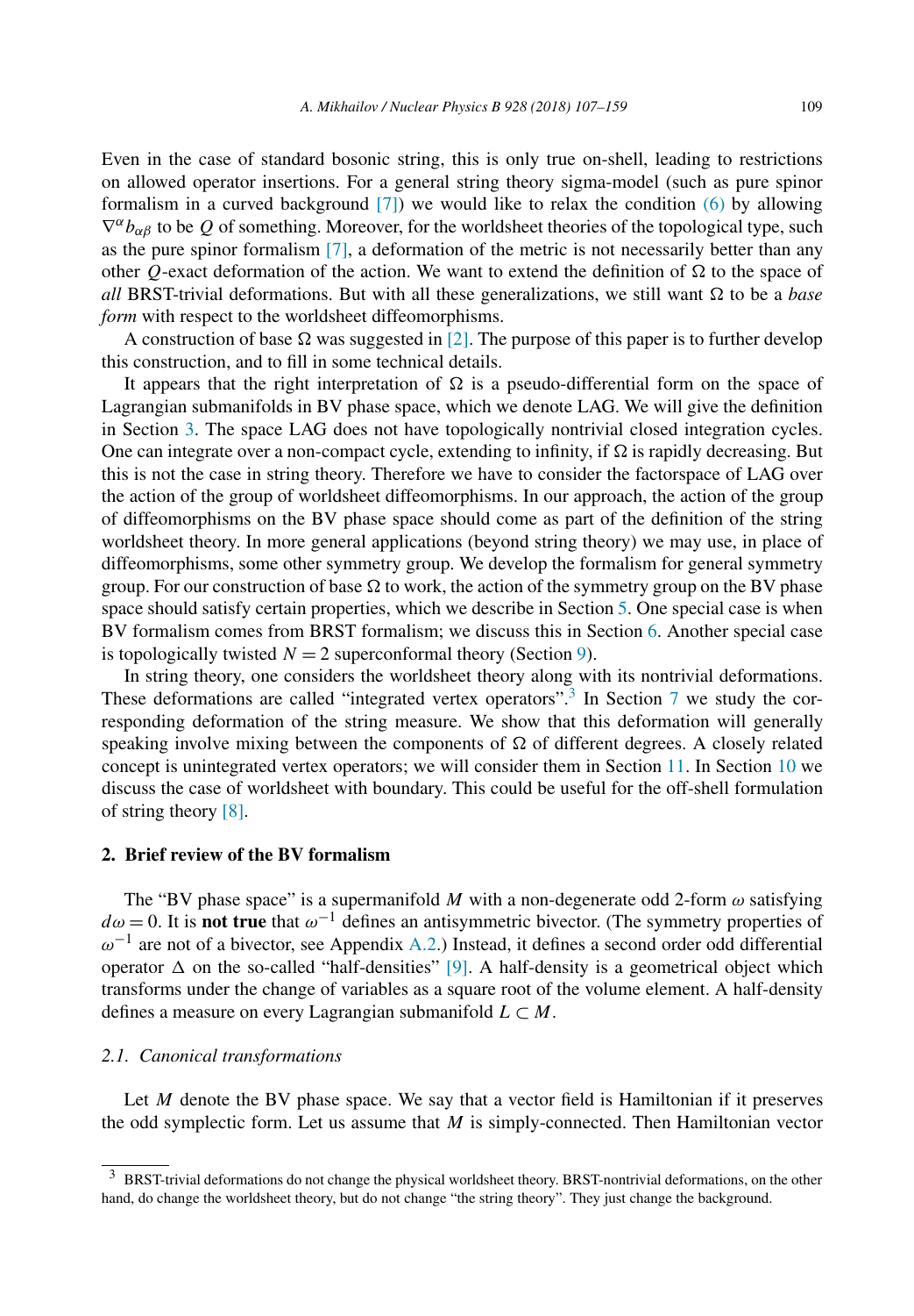Even in the case of standard bosonic string, this is only true on-shell, leading to restrictions on allowed operator insertions. For a general string theory sigma-model (such as pure spinor formalism in a curved background [7]) we would like to relax the condition (6) by allowing $\nabla^\alpha b_{\alpha\beta}$ to be $Q$ of something. Moreover, for the worldsheet theories of the topological type, such as the pure spinor formalism [7], a deformation of the metric is not necessarily better than any other $Q$-exact deformation of the action. We want to extend the definition of $\Omega$ to the space of *all* BRST-trivial deformations. But with all these generalizations, we still want $\Omega$ to be a *base form* with respect to the worldsheet diffeomorphisms.

A construction of base $\Omega$ was suggested in [2]. The purpose of this paper is to further develop this construction, and to fill in some technical details.

It appears that the right interpretation of $\Omega$ is a pseudo-differential form on the space of Lagrangian submanifolds in BV phase space, which we denote LAG. We will give the definition in Section 3. The space LAG does not have topologically nontrivial closed integration cycles. One can integrate over a non-compact cycle, extending to infinity, if $\Omega$ is rapidly decreasing. But this is not the case in string theory. Therefore we have to consider the factorspace of LAG over the action of the group of worldsheet diffeomorphisms. In our approach, the action of the group of diffeomorphisms on the BV phase space should come as part of the definition of the string worldsheet theory. In more general applications (beyond string theory) we may use, in place of diffeomorphisms, some other symmetry group. We develop the formalism for general symmetry group. For our construction of base $\Omega$ to work, the action of the symmetry group on the BV phase space should satisfy certain properties, which we describe in Section 5. One special case is when BV formalism comes from BRST formalism; we discuss this in Section 6. Another special case is topologically twisted $N = 2$ superconformal theory (Section 9).

In string theory, one considers the worldsheet theory along with its nontrivial deformations. These deformations are called "integrated vertex operators".[3] In Section 7 we study the corresponding deformation of the string measure. We show that this deformation will generally speaking involve mixing between the components of $\Omega$ of different degrees. A closely related concept is unintegrated vertex operators; we will consider them in Section 11. In Section 10 we discuss the case of worldsheet with boundary. This could be useful for the off-shell formulation of string theory [8].

## 2. Brief review of the BV formalism

The "BV phase space" is a supermanifold $M$ with a non-degenerate odd 2-form $\omega$ satisfying $d\omega = 0$. It is **not true** that $\omega^{-1}$ defines an antisymmetric bivector. (The symmetry properties of $\omega^{-1}$ are not of a bivector, see Appendix A.2.) Instead, it defines a second order odd differential operator $\Delta$ on the so-called "half-densities" [9]. A half-density is a geometrical object which transforms under the change of variables as a square root of the volume element. A half-density defines a measure on every Lagrangian submanifold $L \subset M$.

### 2.1. Canonical transformations

Let $M$ denote the BV phase space. We say that a vector field is Hamiltonian if it preserves the odd symplectic form. Let us assume that $M$ is simply-connected. Then Hamiltonian vector

---

[3] BRST-trivial deformations do not change the physical worldsheet theory. BRST-nontrivial deformations, on the other hand, do change the worldsheet theory, but do not change "the string theory". They just change the background.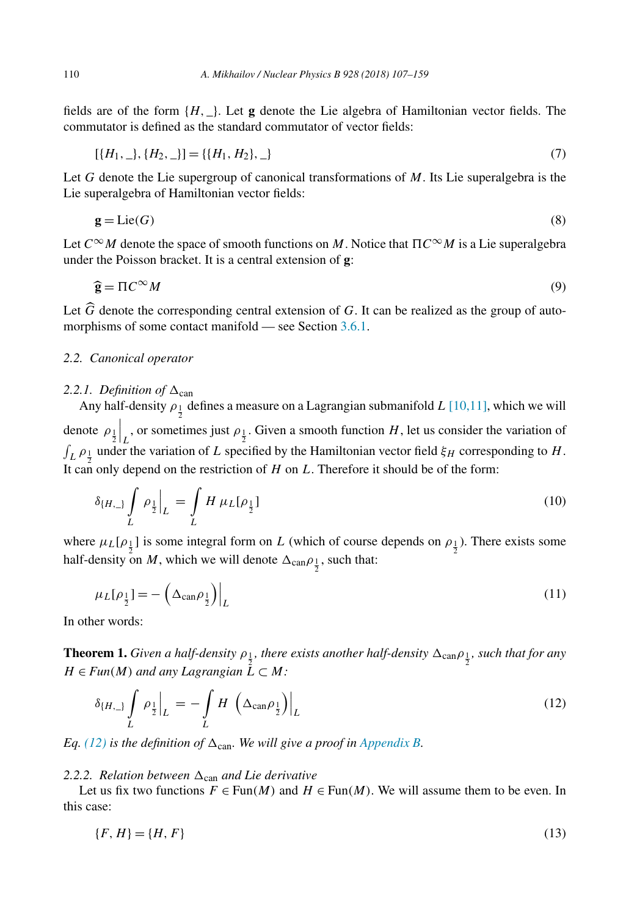fields are of the form $\{H, \_\}$. Let $\mathbf{g}$ denote the Lie algebra of Hamiltonian vector fields. The commutator is defined as the standard commutator of vector fields:

$$[\{H_1, \_\}, \{H_2, \_\}] = \{\{H_1, H_2\}, \_\} \tag{7}$$

Let $G$ denote the Lie supergroup of canonical transformations of $M$. Its Lie superalgebra is the Lie superalgebra of Hamiltonian vector fields:

$$\mathbf{g} = \text{Lie}(G) \tag{8}$$

Let $C^\infty M$ denote the space of smooth functions on $M$. Notice that $\Pi C^\infty M$ is a Lie superalgebra under the Poisson bracket. It is a central extension of $\mathbf{g}$:

$$\widehat{\mathbf{g}} = \Pi C^\infty M \tag{9}$$

Let $\widehat{G}$ denote the corresponding central extension of $G$. It can be realized as the group of automorphisms of some contact manifold — see Section 3.6.1.

## 2.2. *Canonical operator*

### 2.2.1. *Definition of* $\Delta_{\text{can}}$

Any half-density $\rho_{\frac{1}{2}}$ defines a measure on a Lagrangian submanifold $L$ [10,11], which we will denote $\rho_{\frac{1}{2}}\Big|_L$, or sometimes just $\rho_{\frac{1}{2}}$. Given a smooth function $H$, let us consider the variation of $\int_L \rho_{\frac{1}{2}}$ under the variation of $L$ specified by the Hamiltonian vector field $\xi_H$ corresponding to $H$. It can only depend on the restriction of $H$ on $L$. Therefore it should be of the form:

$$\delta_{\{H,\_\}} \int\limits_L \rho_{\frac{1}{2}}\Big|_L = \int\limits_L H \, \mu_L[\rho_{\frac{1}{2}}] \tag{10}$$

where $\mu_L[\rho_{\frac{1}{2}}]$ is some integral form on $L$ (which of course depends on $\rho_{\frac{1}{2}}$). There exists some half-density on $M$, which we will denote $\Delta_{\text{can}}\rho_{\frac{1}{2}}$, such that:

$$\mu_L[\rho_{\frac{1}{2}}] = -\left(\Delta_{\text{can}}\rho_{\frac{1}{2}}\right)\Big|_L \tag{11}$$

In other words:

**Theorem 1.** *Given a half-density $\rho_{\frac{1}{2}}$, there exists another half-density $\Delta_{\text{can}}\rho_{\frac{1}{2}}$, such that for any $H \in Fun(M)$ and any Lagrangian $L \subset M$:*

$$\delta_{\{H,\_\}} \int\limits_L \rho_{\frac{1}{2}}\Big|_L = -\int\limits_L H \left(\Delta_{\text{can}}\rho_{\frac{1}{2}}\right)\Big|_L \tag{12}$$

*Eq. (12) is the definition of $\Delta_{\text{can}}$. We will give a proof in Appendix B.*

### 2.2.2. *Relation between $\Delta_{\text{can}}$ and Lie derivative*

Let us fix two functions $F \in \text{Fun}(M)$ and $H \in \text{Fun}(M)$. We will assume them to be even. In this case:

$$\{F, H\} = \{H, F\} \tag{13}$$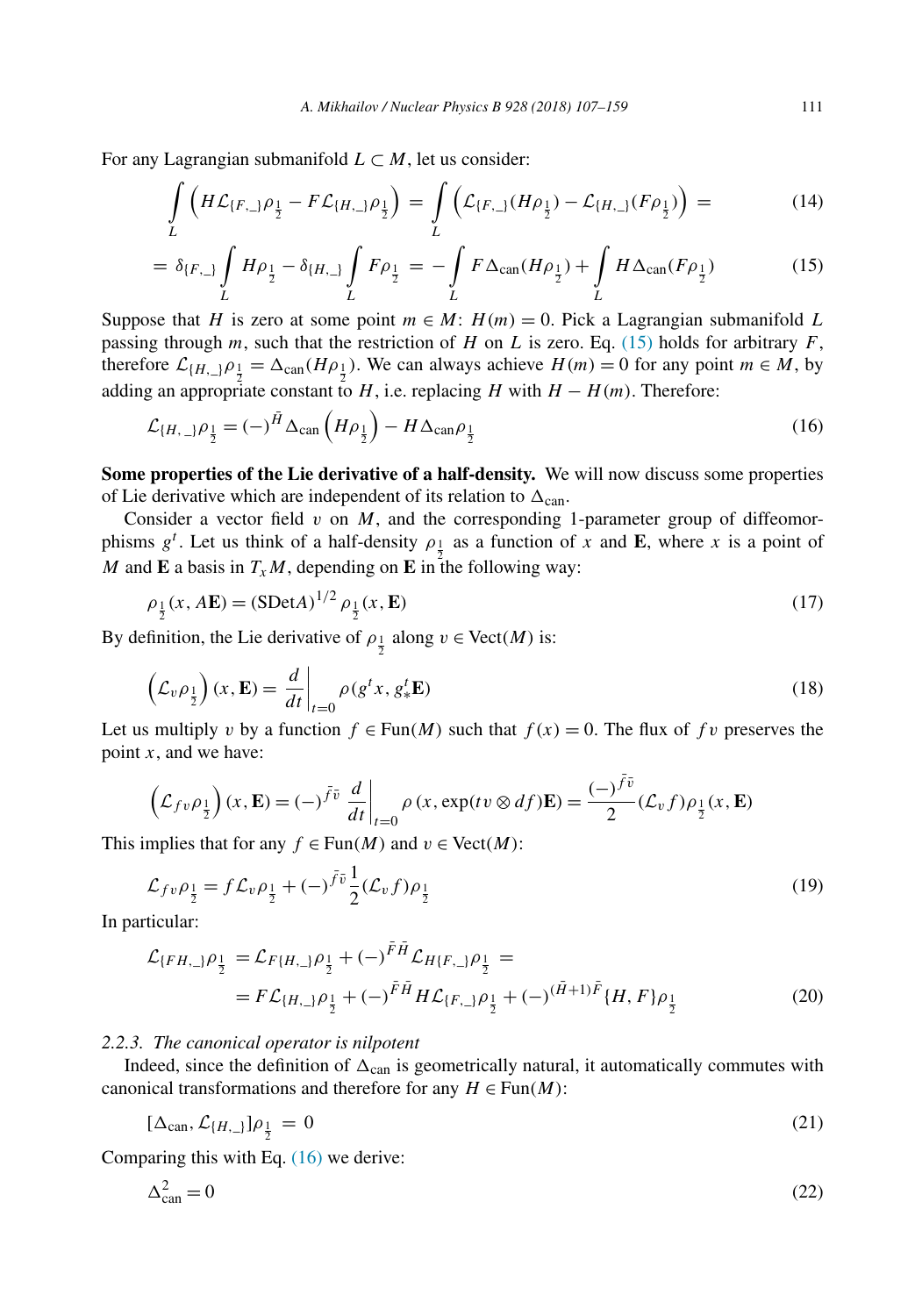For any Lagrangian submanifold $L \subset M$, let us consider:

$$\int_L \left( H\mathcal{L}_{\{F,\_\}}\rho_{\frac{1}{2}} - F\mathcal{L}_{\{H,\_\}}\rho_{\frac{1}{2}} \right) = \int_L \left( \mathcal{L}_{\{F,\_\}}(H\rho_{\frac{1}{2}}) - \mathcal{L}_{\{H,\_\}}(F\rho_{\frac{1}{2}}) \right) = \tag{14}$$

$$= \delta_{\{F,\_\}} \int_L H\rho_{\frac{1}{2}} - \delta_{\{H,\_\}} \int_L F\rho_{\frac{1}{2}} = -\int_L F\Delta_{\text{can}}(H\rho_{\frac{1}{2}}) + \int_L H\Delta_{\text{can}}(F\rho_{\frac{1}{2}}) \tag{15}$$

Suppose that $H$ is zero at some point $m \in M$: $H(m) = 0$. Pick a Lagrangian submanifold $L$ passing through $m$, such that the restriction of $H$ on $L$ is zero. Eq. (15) holds for arbitrary $F$, therefore $\mathcal{L}_{\{H,\_\}}\rho_{\frac{1}{2}} = \Delta_{\text{can}}(H\rho_{\frac{1}{2}})$. We can always achieve $H(m) = 0$ for any point $m \in M$, by adding an appropriate constant to $H$, i.e. replacing $H$ with $H - H(m)$. Therefore:

$$\mathcal{L}_{\{H,\_\}}\rho_{\frac{1}{2}} = (-)^{\bar{H}} \Delta_{\text{can}} \left( H\rho_{\frac{1}{2}} \right) - H\Delta_{\text{can}}\rho_{\frac{1}{2}} \tag{16}$$

**Some properties of the Lie derivative of a half-density.** We will now discuss some properties of Lie derivative which are independent of its relation to $\Delta_{\text{can}}$.

Consider a vector field $v$ on $M$, and the corresponding 1-parameter group of diffeomorphisms $g^t$. Let us think of a half-density $\rho_{\frac{1}{2}}$ as a function of $x$ and $\mathbf{E}$, where $x$ is a point of $M$ and $\mathbf{E}$ a basis in $T_xM$, depending on $\mathbf{E}$ in the following way:

$$\rho_{\frac{1}{2}}(x, A\mathbf{E}) = (\text{SDet}A)^{1/2} \rho_{\frac{1}{2}}(x, \mathbf{E}) \tag{17}$$

By definition, the Lie derivative of $\rho_{\frac{1}{2}}$ along $v \in \text{Vect}(M)$ is:

$$\left( \mathcal{L}_v \rho_{\frac{1}{2}} \right)(x, \mathbf{E}) = \left. \frac{d}{dt} \right|_{t=0} \rho(g^t x, g^t_* \mathbf{E}) \tag{18}$$

Let us multiply $v$ by a function $f \in \text{Fun}(M)$ such that $f(x) = 0$. The flux of $fv$ preserves the point $x$, and we have:

$$\left( \mathcal{L}_{fv} \rho_{\frac{1}{2}} \right)(x, \mathbf{E}) = (-)^{\bar{f}\bar{v}} \left. \frac{d}{dt} \right|_{t=0} \rho\left(x, \exp(tv \otimes df)\mathbf{E}\right) = \frac{(-)^{\bar{f}\bar{v}}}{2} (\mathcal{L}_v f) \rho_{\frac{1}{2}}(x, \mathbf{E})$$

This implies that for any $f \in \text{Fun}(M)$ and $v \in \text{Vect}(M)$:

$$\mathcal{L}_{fv}\rho_{\frac{1}{2}} = f\mathcal{L}_v\rho_{\frac{1}{2}} + (-)^{\bar{f}\bar{v}} \frac{1}{2} (\mathcal{L}_v f) \rho_{\frac{1}{2}} \tag{19}$$

In particular:

$$\begin{aligned}
\mathcal{L}_{\{FH,\_\}}\rho_{\frac{1}{2}} &= \mathcal{L}_{F\{H,\_\}}\rho_{\frac{1}{2}} + (-)^{\bar{F}\bar{H}} \mathcal{L}_{H\{F,\_\}}\rho_{\frac{1}{2}} = \\
&= F\mathcal{L}_{\{H,\_\}}\rho_{\frac{1}{2}} + (-)^{\bar{F}\bar{H}} H\mathcal{L}_{\{F,\_\}}\rho_{\frac{1}{2}} + (-)^{(\bar{H}+1)\bar{F}} \{H, F\}\rho_{\frac{1}{2}}
\end{aligned} \tag{20}$$

### 2.2.3. *The canonical operator is nilpotent*

Indeed, since the definition of $\Delta_{\text{can}}$ is geometrically natural, it automatically commutes with canonical transformations and therefore for any $H \in \text{Fun}(M)$:

$$[\Delta_{\text{can}}, \mathcal{L}_{\{H,\_\}}]\rho_{\frac{1}{2}} = 0 \tag{21}$$

Comparing this with Eq. (16) we derive:

$$\Delta_{\text{can}}^2 = 0 \tag{22}$$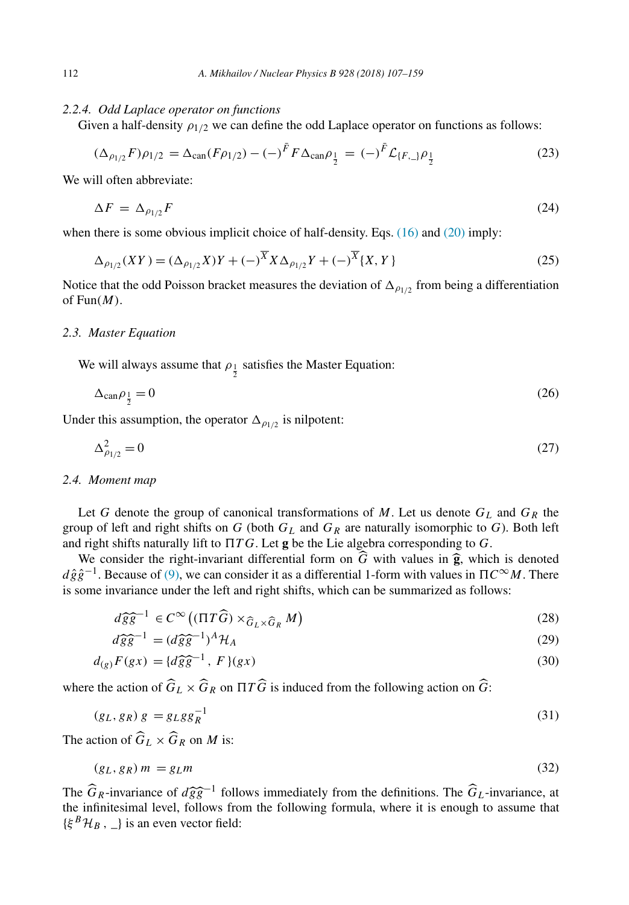#### 2.2.4. *Odd Laplace operator on functions*

Given a half-density $\rho_{1/2}$ we can define the odd Laplace operator on functions as follows:

$$(\Delta_{\rho_{1/2}} F)\rho_{1/2} = \Delta_{\text{can}}(F\rho_{1/2}) - (-)^{\bar{F}} F \Delta_{\text{can}} \rho_{\frac{1}{2}} = (-)^{\bar{F}} \mathcal{L}_{\{F,\_\}} \rho_{\frac{1}{2}} \tag{23}$$

We will often abbreviate:

$$\Delta F = \Delta_{\rho_{1/2}} F \tag{24}$$

when there is some obvious implicit choice of half-density. Eqs. (16) and (20) imply:

$$\Delta_{\rho_{1/2}}(XY) = (\Delta_{\rho_{1/2}} X)Y + (-)^{\overline{X}} X \Delta_{\rho_{1/2}} Y + (-)^{\overline{X}} \{X, Y\} \tag{25}$$

Notice that the odd Poisson bracket measures the deviation of $\Delta_{\rho_{1/2}}$ from being a differentiation of $\text{Fun}(M)$.

### 2.3. *Master Equation*

We will always assume that $\rho_{\frac{1}{2}}$ satisfies the Master Equation:

$$\Delta_{\text{can}} \rho_{\frac{1}{2}} = 0 \tag{26}$$

Under this assumption, the operator $\Delta_{\rho_{1/2}}$ is nilpotent:

$$\Delta^2_{\rho_{1/2}} = 0 \tag{27}$$

### 2.4. *Moment map*

Let $G$ denote the group of canonical transformations of $M$. Let us denote $G_L$ and $G_R$ the group of left and right shifts on $G$ (both $G_L$ and $G_R$ are naturally isomorphic to $G$). Both left and right shifts naturally lift to $\Pi TG$. Let $\mathbf{g}$ be the Lie algebra corresponding to $G$.

We consider the right-invariant differential form on $\widehat{G}$ with values in $\widehat{\mathbf{g}}$, which is denoted $d\hat{g}\hat{g}^{-1}$. Because of (9), we can consider it as a differential 1-form with values in $\Pi C^\infty M$. There is some invariance under the left and right shifts, which can be summarized as follows:

$$d\widehat{g}\widehat{g}^{-1} \in C^\infty\left((\Pi T\widehat{G}) \times_{\widehat{G}_L \times \widehat{G}_R} M\right) \tag{28}$$

$$d\widehat{g}\widehat{g}^{-1} = (d\widehat{g}\widehat{g}^{-1})^A \mathcal{H}_A \tag{29}$$

$$d_{(g)} F(gx) = \{d\widehat{g}\widehat{g}^{-1}, F\}(gx) \tag{30}$$

where the action of $\widehat{G}_L \times \widehat{G}_R$ on $\Pi T\widehat{G}$ is induced from the following action on $\widehat{G}$:

$$(g_L, g_R)\, g = g_L g g_R^{-1} \tag{31}$$

The action of $\widehat{G}_L \times \widehat{G}_R$ on $M$ is:

$$(g_L, g_R)\, m = g_L m \tag{32}$$

The $\widehat{G}_R$-invariance of $d\widehat{g}\widehat{g}^{-1}$ follows immediately from the definitions. The $\widehat{G}_L$-invariance, at the infinitesimal level, follows from the following formula, where it is enough to assume that $\{\xi^B \mathcal{H}_B, \_\}$ is an even vector field: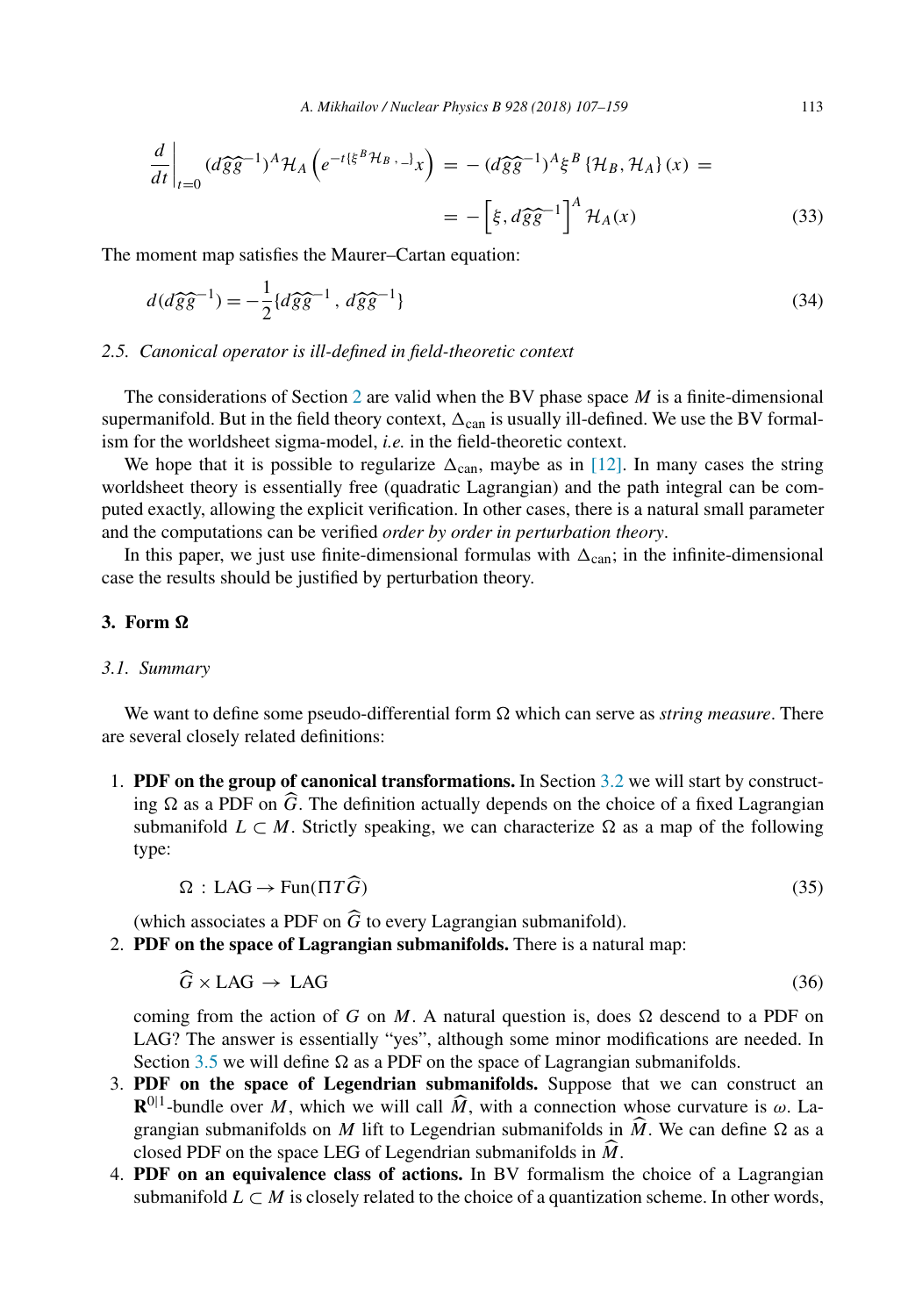$$\left.\frac{d}{dt}\right|_{t=0} (d\widehat{g}\widehat{g}^{-1})^A \mathcal{H}_A\left(e^{-t\{\xi^B \mathcal{H}_B\,,\,\_\}}x\right) = -(d\widehat{g}\widehat{g}^{-1})^A \xi^B \{\mathcal{H}_B, \mathcal{H}_A\}(x) =$$
$$= -\left[\xi, d\widehat{g}\widehat{g}^{-1}\right]^A \mathcal{H}_A(x) \tag{33}$$

The moment map satisfies the Maurer–Cartan equation:

$$d(d\widehat{g}\widehat{g}^{-1}) = -\frac{1}{2}\{d\widehat{g}\widehat{g}^{-1}\,,\, d\widehat{g}\widehat{g}^{-1}\} \tag{34}$$

### 2.5. *Canonical operator is ill-defined in field-theoretic context*

The considerations of Section 2 are valid when the BV phase space $M$ is a finite-dimensional supermanifold. But in the field theory context, $\Delta_{\text{can}}$ is usually ill-defined. We use the BV formalism for the worldsheet sigma-model, *i.e.* in the field-theoretic context.

We hope that it is possible to regularize $\Delta_{\text{can}}$, maybe as in [12]. In many cases the string worldsheet theory is essentially free (quadratic Lagrangian) and the path integral can be computed exactly, allowing the explicit verification. In other cases, there is a natural small parameter and the computations can be verified *order by order in perturbation theory*.

In this paper, we just use finite-dimensional formulas with $\Delta_{\text{can}}$; in the infinite-dimensional case the results should be justified by perturbation theory.

## 3. Form $\Omega$

### 3.1. *Summary*

We want to define some pseudo-differential form $\Omega$ which can serve as *string measure*. There are several closely related definitions:

1. **PDF on the group of canonical transformations.** In Section 3.2 we will start by constructing $\Omega$ as a PDF on $\widehat{G}$. The definition actually depends on the choice of a fixed Lagrangian submanifold $L \subset M$. Strictly speaking, we can characterize $\Omega$ as a map of the following type:

$$\Omega\,:\,\text{LAG} \to \text{Fun}(\Pi T\widehat{G}) \tag{35}$$

(which associates a PDF on $\widehat{G}$ to every Lagrangian submanifold).

2. **PDF on the space of Lagrangian submanifolds.** There is a natural map:

$$\widehat{G} \times \text{LAG} \;\to\; \text{LAG} \tag{36}$$

coming from the action of $G$ on $M$. A natural question is, does $\Omega$ descend to a PDF on LAG? The answer is essentially "yes", although some minor modifications are needed. In Section 3.5 we will define $\Omega$ as a PDF on the space of Lagrangian submanifolds.

3. **PDF on the space of Legendrian submanifolds.** Suppose that we can construct an $\mathbf{R}^{0|1}$-bundle over $M$, which we will call $\widehat{M}$, with a connection whose curvature is $\omega$. Lagrangian submanifolds on $M$ lift to Legendrian submanifolds in $\widehat{M}$. We can define $\Omega$ as a closed PDF on the space LEG of Legendrian submanifolds in $\widehat{M}$.

4. **PDF on an equivalence class of actions.** In BV formalism the choice of a Lagrangian submanifold $L \subset M$ is closely related to the choice of a quantization scheme. In other words,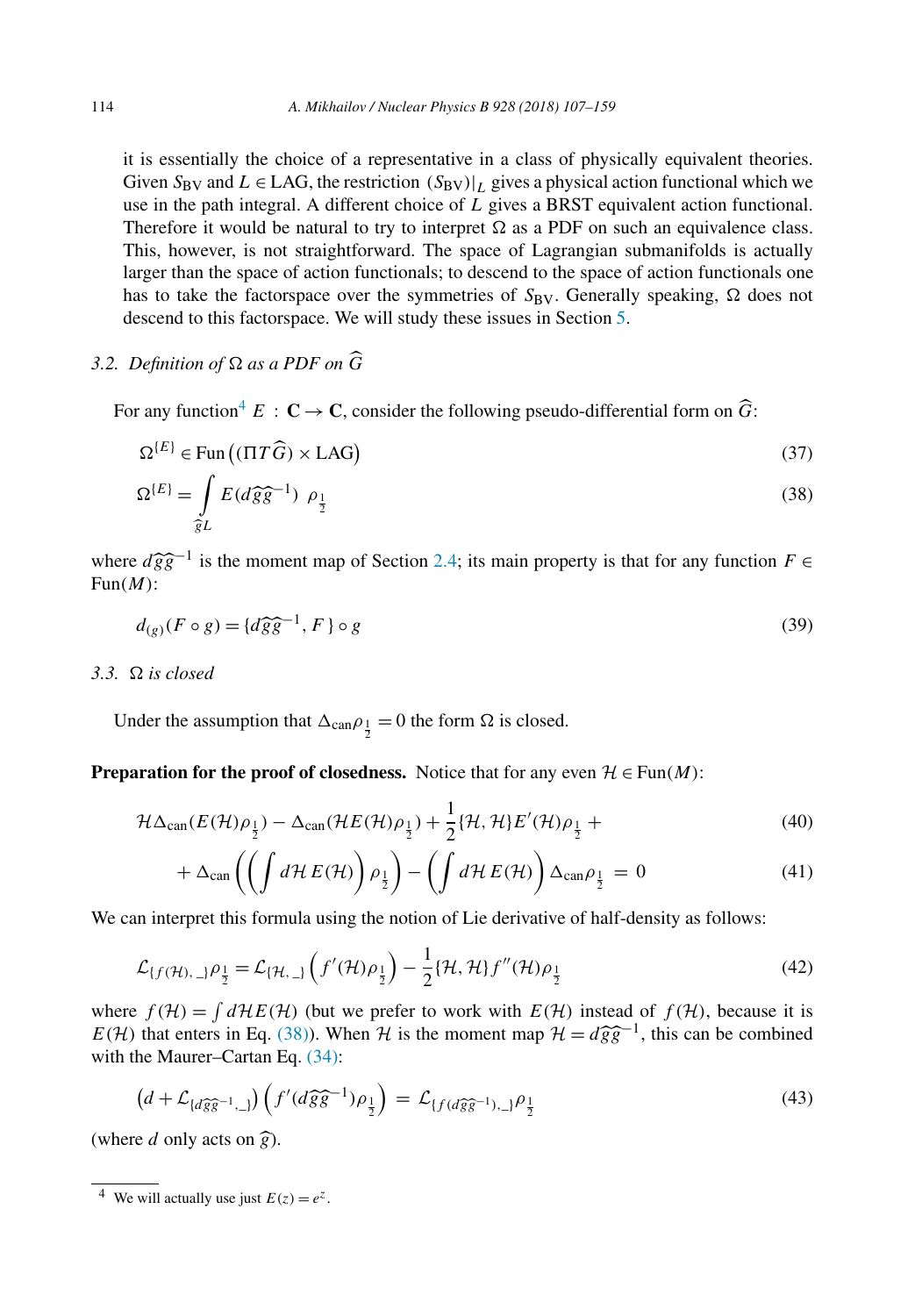it is essentially the choice of a representative in a class of physically equivalent theories. Given $S_{\rm BV}$ and $L \in {\rm LAG}$, the restriction $(S_{\rm BV})|_L$ gives a physical action functional which we use in the path integral. A different choice of $L$ gives a BRST equivalent action functional. Therefore it would be natural to try to interpret $\Omega$ as a PDF on such an equivalence class. This, however, is not straightforward. The space of Lagrangian submanifolds is actually larger than the space of action functionals; to descend to the space of action functionals one has to take the factorspace over the symmetries of $S_{\rm BV}$. Generally speaking, $\Omega$ does not descend to this factorspace. We will study these issues in Section 5.

### 3.2. *Definition of $\Omega$ as a PDF on $\widehat{G}$*

For any function[4] $E : \mathbf{C} \to \mathbf{C}$, consider the following pseudo-differential form on $\widehat{G}$:

$$\Omega^{\{E\}} \in {\rm Fun}\left((\Pi T\widehat{G}) \times {\rm LAG}\right) \tag{37}$$

$$\Omega^{\{E\}} = \int\limits_{\widehat{g}L} E(d\widehat{g}\widehat{g}^{-1})\ \rho_{\frac{1}{2}} \tag{38}$$

where $d\widehat{g}\widehat{g}^{-1}$ is the moment map of Section 2.4; its main property is that for any function $F \in {\rm Fun}(M)$:

$$d_{(g)}(F \circ g) = \{d\widehat{g}\widehat{g}^{-1}, F\} \circ g \tag{39}$$

### 3.3. *$\Omega$ is closed*

Under the assumption that $\Delta_{\rm can}\rho_{\frac{1}{2}} = 0$ the form $\Omega$ is closed.

**Preparation for the proof of closedness.** Notice that for any even $\mathcal{H} \in {\rm Fun}(M)$:

$$\mathcal{H}\Delta_{\rm can}(E(\mathcal{H})\rho_{\frac{1}{2}}) - \Delta_{\rm can}(\mathcal{H}E(\mathcal{H})\rho_{\frac{1}{2}}) + \frac{1}{2}\{\mathcal{H},\mathcal{H}\}E'(\mathcal{H})\rho_{\frac{1}{2}} + \tag{40}$$

$$+\, \Delta_{\rm can}\left(\left(\int d\mathcal{H}\, E(\mathcal{H})\right)\rho_{\frac{1}{2}}\right) - \left(\int d\mathcal{H}\, E(\mathcal{H})\right)\Delta_{\rm can}\rho_{\frac{1}{2}}\ = 0 \tag{41}$$

We can interpret this formula using the notion of Lie derivative of half-density as follows:

$$\mathcal{L}_{\{f(\mathcal{H}),\_\}}\rho_{\frac{1}{2}} = \mathcal{L}_{\{\mathcal{H},\_\}}\left(f'(\mathcal{H})\rho_{\frac{1}{2}}\right) - \frac{1}{2}\{\mathcal{H},\mathcal{H}\}f''(\mathcal{H})\rho_{\frac{1}{2}} \tag{42}$$

where $f(\mathcal{H}) = \int d\mathcal{H}E(\mathcal{H})$ (but we prefer to work with $E(\mathcal{H})$ instead of $f(\mathcal{H})$, because it is $E(\mathcal{H})$ that enters in Eq. (38)). When $\mathcal{H}$ is the moment map $\mathcal{H} = d\widehat{g}\widehat{g}^{-1}$, this can be combined with the Maurer–Cartan Eq. (34):

$$\left(d + \mathcal{L}_{\{d\widehat{g}\widehat{g}^{-1},\_\}}\right)\left(f'(d\widehat{g}\widehat{g}^{-1})\rho_{\frac{1}{2}}\right)\ =\ \mathcal{L}_{\{f(d\widehat{g}\widehat{g}^{-1}),\_\}}\rho_{\frac{1}{2}} \tag{43}$$

(where $d$ only acts on $\widehat{g}$).

---

[4] We will actually use just $E(z) = e^z$.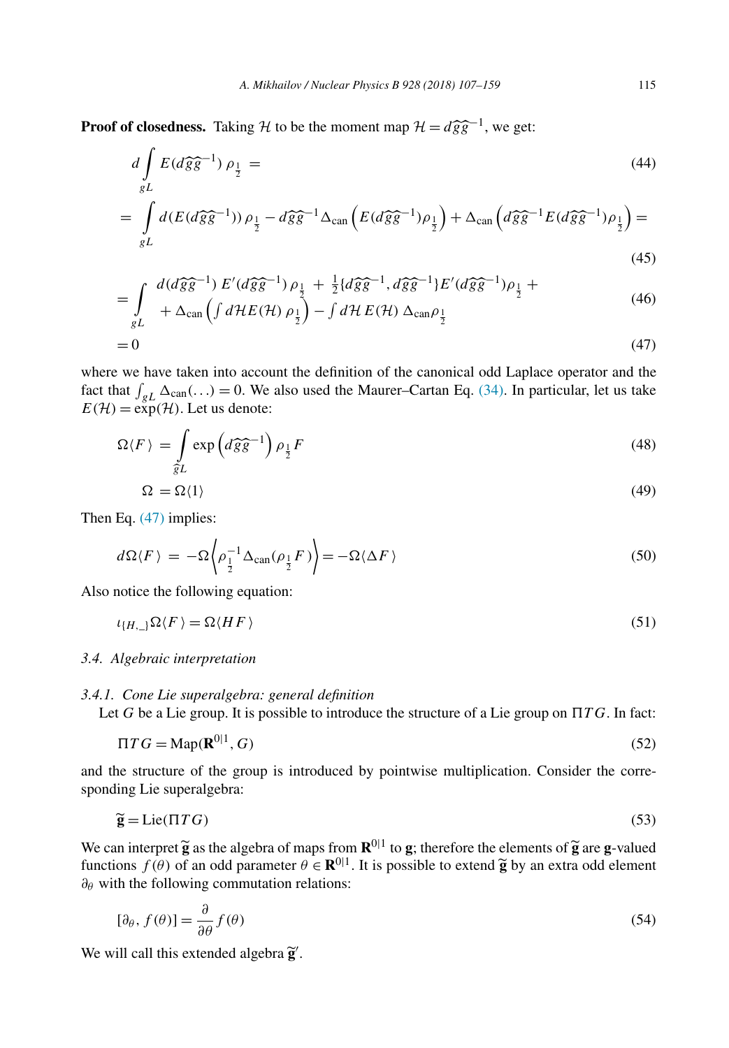**Proof of closedness.** Taking $\mathcal{H}$ to be the moment map $\mathcal{H} = d\widehat{g}\widehat{g}^{-1}$, we get:

$$d\int_{gL} E(d\widehat{g}\widehat{g}^{-1})\,\rho_{\frac{1}{2}} = \tag{44}$$

$$= \int_{gL} d(E(d\widehat{g}\widehat{g}^{-1}))\,\rho_{\frac{1}{2}} - d\widehat{g}\widehat{g}^{-1}\Delta_{\mathrm{can}}\left(E(d\widehat{g}\widehat{g}^{-1})\rho_{\frac{1}{2}}\right) + \Delta_{\mathrm{can}}\left(d\widehat{g}\widehat{g}^{-1}E(d\widehat{g}\widehat{g}^{-1})\rho_{\frac{1}{2}}\right) = \tag{45}$$

$$= \int_{gL} \begin{array}{l} d(d\widehat{g}\widehat{g}^{-1})\;E'(d\widehat{g}\widehat{g}^{-1})\,\rho_{\frac{1}{2}} \;+\; \frac{1}{2}\{d\widehat{g}\widehat{g}^{-1}, d\widehat{g}\widehat{g}^{-1}\}E'(d\widehat{g}\widehat{g}^{-1})\rho_{\frac{1}{2}} + \\ + \;\Delta_{\mathrm{can}}\left(\int d\mathcal{H}E(\mathcal{H})\,\rho_{\frac{1}{2}}\right) - \int d\mathcal{H}\,E(\mathcal{H})\,\Delta_{\mathrm{can}}\rho_{\frac{1}{2}} \end{array} \tag{46}$$

$$= 0 \tag{47}$$

where we have taken into account the definition of the canonical odd Laplace operator and the fact that $\int_{gL}\Delta_{\mathrm{can}}(\ldots) = 0$. We also used the Maurer–Cartan Eq. (34). In particular, let us take $E(\mathcal{H}) = \exp(\mathcal{H})$. Let us denote:

$$\Omega\langle F\rangle \;=\; \int_{\widehat{g}L} \exp\left(d\widehat{g}\widehat{g}^{-1}\right)\,\rho_{\frac{1}{2}}F \tag{48}$$

$$\Omega \;= \Omega\langle 1\rangle \tag{49}$$

Then Eq. (47) implies:

$$d\Omega\langle F\rangle \;=\; -\Omega\left\langle \rho_{\frac{1}{2}}^{-1}\Delta_{\mathrm{can}}(\rho_{\frac{1}{2}}F)\right\rangle = -\Omega\langle\Delta F\rangle \tag{50}$$

Also notice the following equation:

$$\iota_{\{H,\_\}}\Omega\langle F\rangle = \Omega\langle HF\rangle \tag{51}$$

### 3.4. Algebraic interpretation

#### 3.4.1. Cone Lie superalgebra: general definition

Let $G$ be a Lie group. It is possible to introduce the structure of a Lie group on $\Pi TG$. In fact:

$$\Pi TG = \mathrm{Map}(\mathbf{R}^{0|1}, G) \tag{52}$$

and the structure of the group is introduced by pointwise multiplication. Consider the corresponding Lie superalgebra:

$$\widetilde{\mathbf{g}} = \mathrm{Lie}(\Pi TG) \tag{53}$$

We can interpret $\widetilde{\mathbf{g}}$ as the algebra of maps from $\mathbf{R}^{0|1}$ to $\mathbf{g}$; therefore the elements of $\widetilde{\mathbf{g}}$ are $\mathbf{g}$-valued functions $f(\theta)$ of an odd parameter $\theta \in \mathbf{R}^{0|1}$. It is possible to extend $\widetilde{\mathbf{g}}$ by an extra odd element $\partial_\theta$ with the following commutation relations:

$$[\partial_\theta, f(\theta)] = \frac{\partial}{\partial\theta}f(\theta) \tag{54}$$

We will call this extended algebra $\widetilde{\mathbf{g}}'$.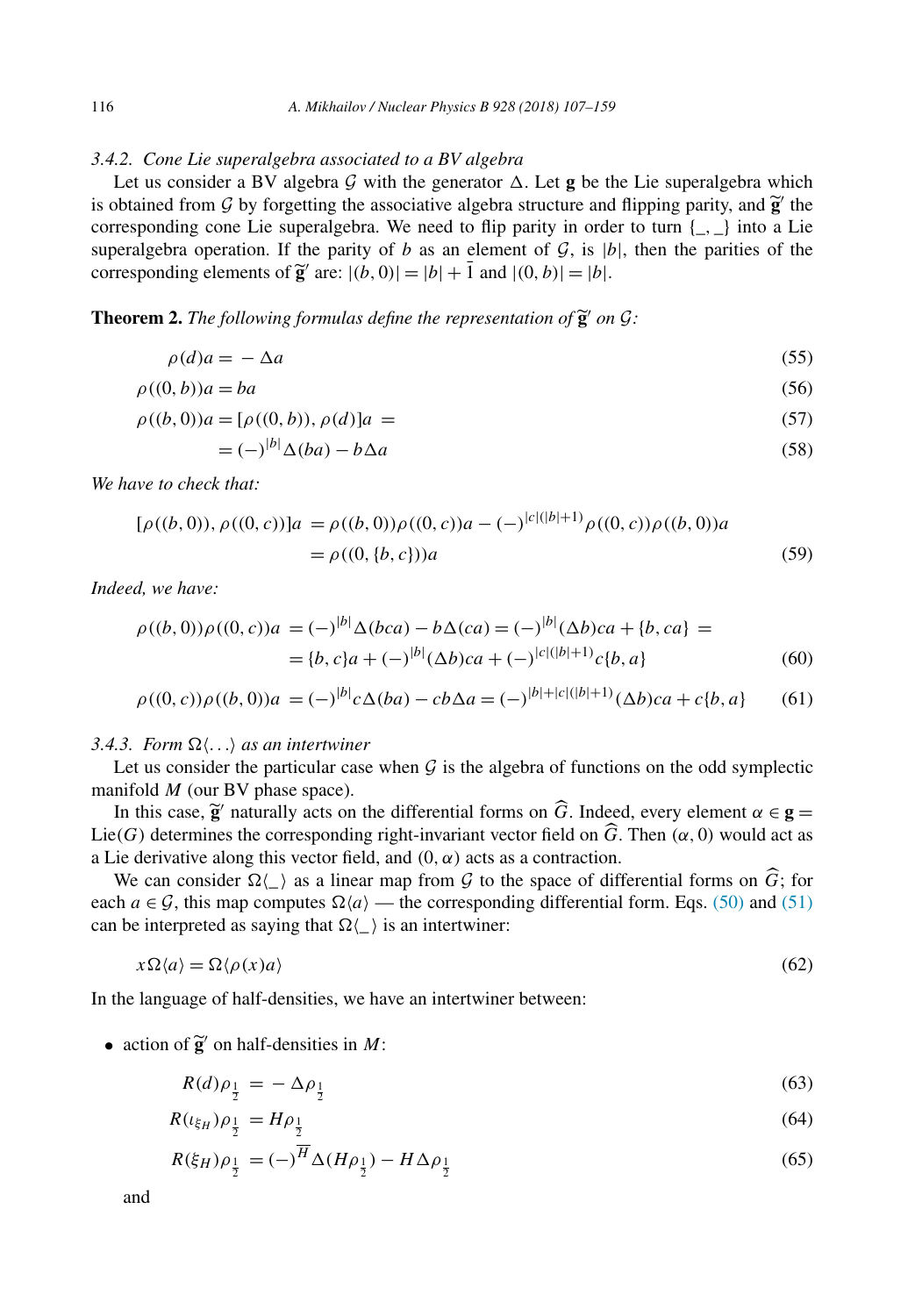### 3.4.2. Cone Lie superalgebra associated to a BV algebra

Let us consider a BV algebra $\mathcal{G}$ with the generator $\Delta$. Let $\mathbf{g}$ be the Lie superalgebra which is obtained from $\mathcal{G}$ by forgetting the associative algebra structure and flipping parity, and $\widetilde{\mathbf{g}}'$ the corresponding cone Lie superalgebra. We need to flip parity in order to turn $\{\_,\_\}$ into a Lie superalgebra operation. If the parity of $b$ as an element of $\mathcal{G}$, is $|b|$, then the parities of the corresponding elements of $\widetilde{\mathbf{g}}'$ are: $|(b,0)| = |b| + \bar{1}$ and $|(0,b)| = |b|$.

**Theorem 2.** *The following formulas define the representation of $\widetilde{\mathbf{g}}'$ on $\mathcal{G}$:*

$$\rho(d)a = -\Delta a \tag{55}$$

$$\rho((0,b))a = ba \tag{56}$$

$$\rho((b,0))a = [\rho((0,b)), \rho(d)]a = \tag{57}$$

$$= (-)^{|b|}\Delta(ba) - b\Delta a \tag{58}$$

*We have to check that:*

$$\begin{aligned}[][\rho((b,0)), \rho((0,c))]a &= \rho((b,0))\rho((0,c))a - (-)^{|c|(|b|+1)}\rho((0,c))\rho((b,0))a \\ &= \rho((0,\{b,c\}))a\end{aligned} \tag{59}$$

*Indeed, we have:*

$$\begin{aligned}\rho((b,0))\rho((0,c))a &= (-)^{|b|}\Delta(bca) - b\Delta(ca) = (-)^{|b|}(\Delta b)ca + \{b,ca\} = \\ &= \{b,c\}a + (-)^{|b|}(\Delta b)ca + (-)^{|c|(|b|+1)}c\{b,a\}\end{aligned} \tag{60}$$

$$\rho((0,c))\rho((b,0))a = (-)^{|b|}c\Delta(ba) - cb\Delta a = (-)^{|b|+|c|(|b|+1)}(\Delta b)ca + c\{b,a\} \tag{61}$$

### 3.4.3. Form $\Omega\langle\ldots\rangle$ as an intertwiner

Let us consider the particular case when $\mathcal{G}$ is the algebra of functions on the odd symplectic manifold $M$ (our BV phase space).

In this case, $\widetilde{\mathbf{g}}'$ naturally acts on the differential forms on $\widehat{G}$. Indeed, every element $\alpha \in \mathbf{g} = \mathrm{Lie}(G)$ determines the corresponding right-invariant vector field on $\widehat{G}$. Then $(\alpha, 0)$ would act as a Lie derivative along this vector field, and $(0,\alpha)$ acts as a contraction.

We can consider $\Omega\langle\_\rangle$ as a linear map from $\mathcal{G}$ to the space of differential forms on $\widehat{G}$; for each $a \in \mathcal{G}$, this map computes $\Omega\langle a\rangle$ — the corresponding differential form. Eqs. (50) and (51) can be interpreted as saying that $\Omega\langle\_\rangle$ is an intertwiner:

$$x\Omega\langle a\rangle = \Omega\langle\rho(x)a\rangle \tag{62}$$

In the language of half-densities, we have an intertwiner between:

- action of $\widetilde{\mathbf{g}}'$ on half-densities in $M$:

$$R(d)\rho_{\frac{1}{2}} = -\Delta\rho_{\frac{1}{2}} \tag{63}$$

$$R(\iota_{\xi_H})\rho_{\frac{1}{2}} = H\rho_{\frac{1}{2}} \tag{64}$$

$$R(\xi_H)\rho_{\frac{1}{2}} = (-)^{\overline{H}}\Delta(H\rho_{\frac{1}{2}}) - H\Delta\rho_{\frac{1}{2}} \tag{65}$$

and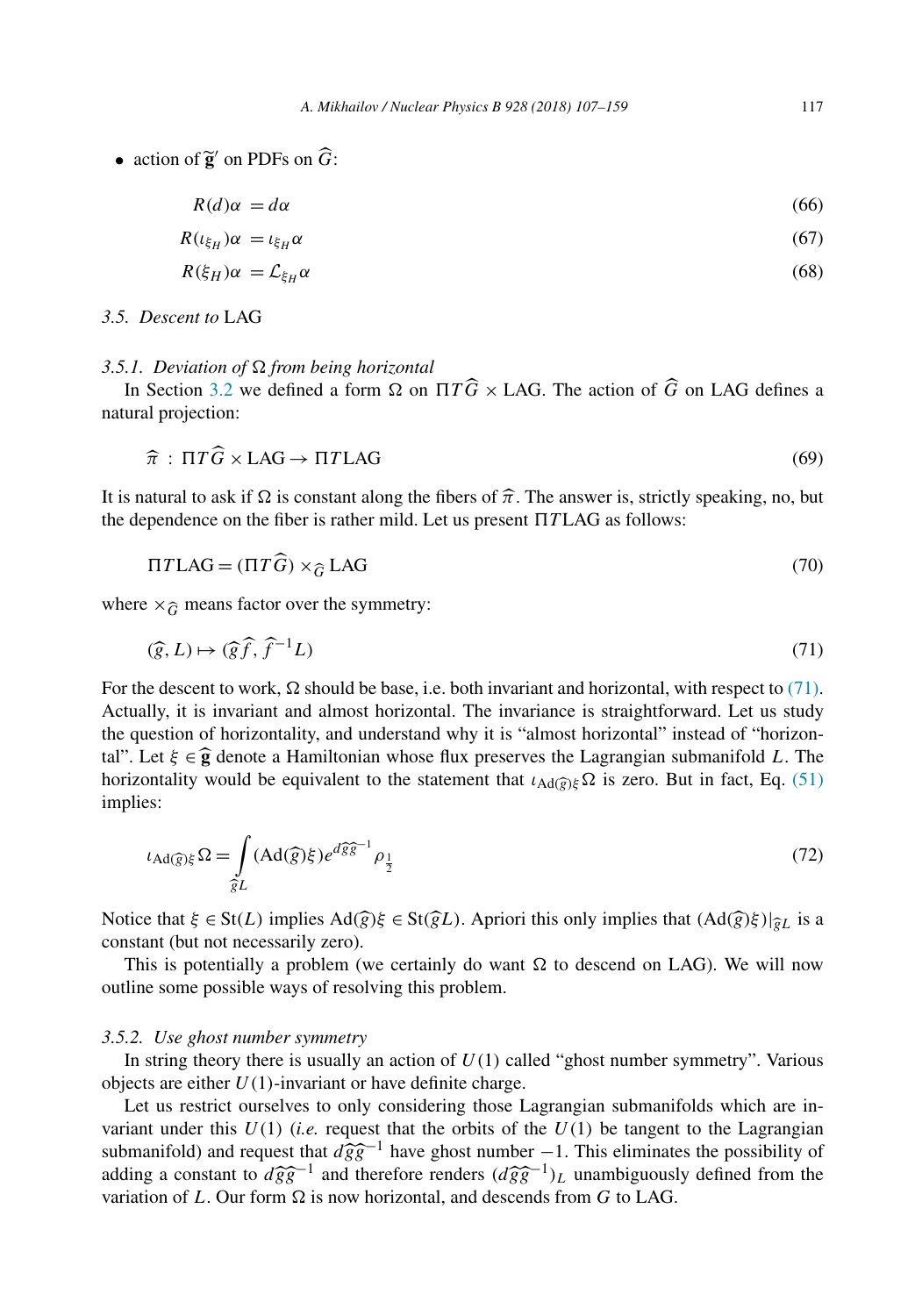- action of $\widetilde{\mathbf{g}}'$ on PDFs on $\widehat{G}$:

$$R(d)\alpha = d\alpha \tag{66}$$

$$R(\iota_{\xi_H})\alpha = \iota_{\xi_H}\alpha \tag{67}$$

$$R(\xi_H)\alpha = \mathcal{L}_{\xi_H}\alpha \tag{68}$$

### 3.5. *Descent to* LAG

#### 3.5.1. *Deviation of* $\Omega$ *from being horizontal*

In Section 3.2 we defined a form $\Omega$ on $\Pi T\widehat{G} \times \text{LAG}$. The action of $\widehat{G}$ on LAG defines a natural projection:

$$\widehat{\pi} \,:\, \Pi T\widehat{G} \times \text{LAG} \to \Pi T\text{LAG} \tag{69}$$

It is natural to ask if $\Omega$ is constant along the fibers of $\widehat{\pi}$. The answer is, strictly speaking, no, but the dependence on the fiber is rather mild. Let us present $\Pi T\text{LAG}$ as follows:

$$\Pi T\text{LAG} = (\Pi T\widehat{G}) \times_{\widehat{G}} \text{LAG} \tag{70}$$

where $\times_{\widehat{G}}$ means factor over the symmetry:

$$(\widehat{g}, L) \mapsto (\widehat{g}\widehat{f}, \widehat{f}^{-1}L) \tag{71}$$

For the descent to work, $\Omega$ should be base, i.e. both invariant and horizontal, with respect to (71). Actually, it is invariant and almost horizontal. The invariance is straightforward. Let us study the question of horizontality, and understand why it is "almost horizontal" instead of "horizontal". Let $\xi \in \widehat{\mathbf{g}}$ denote a Hamiltonian whose flux preserves the Lagrangian submanifold $L$. The horizontality would be equivalent to the statement that $\iota_{\text{Ad}(\widehat{g})\xi}\Omega$ is zero. But in fact, Eq. (51) implies:

$$\iota_{\text{Ad}(\widehat{g})\xi}\Omega = \int\limits_{\widehat{g}L} (\text{Ad}(\widehat{g})\xi) e^{d\widehat{g}\widehat{g}^{-1}} \rho_{\frac{1}{2}} \tag{72}$$

Notice that $\xi \in \text{St}(L)$ implies $\text{Ad}(\widehat{g})\xi \in \text{St}(\widehat{g}L)$. Apriori this only implies that $(\text{Ad}(\widehat{g})\xi)|_{\widehat{g}L}$ is a constant (but not necessarily zero).

This is potentially a problem (we certainly do want $\Omega$ to descend on LAG). We will now outline some possible ways of resolving this problem.

#### 3.5.2. *Use ghost number symmetry*

In string theory there is usually an action of $U(1)$ called "ghost number symmetry". Various objects are either $U(1)$-invariant or have definite charge.

Let us restrict ourselves to only considering those Lagrangian submanifolds which are invariant under this $U(1)$ (*i.e.* request that the orbits of the $U(1)$ be tangent to the Lagrangian submanifold) and request that $d\widehat{g}\widehat{g}^{-1}$ have ghost number $-1$. This eliminates the possibility of adding a constant to $d\widehat{g}\widehat{g}^{-1}$ and therefore renders $(d\widehat{g}\widehat{g}^{-1})_L$ unambiguously defined from the variation of $L$. Our form $\Omega$ is now horizontal, and descends from $G$ to LAG.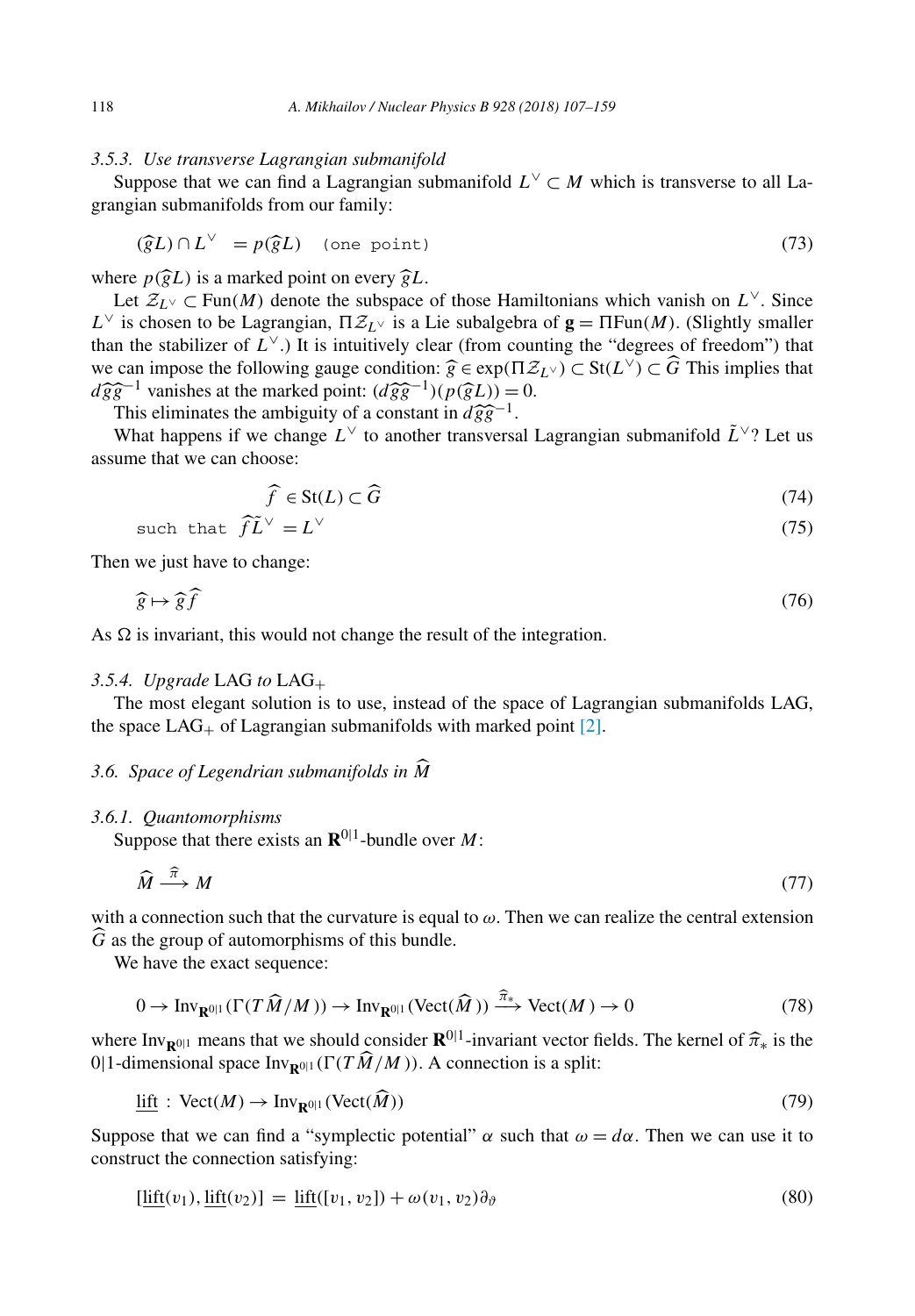### 3.5.3. *Use transverse Lagrangian submanifold*

Suppose that we can find a Lagrangian submanifold $L^\vee \subset M$ which is transverse to all Lagrangian submanifolds from our family:

$$(\widehat{g}L) \cap L^\vee \;= p(\widehat{g}L) \quad \texttt{(one point)} \tag{73}$$

where $p(\widehat{g}L)$ is a marked point on every $\widehat{g}L$.

Let $\mathcal{Z}_{L^\vee} \subset \text{Fun}(M)$ denote the subspace of those Hamiltonians which vanish on $L^\vee$. Since $L^\vee$ is chosen to be Lagrangian, $\Pi\mathcal{Z}_{L^\vee}$ is a Lie subalgebra of $\mathbf{g} = \Pi\text{Fun}(M)$. (Slightly smaller than the stabilizer of $L^\vee$.) It is intuitively clear (from counting the "degrees of freedom") that we can impose the following gauge condition: $\widehat{g} \in \exp(\Pi\mathcal{Z}_{L^\vee}) \subset \text{St}(L^\vee) \subset \widehat{G}$ This implies that $d\widehat{g}\widehat{g}^{-1}$ vanishes at the marked point: $(d\widehat{g}\widehat{g}^{-1})(p(\widehat{g}L)) = 0$.

This eliminates the ambiguity of a constant in $d\widehat{g}\widehat{g}^{-1}$.

What happens if we change $L^\vee$ to another transversal Lagrangian submanifold $\tilde{L}^\vee$? Let us assume that we can choose:

$$\widehat{f} \in \text{St}(L) \subset \widehat{G} \tag{74}$$

$$\texttt{such that } \widehat{f}\tilde{L}^\vee = L^\vee \tag{75}$$

Then we just have to change:

$$\widehat{g} \mapsto \widehat{g}\widehat{f} \tag{76}$$

As $\Omega$ is invariant, this would not change the result of the integration.

### 3.5.4. *Upgrade* LAG *to* LAG$_+$

The most elegant solution is to use, instead of the space of Lagrangian submanifolds LAG, the space LAG$_+$ of Lagrangian submanifolds with marked point [2].

## 3.6. *Space of Legendrian submanifolds in* $\widehat{M}$

### 3.6.1. *Quantomorphisms*

Suppose that there exists an $\mathbf{R}^{0|1}$-bundle over $M$:

$$\widehat{M} \xrightarrow{\widehat{\pi}} M \tag{77}$$

with a connection such that the curvature is equal to $\omega$. Then we can realize the central extension $\widehat{G}$ as the group of automorphisms of this bundle.

We have the exact sequence:

$$0 \to \text{Inv}_{\mathbf{R}^{0|1}}(\Gamma(T\widehat{M}/M)) \to \text{Inv}_{\mathbf{R}^{0|1}}(\text{Vect}(\widehat{M})) \xrightarrow{\widehat{\pi}_*} \text{Vect}(M) \to 0 \tag{78}$$

where $\text{Inv}_{\mathbf{R}^{0|1}}$ means that we should consider $\mathbf{R}^{0|1}$-invariant vector fields. The kernel of $\widehat{\pi}_*$ is the $0|1$-dimensional space $\text{Inv}_{\mathbf{R}^{0|1}}(\Gamma(T\widehat{M}/M))$. A connection is a split:

$$\underline{\text{lift}} : \text{Vect}(M) \to \text{Inv}_{\mathbf{R}^{0|1}}(\text{Vect}(\widehat{M})) \tag{79}$$

Suppose that we can find a "symplectic potential" $\alpha$ such that $\omega = d\alpha$. Then we can use it to construct the connection satisfying:

$$[\underline{\text{lift}}(v_1), \underline{\text{lift}}(v_2)] \;=\; \underline{\text{lift}}([v_1, v_2]) + \omega(v_1, v_2)\partial_\vartheta \tag{80}$$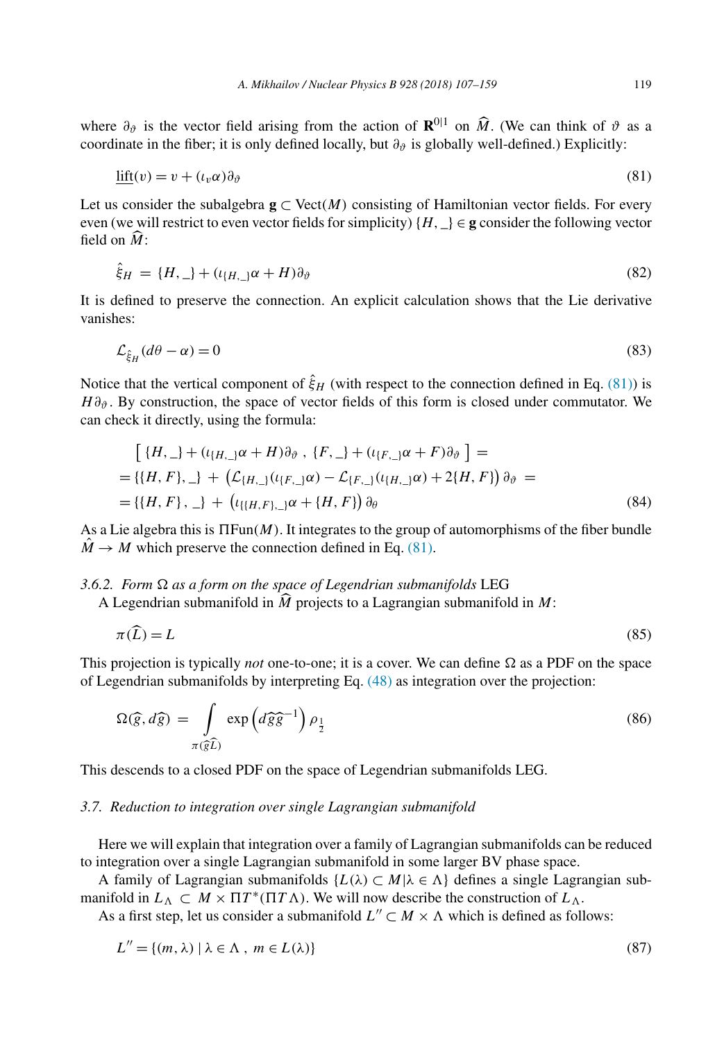where $\partial_\vartheta$ is the vector field arising from the action of $\mathbf{R}^{0|1}$ on $\widehat{M}$. (We can think of $\vartheta$ as a coordinate in the fiber; it is only defined locally, but $\partial_\vartheta$ is globally well-defined.) Explicitly:

$$\underline{\text{lift}}(v) = v + (\iota_v \alpha)\partial_\vartheta \tag{81}$$

Let us consider the subalgebra $\mathbf{g} \subset \text{Vect}(M)$ consisting of Hamiltonian vector fields. For every even (we will restrict to even vector fields for simplicity) $\{H, \_\} \in \mathbf{g}$ consider the following vector field on $\widehat{M}$:

$$\hat{\hat{\xi}}_H = \{H, \_\} + (\iota_{\{H,\_\}}\alpha + H)\partial_\vartheta \tag{82}$$

It is defined to preserve the connection. An explicit calculation shows that the Lie derivative vanishes:

$$\mathcal{L}_{\hat{\hat{\xi}}_H}(d\theta - \alpha) = 0 \tag{83}$$

Notice that the vertical component of $\hat{\hat{\xi}}_H$ (with respect to the connection defined in Eq. (81)) is $H\partial_\vartheta$. By construction, the space of vector fields of this form is closed under commutator. We can check it directly, using the formula:

$$\begin{aligned}
&\left[\, \{H, \_\} + (\iota_{\{H,\_\}}\alpha + H)\partial_\vartheta \;,\; \{F, \_\} + (\iota_{\{F,\_\}}\alpha + F)\partial_\vartheta \,\right] = \\
&= \{\{H, F\}, \_\} \;+\; \left(\mathcal{L}_{\{H,\_\}}(\iota_{\{F,\_\}}\alpha) - \mathcal{L}_{\{F,\_\}}(\iota_{\{H,\_\}}\alpha) + 2\{H, F\}\right)\partial_\vartheta \;= \\
&= \{\{H, F\}\,,\,\_\} \;+\; \left(\iota_{\{\{H,F\},\_\}}\alpha + \{H, F\}\right)\partial_\theta
\end{aligned} \tag{84}$$

As a Lie algebra this is $\Pi\text{Fun}(M)$. It integrates to the group of automorphisms of the fiber bundle $\hat{M} \to M$ which preserve the connection defined in Eq. (81).

*3.6.2. Form $\Omega$ as a form on the space of Legendrian submanifolds* LEG

A Legendrian submanifold in $\widehat{M}$ projects to a Lagrangian submanifold in $M$:

$$\pi(\widehat{L}) = L \tag{85}$$

This projection is typically *not* one-to-one; it is a cover. We can define $\Omega$ as a PDF on the space of Legendrian submanifolds by interpreting Eq. (48) as integration over the projection:

$$\Omega(\widehat{g}, d\widehat{g}) \;=\; \int\limits_{\pi(\widehat{g}\widehat{L})} \exp\left(d\widehat{g}\widehat{g}^{-1}\right)\rho_{\frac{1}{2}} \tag{86}$$

This descends to a closed PDF on the space of Legendrian submanifolds LEG.

### *3.7. Reduction to integration over single Lagrangian submanifold*

Here we will explain that integration over a family of Lagrangian submanifolds can be reduced to integration over a single Lagrangian submanifold in some larger BV phase space.

A family of Lagrangian submanifolds $\{L(\lambda) \subset M | \lambda \in \Lambda\}$ defines a single Lagrangian submanifold in $L_\Lambda \subset M \times \Pi T^*(\Pi T\Lambda)$. We will now describe the construction of $L_\Lambda$.

As a first step, let us consider a submanifold $L'' \subset M \times \Lambda$ which is defined as follows:

$$L'' = \{(m, \lambda) \mid \lambda \in \Lambda \;,\; m \in L(\lambda)\} \tag{87}$$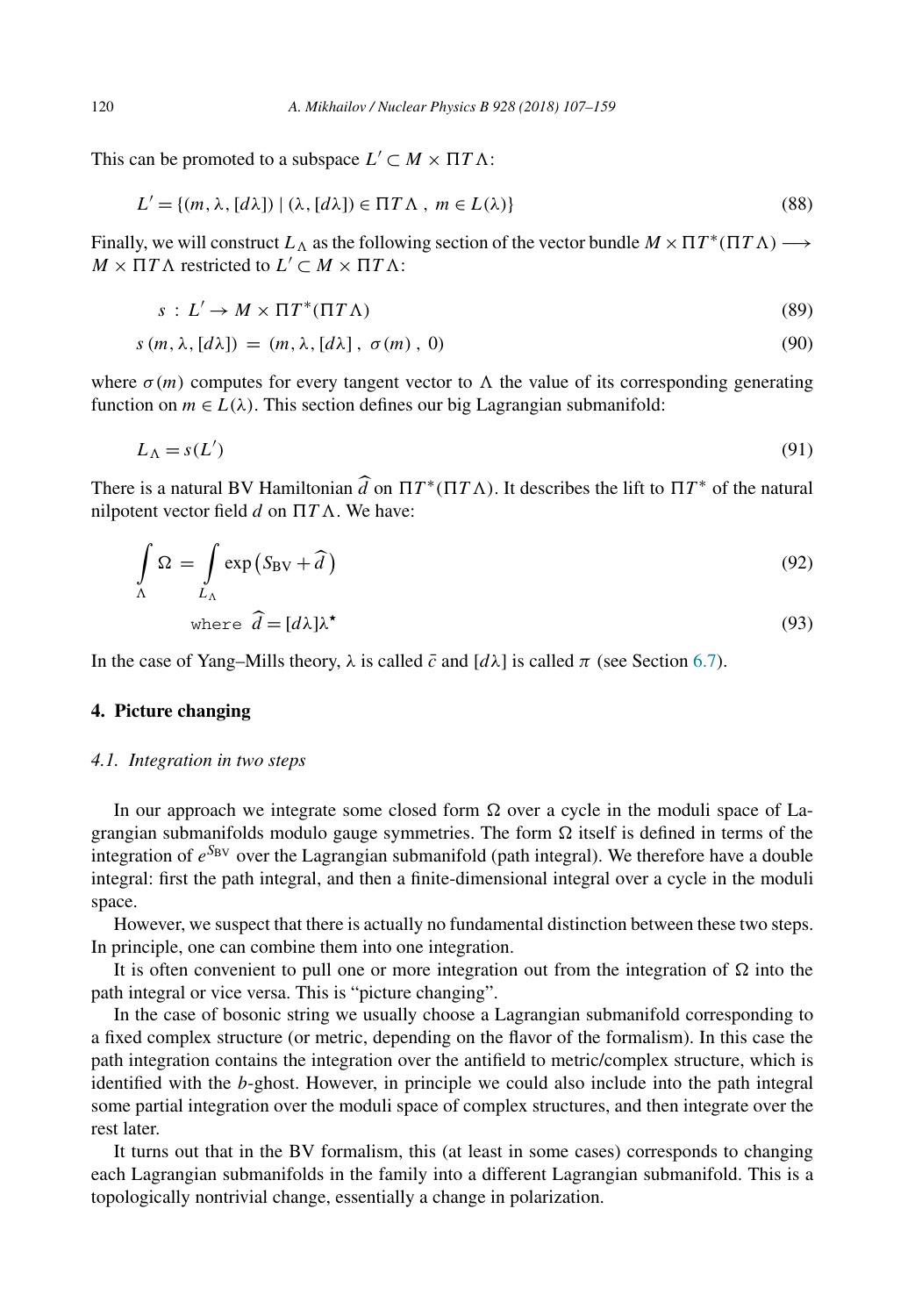This can be promoted to a subspace $L' \subset M \times \Pi T\Lambda$:

$$L' = \{(m, \lambda, [d\lambda]) \mid (\lambda, [d\lambda]) \in \Pi T\Lambda \, , \, m \in L(\lambda)\} \tag{88}$$

Finally, we will construct $L_\Lambda$ as the following section of the vector bundle $M \times \Pi T^*(\Pi T\Lambda) \longrightarrow M \times \Pi T\Lambda$ restricted to $L' \subset M \times \Pi T\Lambda$:

$$s \; : \; L' \to M \times \Pi T^*(\Pi T\Lambda) \tag{89}$$

$$s\,(m, \lambda, [d\lambda]) \; = \; (m, \lambda, [d\lambda] \, , \; \sigma(m) \, , \; 0) \tag{90}$$

where $\sigma(m)$ computes for every tangent vector to $\Lambda$ the value of its corresponding generating function on $m \in L(\lambda)$. This section defines our big Lagrangian submanifold:

$$L_\Lambda = s(L') \tag{91}$$

There is a natural BV Hamiltonian $\widehat{d}$ on $\Pi T^*(\Pi T\Lambda)$. It describes the lift to $\Pi T^*$ of the natural nilpotent vector field $d$ on $\Pi T\Lambda$. We have:

$$\int_\Lambda \Omega \; = \; \int_{L_\Lambda} \exp\left(S_{\text{BV}} + \widehat{d}\,\right) \tag{92}$$

$$\text{where} \;\; \widehat{d} = [d\lambda]\lambda^\star \tag{93}$$

In the case of Yang–Mills theory, $\lambda$ is called $\bar{c}$ and $[d\lambda]$ is called $\pi$ (see Section 6.7).

## 4. Picture changing

### *4.1. Integration in two steps*

In our approach we integrate some closed form $\Omega$ over a cycle in the moduli space of Lagrangian submanifolds modulo gauge symmetries. The form $\Omega$ itself is defined in terms of the integration of $e^{S_{\text{BV}}}$ over the Lagrangian submanifold (path integral). We therefore have a double integral: first the path integral, and then a finite-dimensional integral over a cycle in the moduli space.

However, we suspect that there is actually no fundamental distinction between these two steps. In principle, one can combine them into one integration.

It is often convenient to pull one or more integration out from the integration of $\Omega$ into the path integral or vice versa. This is "picture changing".

In the case of bosonic string we usually choose a Lagrangian submanifold corresponding to a fixed complex structure (or metric, depending on the flavor of the formalism). In this case the path integration contains the integration over the antifield to metric/complex structure, which is identified with the $b$-ghost. However, in principle we could also include into the path integral some partial integration over the moduli space of complex structures, and then integrate over the rest later.

It turns out that in the BV formalism, this (at least in some cases) corresponds to changing each Lagrangian submanifolds in the family into a different Lagrangian submanifold. This is a topologically nontrivial change, essentially a change in polarization.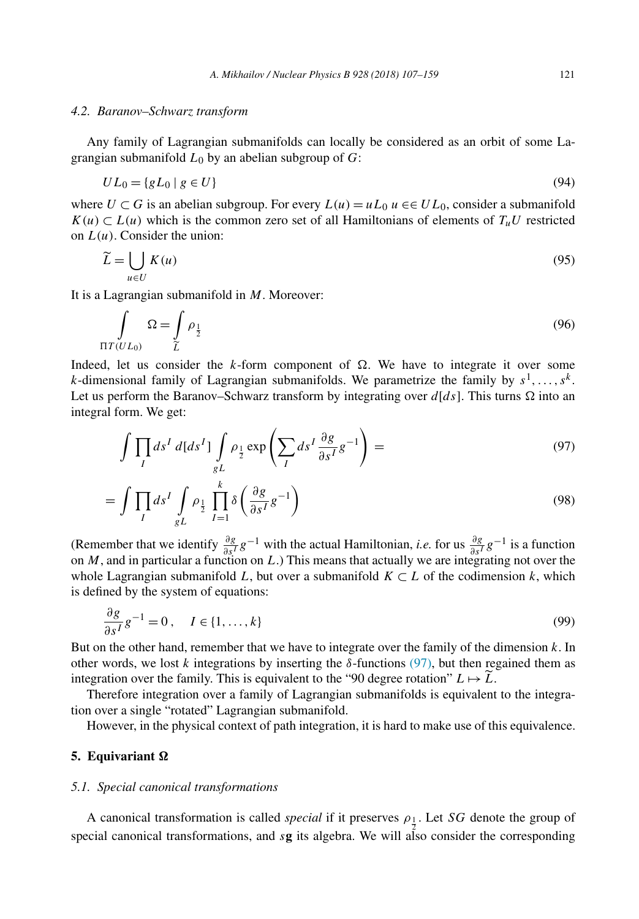### 4.2. Baranov–Schwarz transform

Any family of Lagrangian submanifolds can locally be considered as an orbit of some Lagrangian submanifold $L_0$ by an abelian subgroup of $G$:

$$UL_0 = \{gL_0 \mid g \in U\} \tag{94}$$

where $U \subset G$ is an abelian subgroup. For every $L(u) = uL_0$ $u \in\in UL_0$, consider a submanifold $K(u) \subset L(u)$ which is the common zero set of all Hamiltonians of elements of $T_u U$ restricted on $L(u)$. Consider the union:

$$\widetilde{L} = \bigcup_{u \in U} K(u) \tag{95}$$

It is a Lagrangian submanifold in $M$. Moreover:

$$\int\limits_{\Pi T(UL_0)} \Omega = \int\limits_{\widetilde{L}} \rho_{\frac{1}{2}} \tag{96}$$

Indeed, let us consider the $k$-form component of $\Omega$. We have to integrate it over some $k$-dimensional family of Lagrangian submanifolds. We parametrize the family by $s^1, \ldots, s^k$. Let us perform the Baranov–Schwarz transform by integrating over $d[ds]$. This turns $\Omega$ into an integral form. We get:

$$\int \prod_I ds^I \, d[ds^I] \int\limits_{gL} \rho_{\frac{1}{2}} \exp\left( \sum_I ds^I \frac{\partial g}{\partial s^I} g^{-1} \right) = \tag{97}$$

$$= \int \prod_I ds^I \int\limits_{gL} \rho_{\frac{1}{2}} \prod_{I=1}^{k} \delta\left( \frac{\partial g}{\partial s^I} g^{-1} \right) \tag{98}$$

(Remember that we identify $\frac{\partial g}{\partial s^I} g^{-1}$ with the actual Hamiltonian, *i.e.* for us $\frac{\partial g}{\partial s^I} g^{-1}$ is a function on $M$, and in particular a function on $L$.) This means that actually we are integrating not over the whole Lagrangian submanifold $L$, but over a submanifold $K \subset L$ of the codimension $k$, which is defined by the system of equations:

$$\frac{\partial g}{\partial s^I} g^{-1} = 0 \,, \quad I \in \{1, \ldots, k\} \tag{99}$$

But on the other hand, remember that we have to integrate over the family of the dimension $k$. In other words, we lost $k$ integrations by inserting the $\delta$-functions (97), but then regained them as integration over the family. This is equivalent to the "90 degree rotation" $L \mapsto \widetilde{L}$.

Therefore integration over a family of Lagrangian submanifolds is equivalent to the integration over a single "rotated" Lagrangian submanifold.

However, in the physical context of path integration, it is hard to make use of this equivalence.

## 5. Equivariant Ω

### 5.1. Special canonical transformations

A canonical transformation is called *special* if it preserves $\rho_{\frac{1}{2}}$. Let $SG$ denote the group of special canonical transformations, and $s\mathbf{g}$ its algebra. We will also consider the corresponding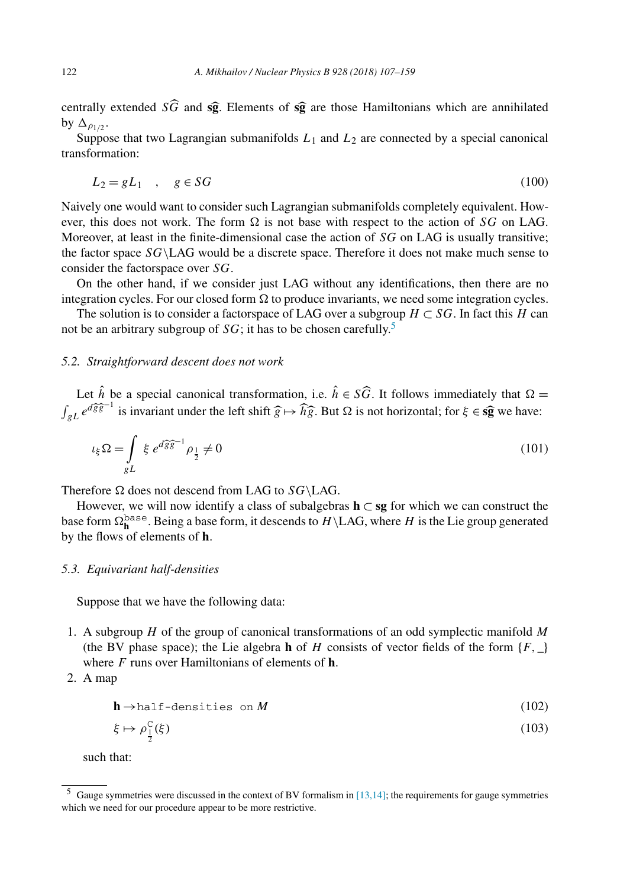centrally extended $S\widehat{G}$ and $\mathbf{s}\widehat{\mathbf{g}}$. Elements of $\mathbf{s}\widehat{\mathbf{g}}$ are those Hamiltonians which are annihilated by $\Delta_{\rho_{1/2}}$.

Suppose that two Lagrangian submanifolds $L_1$ and $L_2$ are connected by a special canonical transformation:

$$L_2 = gL_1 \quad , \quad g \in SG \tag{100}$$

Naively one would want to consider such Lagrangian submanifolds completely equivalent. However, this does not work. The form $\Omega$ is not base with respect to the action of $SG$ on LAG. Moreover, at least in the finite-dimensional case the action of $SG$ on LAG is usually transitive; the factor space $SG\backslash\text{LAG}$ would be a discrete space. Therefore it does not make much sense to consider the factorspace over $SG$.

On the other hand, if we consider just LAG without any identifications, then there are no integration cycles. For our closed form $\Omega$ to produce invariants, we need some integration cycles.

The solution is to consider a factorspace of LAG over a subgroup $H \subset SG$. In fact this $H$ can not be an arbitrary subgroup of $SG$; it has to be chosen carefully.[5]

### 5.2. Straightforward descent does not work

Let $\hat{h}$ be a special canonical transformation, i.e. $\hat{h} \in S\widehat{G}$. It follows immediately that $\Omega = \int_{gL} e^{d\widehat{g}\widehat{g}^{-1}}$ is invariant under the left shift $\widehat{g} \mapsto \widehat{h}\widehat{g}$. But $\Omega$ is not horizontal; for $\xi \in \mathbf{s}\widehat{\mathbf{g}}$ we have:

$$\iota_\xi \Omega = \int\limits_{gL} \xi \, e^{d\widehat{g}\widehat{g}^{-1}} \rho_{\frac{1}{2}} \neq 0 \tag{101}$$

Therefore $\Omega$ does not descend from LAG to $SG\backslash\text{LAG}$.

However, we will now identify a class of subalgebras $\mathbf{h} \subset \mathbf{sg}$ for which we can construct the base form $\Omega^{\text{base}}_{\mathbf{h}}$. Being a base form, it descends to $H\backslash\text{LAG}$, where $H$ is the Lie group generated by the flows of elements of $\mathbf{h}$.

### 5.3. Equivariant half-densities

Suppose that we have the following data:

1. A subgroup $H$ of the group of canonical transformations of an odd symplectic manifold $M$ (the BV phase space); the Lie algebra $\mathbf{h}$ of $H$ consists of vector fields of the form $\{F, \_\}$ where $F$ runs over Hamiltonians of elements of $\mathbf{h}$.
2. A map

$$\mathbf{h} \rightarrow \texttt{half-densities on } M \tag{102}$$

$$\xi \mapsto \rho^{\mathbb{C}}_{\frac{1}{2}}(\xi) \tag{103}$$

such that:

[5] Gauge symmetries were discussed in the context of BV formalism in [13,14]; the requirements for gauge symmetries which we need for our procedure appear to be more restrictive.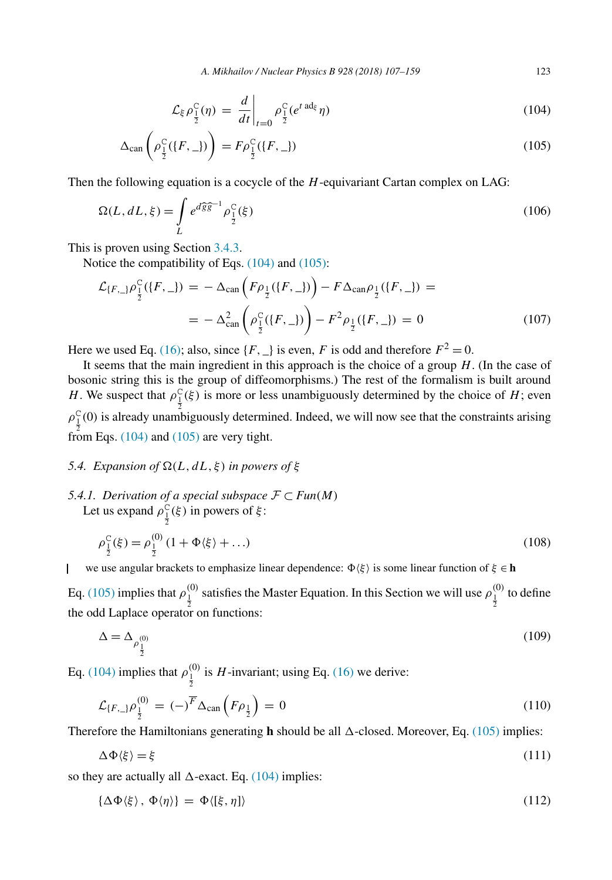$$\mathcal{L}_\xi \rho^{\mathbb{C}}_{\frac{1}{2}}(\eta) \;=\; \left.\frac{d}{dt}\right|_{t=0} \rho^{\mathbb{C}}_{\frac{1}{2}}(e^{t\,\mathrm{ad}_\xi}\eta) \tag{104}$$

$$\Delta_{\mathrm{can}}\left(\rho^{\mathbb{C}}_{\frac{1}{2}}(\{F,\_\})\right) \;= F\rho^{\mathbb{C}}_{\frac{1}{2}}(\{F,\_\}) \tag{105}$$

Then the following equation is a cocycle of the $H$-equivariant Cartan complex on LAG:

$$\Omega(L, dL, \xi) = \int\limits_L e^{d\widehat{g}\widehat{g}^{-1}} \rho^{\mathbb{C}}_{\frac{1}{2}}(\xi) \tag{106}$$

This is proven using Section 3.4.3.

Notice the compatibility of Eqs. (104) and (105):

$$\begin{aligned}\mathcal{L}_{\{F,\_\}}\rho^{\mathbb{C}}_{\frac{1}{2}}(\{F,\_\}) \;&=\; -\,\Delta_{\mathrm{can}}\left(F\rho_{\frac{1}{2}}(\{F,\_\})\right) - F\,\Delta_{\mathrm{can}}\rho_{\frac{1}{2}}(\{F,\_\}) \;= \\ &=\; -\,\Delta^2_{\mathrm{can}}\left(\rho^{\mathbb{C}}_{\frac{1}{2}}(\{F,\_\})\right) - F^2\rho_{\frac{1}{2}}(\{F,\_\}) \;=\; 0\end{aligned} \tag{107}$$

Here we used Eq. (16); also, since $\{F,\_\}$ is even, $F$ is odd and therefore $F^2 = 0$.

It seems that the main ingredient in this approach is the choice of a group $H$. (In the case of bosonic string this is the group of diffeomorphisms.) The rest of the formalism is built around $H$. We suspect that $\rho^{\mathbb{C}}_{\frac{1}{2}}(\xi)$ is more or less unambiguously determined by the choice of $H$; even $\rho^{\mathbb{C}}_{\frac{1}{2}}(0)$ is already unambiguously determined. Indeed, we will now see that the constraints arising from Eqs. (104) and (105) are very tight.

### *5.4. Expansion of $\Omega(L, dL, \xi)$ in powers of $\xi$*

#### *5.4.1. Derivation of a special subspace $\mathcal{F} \subset Fun(M)$*

Let us expand $\rho^{\mathbb{C}}_{\frac{1}{2}}(\xi)$ in powers of $\xi$:

$$\rho^{\mathbb{C}}_{\frac{1}{2}}(\xi) = \rho^{(0)}_{\frac{1}{2}}\left(1 + \Phi\langle\xi\rangle + \ldots\right) \tag{108}$$

we use angular brackets to emphasize linear dependence: $\Phi\langle\xi\rangle$ is some linear function of $\xi \in \mathbf{h}$

Eq. (105) implies that $\rho^{(0)}_{\frac{1}{2}}$ satisfies the Master Equation. In this Section we will use $\rho^{(0)}_{\frac{1}{2}}$ to define the odd Laplace operator on functions:

$$\Delta = \Delta_{\rho^{(0)}_{\frac{1}{2}}} \tag{109}$$

Eq. (104) implies that $\rho^{(0)}_{\frac{1}{2}}$ is $H$-invariant; using Eq. (16) we derive:

$$\mathcal{L}_{\{F,\_\}}\rho^{(0)}_{\frac{1}{2}} \;=\; (-)^{\overline{F}}\Delta_{\mathrm{can}}\left(F\rho_{\frac{1}{2}}\right) \;=\; 0 \tag{110}$$

Therefore the Hamiltonians generating $\mathbf{h}$ should be all $\Delta$-closed. Moreover, Eq. (105) implies:

$$\Delta\Phi\langle\xi\rangle = \xi \tag{111}$$

so they are actually all $\Delta$-exact. Eq. (104) implies:

$$\{\Delta\Phi\langle\xi\rangle\,,\;\Phi\langle\eta\rangle\} \;=\; \Phi\langle[\xi,\eta]\rangle \tag{112}$$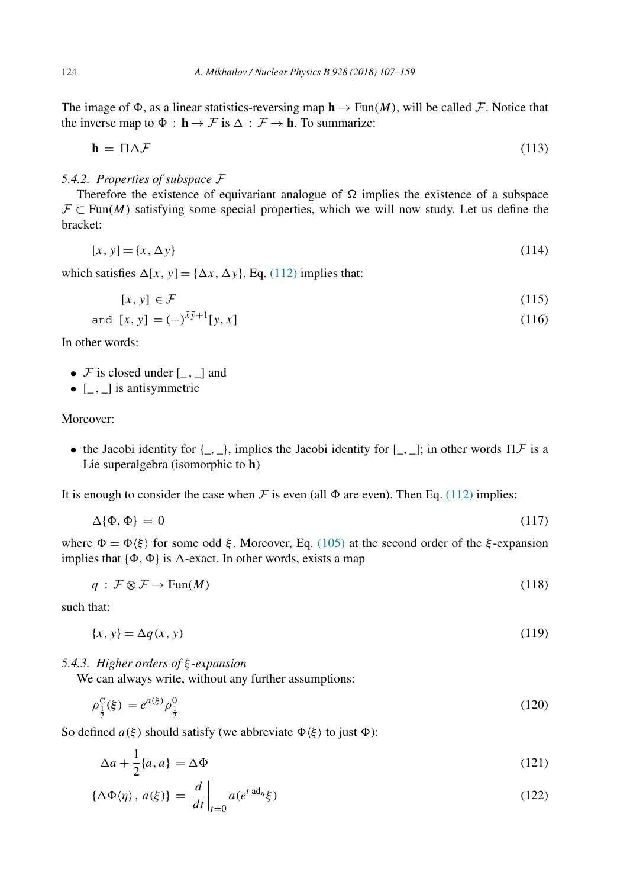The image of $\Phi$, as a linear statistics-reversing map $\mathbf{h} \to \mathrm{Fun}(M)$, will be called $\mathcal{F}$. Notice that the inverse map to $\Phi : \mathbf{h} \to \mathcal{F}$ is $\Delta : \mathcal{F} \to \mathbf{h}$. To summarize:

$$\mathbf{h} = \Pi\Delta\mathcal{F} \tag{113}$$

### 5.4.2. *Properties of subspace $\mathcal{F}$*

Therefore the existence of equivariant analogue of $\Omega$ implies the existence of a subspace $\mathcal{F} \subset \mathrm{Fun}(M)$ satisfying some special properties, which we will now study. Let us define the bracket:

$$[x, y] = \{x, \Delta y\} \tag{114}$$

which satisfies $\Delta[x, y] = \{\Delta x, \Delta y\}$. Eq. (112) implies that:

$$[x, y] \in \mathcal{F} \tag{115}$$

$$\text{and } [x, y] = (-)^{\bar{x}\bar{y}+1}[y, x] \tag{116}$$

In other words:

- $\mathcal{F}$ is closed under $[\_\,,\_]$ and
- $[\_\,,\_]$ is antisymmetric

Moreover:

- the Jacobi identity for $\{\_,\_\}$, implies the Jacobi identity for $[\_,\_]$; in other words $\Pi\mathcal{F}$ is a Lie superalgebra (isomorphic to $\mathbf{h}$)

It is enough to consider the case when $\mathcal{F}$ is even (all $\Phi$ are even). Then Eq. (112) implies:

$$\Delta\{\Phi, \Phi\} = 0 \tag{117}$$

where $\Phi = \Phi\langle\xi\rangle$ for some odd $\xi$. Moreover, Eq. (105) at the second order of the $\xi$-expansion implies that $\{\Phi, \Phi\}$ is $\Delta$-exact. In other words, exists a map

$$q : \mathcal{F} \otimes \mathcal{F} \to \mathrm{Fun}(M) \tag{118}$$

such that:

$$\{x, y\} = \Delta q(x, y) \tag{119}$$

### 5.4.3. *Higher orders of $\xi$-expansion*

We can always write, without any further assumptions:

$$\rho^{\mathbb{C}}_{\frac{1}{2}}(\xi) = e^{a(\xi)}\rho^{0}_{\frac{1}{2}} \tag{120}$$

So defined $a(\xi)$ should satisfy (we abbreviate $\Phi\langle\xi\rangle$ to just $\Phi$):

$$\Delta a + \frac{1}{2}\{a, a\} = \Delta\Phi \tag{121}$$

$$\{\Delta\Phi\langle\eta\rangle\, , \, a(\xi)\} = \left.\frac{d}{dt}\right|_{t=0} a(e^{t\,\mathrm{ad}_\eta}\xi) \tag{122}$$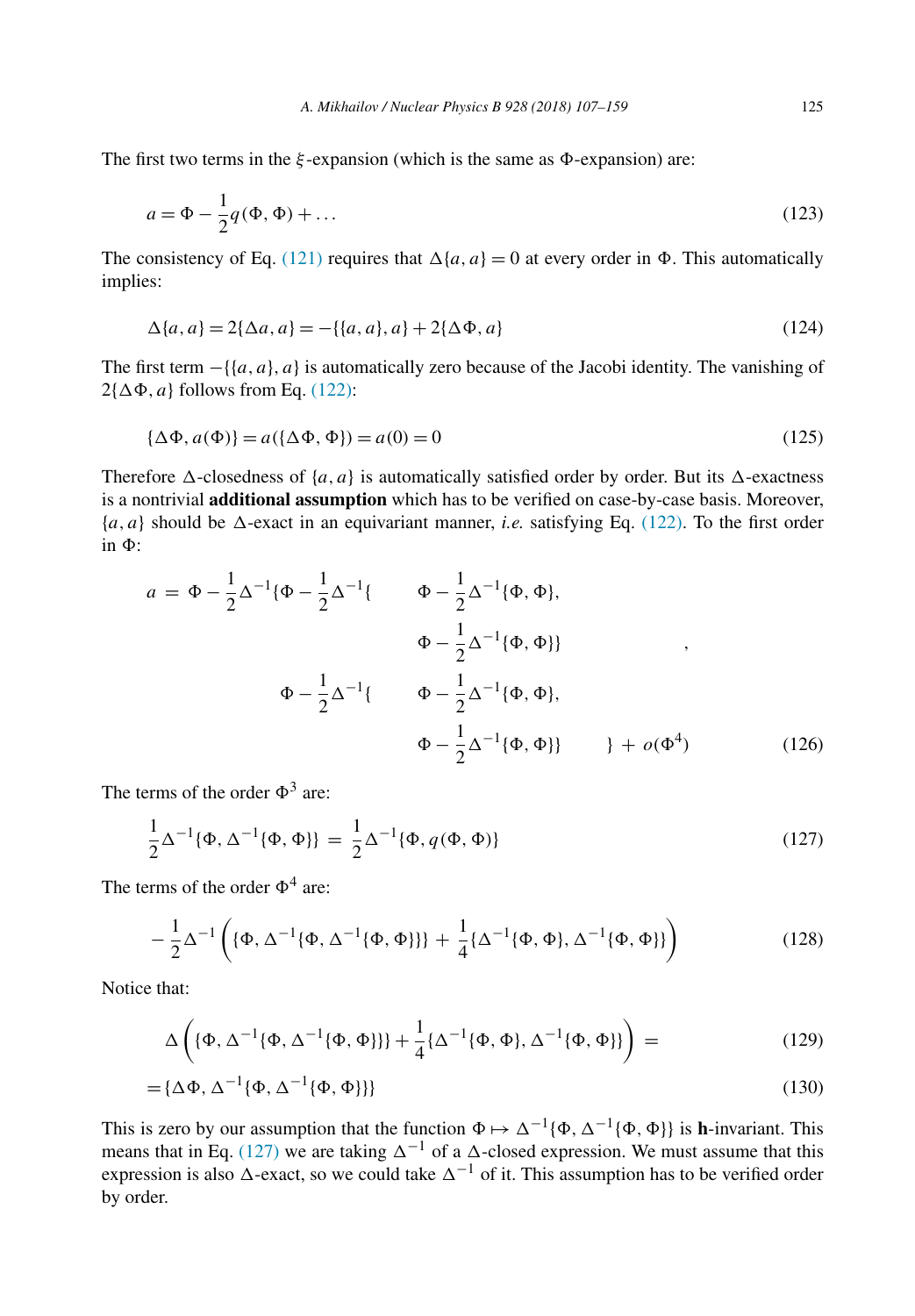The first two terms in the $\xi$-expansion (which is the same as $\Phi$-expansion) are:

$$a = \Phi - \frac{1}{2}q(\Phi, \Phi) + \dots \tag{123}$$

The consistency of Eq. (121) requires that $\Delta\{a, a\} = 0$ at every order in $\Phi$. This automatically implies:

$$\Delta\{a, a\} = 2\{\Delta a, a\} = -\{\{a, a\}, a\} + 2\{\Delta\Phi, a\} \tag{124}$$

The first term $-\{\{a, a\}, a\}$ is automatically zero because of the Jacobi identity. The vanishing of $2\{\Delta\Phi, a\}$ follows from Eq. (122):

$$\{\Delta\Phi, a(\Phi)\} = a(\{\Delta\Phi, \Phi\}) = a(0) = 0 \tag{125}$$

Therefore $\Delta$-closedness of $\{a, a\}$ is automatically satisfied order by order. But its $\Delta$-exactness is a nontrivial **additional assumption** which has to be verified on case-by-case basis. Moreover, $\{a, a\}$ should be $\Delta$-exact in an equivariant manner, *i.e.* satisfying Eq. (122). To the first order in $\Phi$:

$$
\begin{aligned}
a \;=\; \Phi - \frac{1}{2}\Delta^{-1}\{\Phi - \tfrac{1}{2}\Delta^{-1}\{ \quad & \Phi - \frac{1}{2}\Delta^{-1}\{\Phi, \Phi\}, \\
& \Phi - \frac{1}{2}\Delta^{-1}\{\Phi, \Phi\}\} \qquad\qquad , \\
\Phi - \tfrac{1}{2}\Delta^{-1}\{ \quad & \Phi - \frac{1}{2}\Delta^{-1}\{\Phi, \Phi\}, \\
& \Phi - \frac{1}{2}\Delta^{-1}\{\Phi, \Phi\}\} \qquad \} \;+\; o(\Phi^4)
\end{aligned} \tag{126}
$$

The terms of the order $\Phi^3$ are:

$$\frac{1}{2}\Delta^{-1}\{\Phi, \Delta^{-1}\{\Phi, \Phi\}\} \;=\; \frac{1}{2}\Delta^{-1}\{\Phi, q(\Phi, \Phi)\} \tag{127}$$

The terms of the order $\Phi^4$ are:

$$-\frac{1}{2}\Delta^{-1}\left(\{\Phi, \Delta^{-1}\{\Phi, \Delta^{-1}\{\Phi, \Phi\}\}\} + \frac{1}{4}\{\Delta^{-1}\{\Phi, \Phi\}, \Delta^{-1}\{\Phi, \Phi\}\}\right) \tag{128}$$

Notice that:

$$\Delta\left(\{\Phi, \Delta^{-1}\{\Phi, \Delta^{-1}\{\Phi, \Phi\}\}\} + \frac{1}{4}\{\Delta^{-1}\{\Phi, \Phi\}, \Delta^{-1}\{\Phi, \Phi\}\}\right) \;= \tag{129}$$

$$= \{\Delta\Phi, \Delta^{-1}\{\Phi, \Delta^{-1}\{\Phi, \Phi\}\}\} \tag{130}$$

This is zero by our assumption that the function $\Phi \mapsto \Delta^{-1}\{\Phi, \Delta^{-1}\{\Phi, \Phi\}\}$ is $\mathbf{h}$-invariant. This means that in Eq. (127) we are taking $\Delta^{-1}$ of a $\Delta$-closed expression. We must assume that this expression is also $\Delta$-exact, so we could take $\Delta^{-1}$ of it. This assumption has to be verified order by order.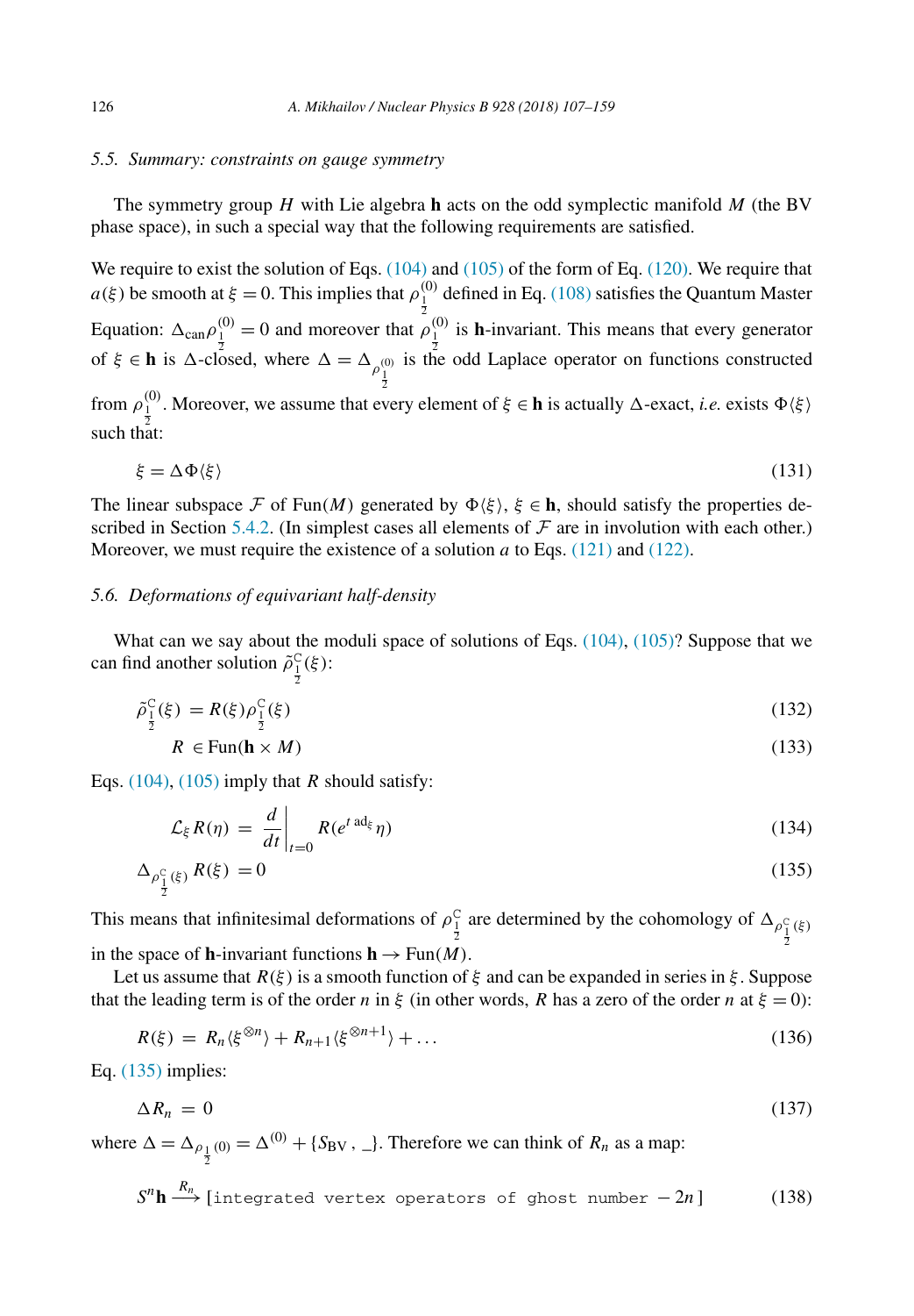### 5.5. Summary: constraints on gauge symmetry

The symmetry group $H$ with Lie algebra $\mathbf{h}$ acts on the odd symplectic manifold $M$ (the BV phase space), in such a special way that the following requirements are satisfied.

We require to exist the solution of Eqs. (104) and (105) of the form of Eq. (120). We require that $a(\xi)$ be smooth at $\xi = 0$. This implies that $\rho^{(0)}_{\frac{1}{2}}$ defined in Eq. (108) satisfies the Quantum Master Equation: $\Delta_{\mathrm{can}}\rho^{(0)}_{\frac{1}{2}} = 0$ and moreover that $\rho^{(0)}_{\frac{1}{2}}$ is $\mathbf{h}$-invariant. This means that every generator of $\xi \in \mathbf{h}$ is $\Delta$-closed, where $\Delta = \Delta_{\rho^{(0)}_{\frac{1}{2}}}$ is the odd Laplace operator on functions constructed from $\rho^{(0)}_{\frac{1}{2}}$. Moreover, we assume that every element of $\xi \in \mathbf{h}$ is actually $\Delta$-exact, *i.e.* exists $\Phi\langle\xi\rangle$ such that:

$$\xi = \Delta\Phi\langle\xi\rangle \tag{131}$$

The linear subspace $\mathcal{F}$ of $\mathrm{Fun}(M)$ generated by $\Phi\langle\xi\rangle$, $\xi \in \mathbf{h}$, should satisfy the properties described in Section 5.4.2. (In simplest cases all elements of $\mathcal{F}$ are in involution with each other.) Moreover, we must require the existence of a solution $a$ to Eqs. (121) and (122).

### 5.6. Deformations of equivariant half-density

What can we say about the moduli space of solutions of Eqs. (104), (105)? Suppose that we can find another solution $\tilde{\rho}^{\mathbb{C}}_{\frac{1}{2}}(\xi)$:

$$\tilde{\rho}^{\mathbb{C}}_{\frac{1}{2}}(\xi) = R(\xi)\rho^{\mathbb{C}}_{\frac{1}{2}}(\xi) \tag{132}$$

$$R \in \mathrm{Fun}(\mathbf{h} \times M) \tag{133}$$

Eqs. (104), (105) imply that $R$ should satisfy:

$$\mathcal{L}_\xi R(\eta) = \left.\frac{d}{dt}\right|_{t=0} R(e^{t\,\mathrm{ad}_\xi}\eta) \tag{134}$$

$$\Delta_{\rho^{\mathbb{C}}_{\frac{1}{2}}(\xi)} R(\xi) = 0 \tag{135}$$

This means that infinitesimal deformations of $\rho^{\mathbb{C}}_{\frac{1}{2}}$ are determined by the cohomology of $\Delta_{\rho^{\mathbb{C}}_{\frac{1}{2}}(\xi)}$ in the space of $\mathbf{h}$-invariant functions $\mathbf{h} \to \mathrm{Fun}(M)$.

Let us assume that $R(\xi)$ is a smooth function of $\xi$ and can be expanded in series in $\xi$. Suppose that the leading term is of the order $n$ in $\xi$ (in other words, $R$ has a zero of the order $n$ at $\xi = 0$):

$$R(\xi) = R_n\langle\xi^{\otimes n}\rangle + R_{n+1}\langle\xi^{\otimes n+1}\rangle + \dots \tag{136}$$

Eq. (135) implies:

$$\Delta R_n = 0 \tag{137}$$

where $\Delta = \Delta_{\rho_{\frac{1}{2}}(0)} = \Delta^{(0)} + \{S_{\mathrm{BV}}\,,\,\_\}$. Therefore we can think of $R_n$ as a map:

$$S^n\mathbf{h} \xrightarrow{R_n} [\texttt{integrated vertex operators of ghost number } -2n] \tag{138}$$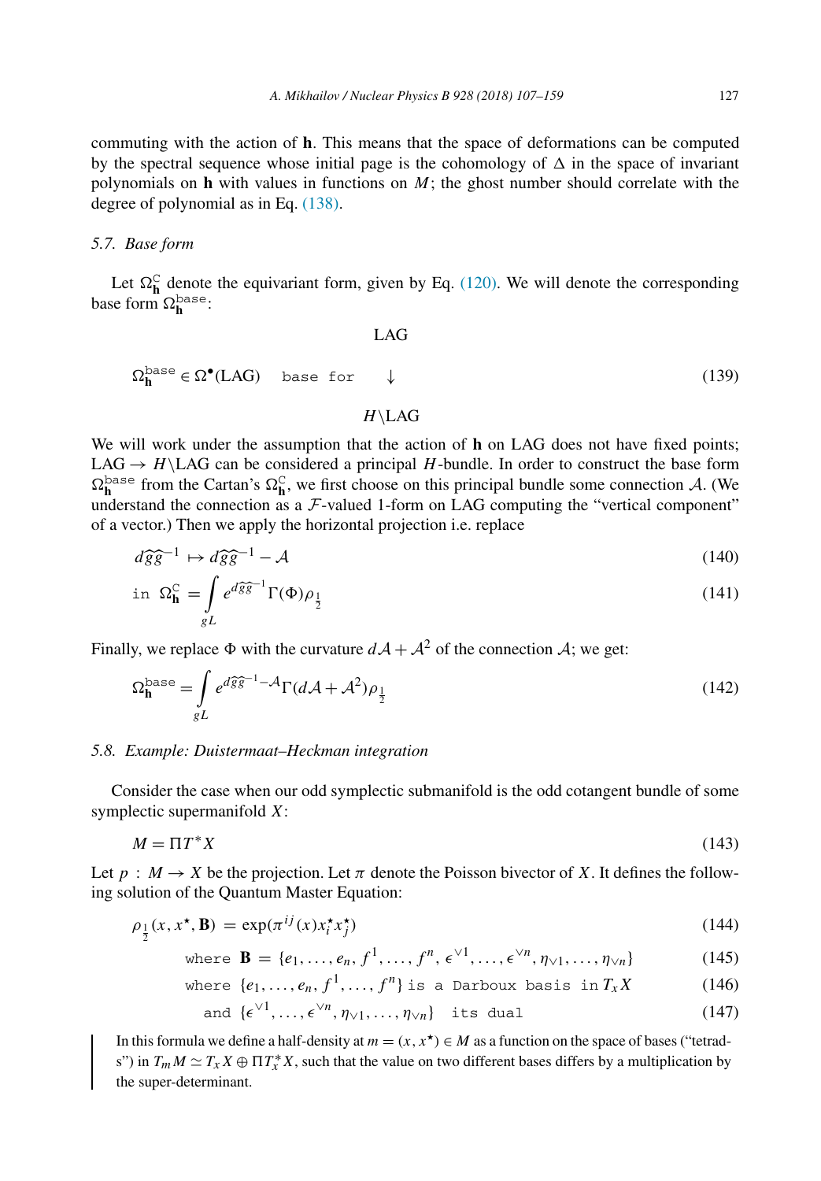commuting with the action of $\mathbf{h}$. This means that the space of deformations can be computed by the spectral sequence whose initial page is the cohomology of $\Delta$ in the space of invariant polynomials on $\mathbf{h}$ with values in functions on $M$; the ghost number should correlate with the degree of polynomial as in Eq. (138).

### 5.7. Base form

Let $\Omega^{\mathrm{C}}_{\mathbf{h}}$ denote the equivariant form, given by Eq. (120). We will denote the corresponding base form $\Omega^{\mathtt{base}}_{\mathbf{h}}$:

$$\Omega^{\mathtt{base}}_{\mathbf{h}} \in \Omega^{\bullet}(\mathrm{LAG}) \quad \mathtt{base\ for} \quad \begin{array}{c}\mathrm{LAG}\\ \downarrow \\ H\backslash \mathrm{LAG}\end{array} \tag{139}$$

We will work under the assumption that the action of $\mathbf{h}$ on LAG does not have fixed points; $\mathrm{LAG} \to H\backslash\mathrm{LAG}$ can be considered a principal $H$-bundle. In order to construct the base form $\Omega^{\mathtt{base}}_{\mathbf{h}}$ from the Cartan's $\Omega^{\mathrm{C}}_{\mathbf{h}}$, we first choose on this principal bundle some connection $\mathcal{A}$. (We understand the connection as a $\mathcal{F}$-valued 1-form on LAG computing the "vertical component" of a vector.) Then we apply the horizontal projection i.e. replace

$$d\widehat{g}\widehat{g}^{-1} \mapsto d\widehat{g}\widehat{g}^{-1} - \mathcal{A} \tag{140}$$

$$\mathtt{in}\ \ \Omega^{\mathrm{C}}_{\mathbf{h}} = \int\limits_{gL} e^{d\widehat{g}\widehat{g}^{-1}} \Gamma(\Phi) \rho_{\frac{1}{2}} \tag{141}$$

Finally, we replace $\Phi$ with the curvature $d\mathcal{A} + \mathcal{A}^2$ of the connection $\mathcal{A}$; we get:

$$\Omega^{\mathtt{base}}_{\mathbf{h}} = \int\limits_{gL} e^{d\widehat{g}\widehat{g}^{-1} - \mathcal{A}} \Gamma(d\mathcal{A} + \mathcal{A}^2) \rho_{\frac{1}{2}} \tag{142}$$

### 5.8. Example: Duistermaat–Heckman integration

Consider the case when our odd symplectic submanifold is the odd cotangent bundle of some symplectic supermanifold $X$:

$$M = \Pi T^* X \tag{143}$$

Let $p : M \to X$ be the projection. Let $\pi$ denote the Poisson bivector of $X$. It defines the following solution of the Quantum Master Equation:

$$\rho_{\frac{1}{2}}(x, x^{\star}, \mathbf{B}) = \exp(\pi^{ij}(x) x^{\star}_i x^{\star}_j) \tag{144}$$

$$\mathtt{where}\ \ \mathbf{B} = \{e_1, \dots, e_n, f^1, \dots, f^n, \epsilon^{\vee 1}, \dots, \epsilon^{\vee n}, \eta_{\vee 1}, \dots, \eta_{\vee n}\} \tag{145}$$

$$\mathtt{where}\ \ \{e_1, \dots, e_n, f^1, \dots, f^n\}\ \mathtt{is\ a\ Darboux\ basis\ in}\ T_x X \tag{146}$$

$$\mathtt{and}\ \ \{\epsilon^{\vee 1}, \dots, \epsilon^{\vee n}, \eta_{\vee 1}, \dots, \eta_{\vee n}\}\ \ \mathtt{its\ dual} \tag{147}$$

In this formula we define a half-density at $m = (x, x^{\star}) \in M$ as a function on the space of bases ("tetrads") in $T_m M \simeq T_x X \oplus \Pi T^*_x X$, such that the value on two different bases differs by a multiplication by the super-determinant.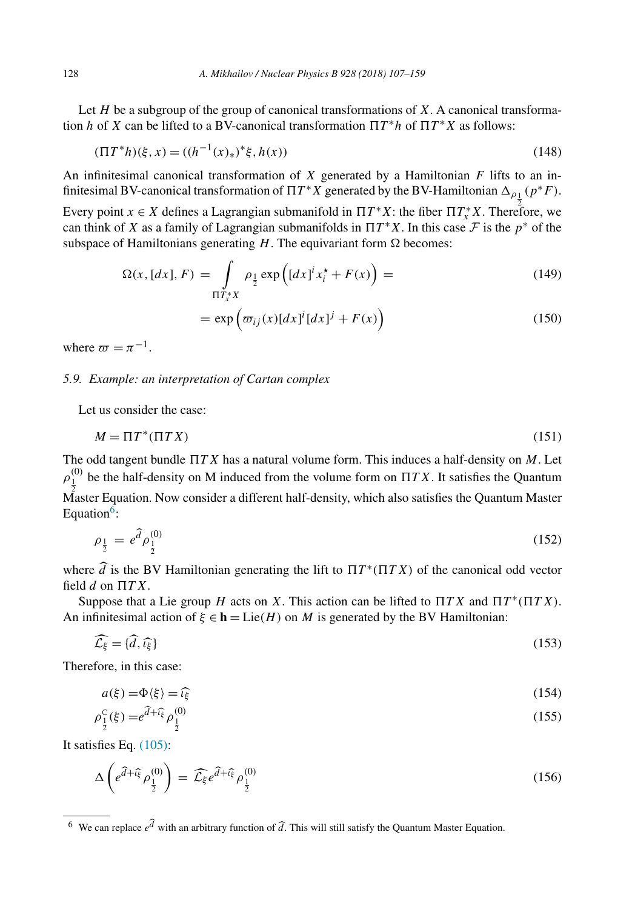Let $H$ be a subgroup of the group of canonical transformations of $X$. A canonical transformation $h$ of $X$ can be lifted to a BV-canonical transformation $\Pi T^* h$ of $\Pi T^* X$ as follows:

$$(\Pi T^* h)(\xi, x) = ((h^{-1}(x)_*)^* \xi, h(x)) \tag{148}$$

An infinitesimal canonical transformation of $X$ generated by a Hamiltonian $F$ lifts to an infinitesimal BV-canonical transformation of $\Pi T^* X$ generated by the BV-Hamiltonian $\Delta_{\rho_{\frac{1}{2}}}(p^* F)$.

Every point $x \in X$ defines a Lagrangian submanifold in $\Pi T^* X$: the fiber $\Pi T^*_x X$. Therefore, we can think of $X$ as a family of Lagrangian submanifolds in $\Pi T^* X$. In this case $\mathcal{F}$ is the $p^*$ of the subspace of Hamiltonians generating $H$. The equivariant form $\Omega$ becomes:

$$\Omega(x, [dx], F) = \int_{\Pi T^*_x X} \rho_{\frac{1}{2}} \exp\Big([dx]^i x_i^{\star} + F(x)\Big) = \tag{149}$$

$$= \exp\Big(\varpi_{ij}(x)[dx]^i [dx]^j + F(x)\Big) \tag{150}$$

where $\varpi = \pi^{-1}$.

### 5.9. *Example: an interpretation of Cartan complex*

Let us consider the case:

$$M = \Pi T^*(\Pi T X) \tag{151}$$

The odd tangent bundle $\Pi T X$ has a natural volume form. This induces a half-density on $M$. Let $\rho^{(0)}_{\frac{1}{2}}$ be the half-density on M induced from the volume form on $\Pi T X$. It satisfies the Quantum Master Equation. Now consider a different half-density, which also satisfies the Quantum Master Equation[6]:

$$\rho_{\frac{1}{2}} = e^{\widehat{d}} \rho^{(0)}_{\frac{1}{2}} \tag{152}$$

where $\widehat{d}$ is the BV Hamiltonian generating the lift to $\Pi T^*(\Pi T X)$ of the canonical odd vector field $d$ on $\Pi T X$.

Suppose that a Lie group $H$ acts on $X$. This action can be lifted to $\Pi T X$ and $\Pi T^*(\Pi T X)$. An infinitesimal action of $\xi \in \mathbf{h} = \mathrm{Lie}(H)$ on $M$ is generated by the BV Hamiltonian:

$$\widehat{\mathcal{L}_\xi} = \{\widehat{d}, \widehat{\iota_\xi}\} \tag{153}$$

Therefore, in this case:

$$a(\xi) = \Phi\langle\xi\rangle = \widehat{\iota_\xi} \tag{154}$$

$$\rho^{\mathrm{C}}_{\frac{1}{2}}(\xi) = e^{\widehat{d} + \widehat{\iota_\xi}} \rho^{(0)}_{\frac{1}{2}} \tag{155}$$

It satisfies Eq. (105):

$$\Delta\left(e^{\widehat{d} + \widehat{\iota_\xi}} \rho^{(0)}_{\frac{1}{2}}\right) = \widehat{\mathcal{L}_\xi} e^{\widehat{d} + \widehat{\iota_\xi}} \rho^{(0)}_{\frac{1}{2}} \tag{156}$$

---

[6] We can replace $e^{\widehat{d}}$ with an arbitrary function of $\widehat{d}$. This will still satisfy the Quantum Master Equation.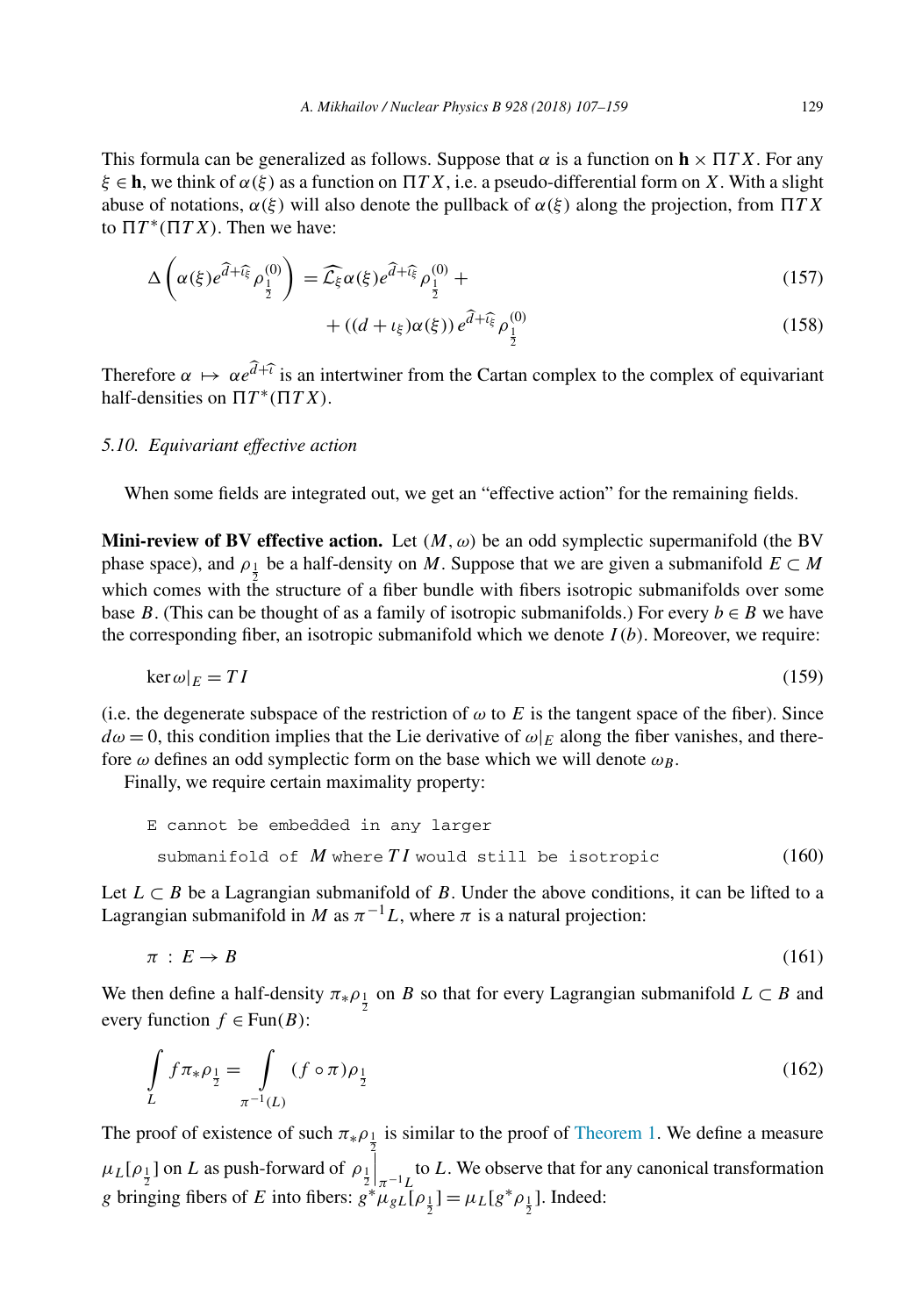This formula can be generalized as follows. Suppose that $\alpha$ is a function on $\mathbf{h} \times \Pi TX$. For any $\xi \in \mathbf{h}$, we think of $\alpha(\xi)$ as a function on $\Pi TX$, i.e. a pseudo-differential form on $X$. With a slight abuse of notations, $\alpha(\xi)$ will also denote the pullback of $\alpha(\xi)$ along the projection, from $\Pi TX$ to $\Pi T^*(\Pi TX)$. Then we have:

$$\Delta\left(\alpha(\xi)e^{\widehat{d+\iota_\xi}}\rho^{(0)}_{\frac{1}{2}}\right) = \widehat{\mathcal{L}_\xi}\alpha(\xi)e^{\widehat{d+\iota_\xi}}\rho^{(0)}_{\frac{1}{2}} + \tag{157}$$

$$+ \left((d+\iota_\xi)\alpha(\xi)\right)e^{\widehat{d+\iota_\xi}}\rho^{(0)}_{\frac{1}{2}} \tag{158}$$

Therefore $\alpha \mapsto \alpha e^{\widehat{d+\iota}}$ is an intertwiner from the Cartan complex to the complex of equivariant half-densities on $\Pi T^*(\Pi TX)$.

### 5.10. *Equivariant effective action*

When some fields are integrated out, we get an "effective action" for the remaining fields.

**Mini-review of BV effective action.** Let $(M, \omega)$ be an odd symplectic supermanifold (the BV phase space), and $\rho_{\frac{1}{2}}$ be a half-density on $M$. Suppose that we are given a submanifold $E \subset M$ which comes with the structure of a fiber bundle with fibers isotropic submanifolds over some base $B$. (This can be thought of as a family of isotropic submanifolds.) For every $b \in B$ we have the corresponding fiber, an isotropic submanifold which we denote $I(b)$. Moreover, we require:

$$\ker \omega|_E = TI \tag{159}$$

(i.e. the degenerate subspace of the restriction of $\omega$ to $E$ is the tangent space of the fiber). Since $d\omega = 0$, this condition implies that the Lie derivative of $\omega|_E$ along the fiber vanishes, and therefore $\omega$ defines an odd symplectic form on the base which we will denote $\omega_B$.

Finally, we require certain maximality property:

$$\text{E cannot be embedded in any larger submanifold of } M \text{ where } TI \text{ would still be isotropic} \tag{160}$$

Let $L \subset B$ be a Lagrangian submanifold of $B$. Under the above conditions, it can be lifted to a Lagrangian submanifold in $M$ as $\pi^{-1}L$, where $\pi$ is a natural projection:

$$\pi : E \to B \tag{161}$$

We then define a half-density $\pi_*\rho_{\frac{1}{2}}$ on $B$ so that for every Lagrangian submanifold $L \subset B$ and every function $f \in \mathrm{Fun}(B)$:

$$\int_L f\pi_*\rho_{\frac{1}{2}} = \int_{\pi^{-1}(L)} (f \circ \pi)\rho_{\frac{1}{2}} \tag{162}$$

The proof of existence of such $\pi_*\rho_{\frac{1}{2}}$ is similar to the proof of Theorem 1. We define a measure $\mu_L[\rho_{\frac{1}{2}}]$ on $L$ as push-forward of $\rho_{\frac{1}{2}}\Big|_{\pi^{-1}L}$ to $L$. We observe that for any canonical transformation $g$ bringing fibers of $E$ into fibers: $g^*\mu_{gL}[\rho_{\frac{1}{2}}] = \mu_L[g^*\rho_{\frac{1}{2}}]$. Indeed: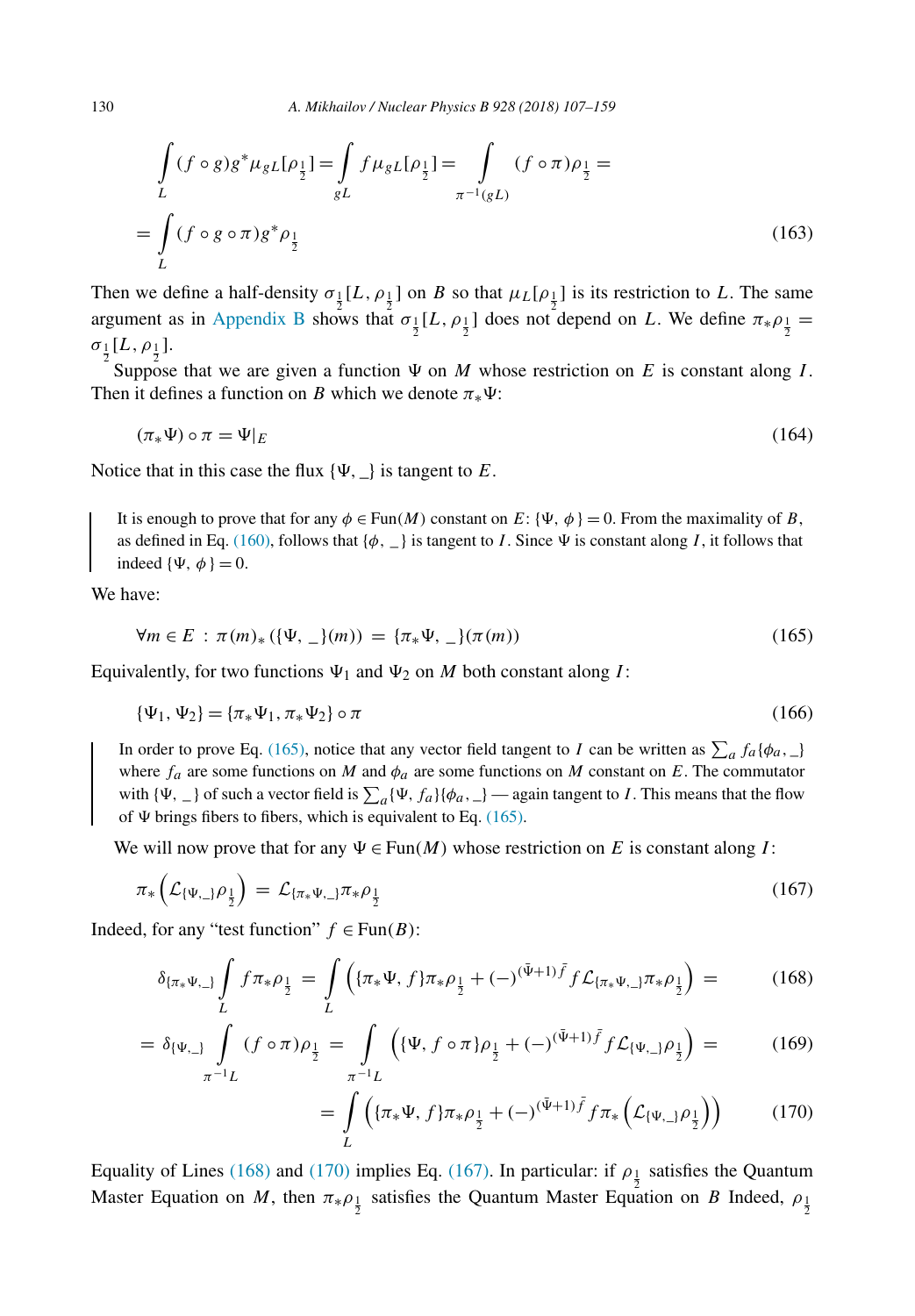$$\int_L (f \circ g) g^* \mu_{gL}[\rho_{\frac{1}{2}}] = \int_{gL} f \mu_{gL}[\rho_{\frac{1}{2}}] = \int_{\pi^{-1}(gL)} (f \circ \pi) \rho_{\frac{1}{2}} =$$

$$= \int_L (f \circ g \circ \pi) g^* \rho_{\frac{1}{2}} \tag{163}$$

Then we define a half-density $\sigma_{\frac{1}{2}}[L, \rho_{\frac{1}{2}}]$ on $B$ so that $\mu_L[\rho_{\frac{1}{2}}]$ is its restriction to $L$. The same argument as in Appendix B shows that $\sigma_{\frac{1}{2}}[L, \rho_{\frac{1}{2}}]$ does not depend on $L$. We define $\pi_* \rho_{\frac{1}{2}} = \sigma_{\frac{1}{2}}[L, \rho_{\frac{1}{2}}]$.

Suppose that we are given a function $\Psi$ on $M$ whose restriction on $E$ is constant along $I$. Then it defines a function on $B$ which we denote $\pi_* \Psi$:

$$(\pi_* \Psi) \circ \pi = \Psi|_E \tag{164}$$

Notice that in this case the flux $\{\Psi, \_\}$ is tangent to $E$.

> It is enough to prove that for any $\phi \in \mathrm{Fun}(M)$ constant on $E$: $\{\Psi, \phi\} = 0$. From the maximality of $B$, as defined in Eq. (160), follows that $\{\phi, \_\}$ is tangent to $I$. Since $\Psi$ is constant along $I$, it follows that indeed $\{\Psi, \phi\} = 0$.

We have:

$$\forall m \in E \; : \; \pi(m)_* (\{\Psi, \_\}(m)) \; = \; \{\pi_* \Psi, \_\}(\pi(m)) \tag{165}$$

Equivalently, for two functions $\Psi_1$ and $\Psi_2$ on $M$ both constant along $I$:

$$\{\Psi_1, \Psi_2\} = \{\pi_* \Psi_1, \pi_* \Psi_2\} \circ \pi \tag{166}$$

> In order to prove Eq. (165), notice that any vector field tangent to $I$ can be written as $\sum_a f_a \{\phi_a, \_\}$ where $f_a$ are some functions on $M$ and $\phi_a$ are some functions on $M$ constant on $E$. The commutator with $\{\Psi, \_\}$ of such a vector field is $\sum_a \{\Psi, f_a\}\{\phi_a, \_\}$ — again tangent to $I$. This means that the flow of $\Psi$ brings fibers to fibers, which is equivalent to Eq. (165).

We will now prove that for any $\Psi \in \mathrm{Fun}(M)$ whose restriction on $E$ is constant along $I$:

$$\pi_* \left( \mathcal{L}_{\{\Psi, \_\}} \rho_{\frac{1}{2}} \right) \; = \; \mathcal{L}_{\{\pi_* \Psi, \_\}} \pi_* \rho_{\frac{1}{2}} \tag{167}$$

Indeed, for any "test function" $f \in \mathrm{Fun}(B)$:

$$\delta_{\{\pi_* \Psi, \_\}} \int_L f \pi_* \rho_{\frac{1}{2}} \; = \; \int_L \left( \{\pi_* \Psi, f\} \pi_* \rho_{\frac{1}{2}} + (-)^{(\bar{\Psi}+1)\bar{f}} f \mathcal{L}_{\{\pi_* \Psi, \_\}} \pi_* \rho_{\frac{1}{2}} \right) \; = \tag{168}$$

$$= \delta_{\{\Psi, \_\}} \int_{\pi^{-1} L} (f \circ \pi) \rho_{\frac{1}{2}} \; = \; \int_{\pi^{-1} L} \left( \{\Psi, f \circ \pi\} \rho_{\frac{1}{2}} + (-)^{(\bar{\Psi}+1)\bar{f}} f \mathcal{L}_{\{\Psi, \_\}} \rho_{\frac{1}{2}} \right) \; = \tag{169}$$

$$= \int_L \left( \{\pi_* \Psi, f\} \pi_* \rho_{\frac{1}{2}} + (-)^{(\bar{\Psi}+1)\bar{f}} f \pi_* \left( \mathcal{L}_{\{\Psi, \_\}} \rho_{\frac{1}{2}} \right) \right) \tag{170}$$

Equality of Lines (168) and (170) implies Eq. (167). In particular: if $\rho_{\frac{1}{2}}$ satisfies the Quantum Master Equation on $M$, then $\pi_* \rho_{\frac{1}{2}}$ satisfies the Quantum Master Equation on $B$ Indeed, $\rho_{\frac{1}{2}}$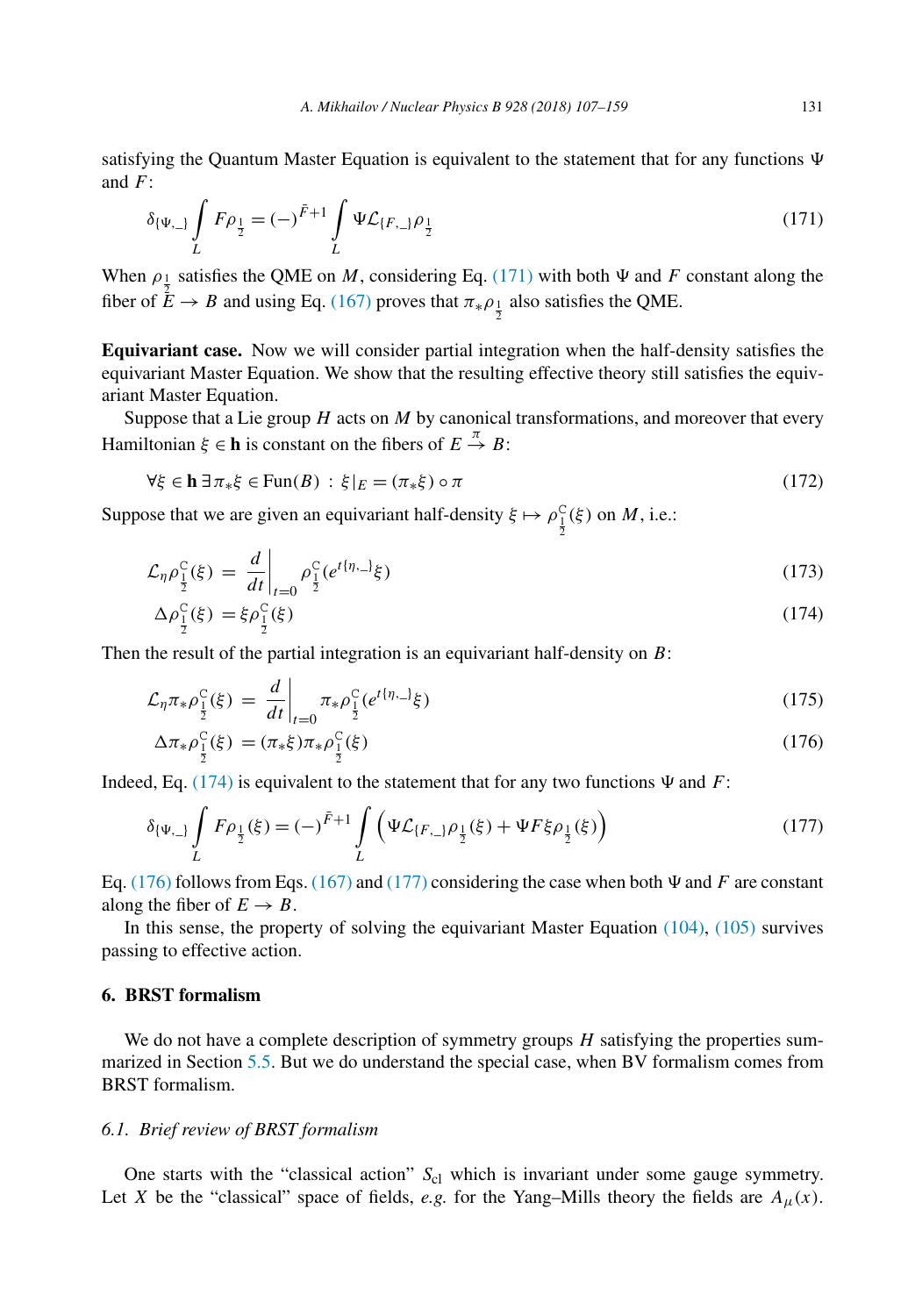satisfying the Quantum Master Equation is equivalent to the statement that for any functions $\Psi$ and $F$:

$$\delta_{\{\Psi,\_\}} \int\limits_L F\rho_{\frac{1}{2}} = (-)^{\bar{F}+1} \int\limits_L \Psi \mathcal{L}_{\{F,\_\}} \rho_{\frac{1}{2}} \tag{171}$$

When $\rho_{\frac{1}{2}}$ satisfies the QME on $M$, considering Eq. (171) with both $\Psi$ and $F$ constant along the fiber of $E \to B$ and using Eq. (167) proves that $\pi_* \rho_{\frac{1}{2}}$ also satisfies the QME.

**Equivariant case.** Now we will consider partial integration when the half-density satisfies the equivariant Master Equation. We show that the resulting effective theory still satisfies the equivariant Master Equation.

Suppose that a Lie group $H$ acts on $M$ by canonical transformations, and moreover that every Hamiltonian $\xi \in \mathbf{h}$ is constant on the fibers of $E \xrightarrow{\pi} B$:

$$\forall \xi \in \mathbf{h}\, \exists \pi_* \xi \in \text{Fun}(B) \; : \; \xi|_E = (\pi_* \xi) \circ \pi \tag{172}$$

Suppose that we are given an equivariant half-density $\xi \mapsto \rho^{\mathbb{C}}_{\frac{1}{2}}(\xi)$ on $M$, i.e.:

$$\mathcal{L}_\eta \rho^{\mathbb{C}}_{\frac{1}{2}}(\xi) \;=\; \left.\frac{d}{dt}\right|_{t=0} \rho^{\mathbb{C}}_{\frac{1}{2}}(e^{t\{\eta,\_\}}\xi) \tag{173}$$

$$\Delta \rho^{\mathbb{C}}_{\frac{1}{2}}(\xi) \;= \xi \rho^{\mathbb{C}}_{\frac{1}{2}}(\xi) \tag{174}$$

Then the result of the partial integration is an equivariant half-density on $B$:

$$\mathcal{L}_\eta \pi_* \rho^{\mathbb{C}}_{\frac{1}{2}}(\xi) \;=\; \left.\frac{d}{dt}\right|_{t=0} \pi_* \rho^{\mathbb{C}}_{\frac{1}{2}}(e^{t\{\eta,\_\}}\xi) \tag{175}$$

$$\Delta \pi_* \rho^{\mathbb{C}}_{\frac{1}{2}}(\xi) \;= (\pi_* \xi) \pi_* \rho^{\mathbb{C}}_{\frac{1}{2}}(\xi) \tag{176}$$

Indeed, Eq. (174) is equivalent to the statement that for any two functions $\Psi$ and $F$:

$$\delta_{\{\Psi,\_\}} \int\limits_L F\rho_{\frac{1}{2}}(\xi) = (-)^{\bar{F}+1} \int\limits_L \Big( \Psi \mathcal{L}_{\{F,\_\}} \rho_{\frac{1}{2}}(\xi) + \Psi F \xi \rho_{\frac{1}{2}}(\xi) \Big) \tag{177}$$

Eq. (176) follows from Eqs. (167) and (177) considering the case when both $\Psi$ and $F$ are constant along the fiber of $E \to B$.

In this sense, the property of solving the equivariant Master Equation (104), (105) survives passing to effective action.

## 6. BRST formalism

We do not have a complete description of symmetry groups $H$ satisfying the properties summarized in Section 5.5. But we do understand the special case, when BV formalism comes from BRST formalism.

### 6.1. *Brief review of BRST formalism*

One starts with the "classical action" $S_{\text{cl}}$ which is invariant under some gauge symmetry. Let $X$ be the "classical" space of fields, *e.g.* for the Yang–Mills theory the fields are $A_\mu(x)$.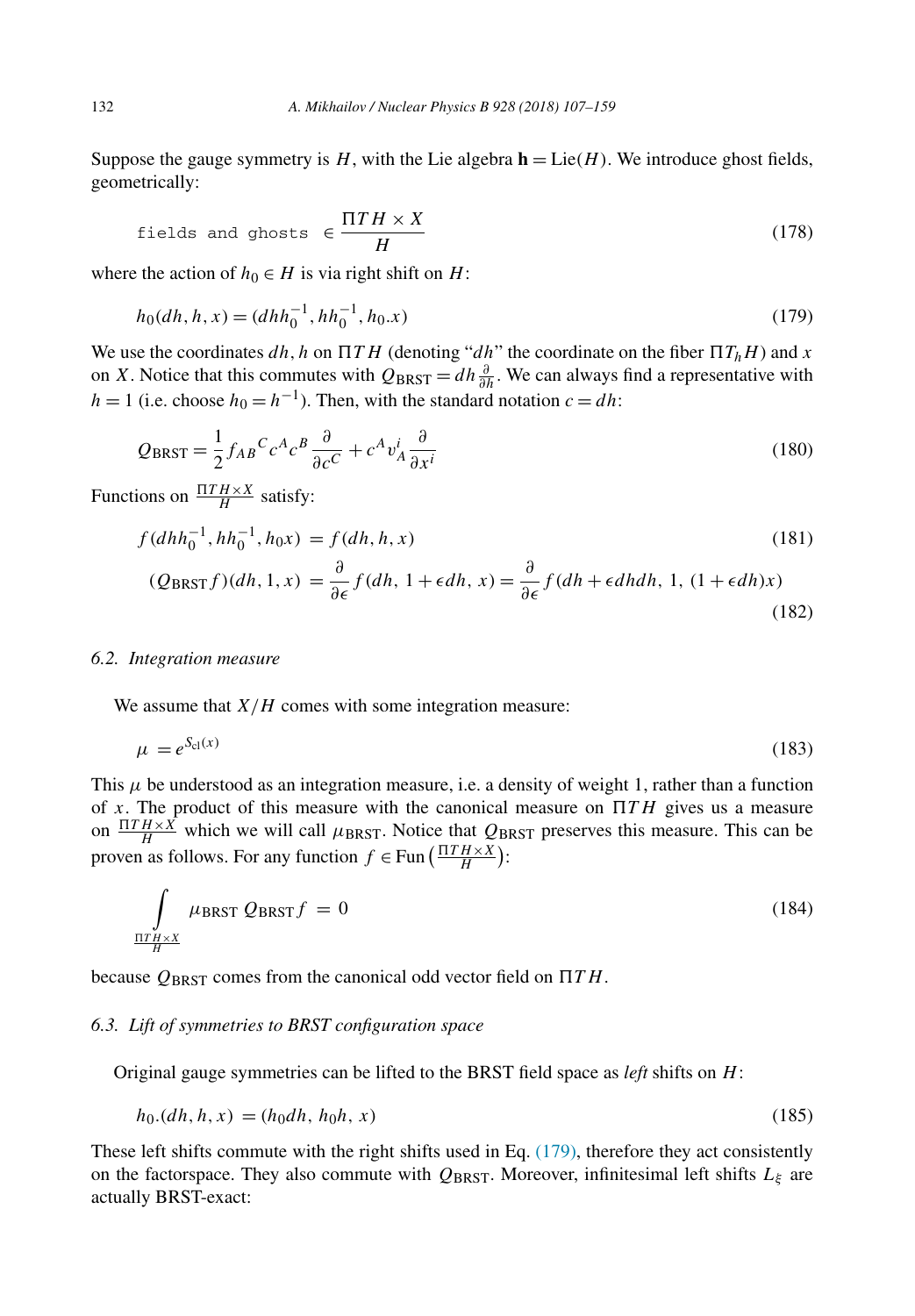Suppose the gauge symmetry is $H$, with the Lie algebra $\mathbf{h} = \mathrm{Lie}(H)$. We introduce ghost fields, geometrically:

$$\texttt{fields and ghosts} \in \frac{\Pi T H \times X}{H} \tag{178}$$

where the action of $h_0 \in H$ is via right shift on $H$:

$$h_0(dh, h, x) = (dh h_0^{-1}, h h_0^{-1}, h_0.x) \tag{179}$$

We use the coordinates $dh, h$ on $\Pi T H$ (denoting "$dh$" the coordinate on the fiber $\Pi T_h H$) and $x$ on $X$. Notice that this commutes with $Q_{\mathrm{BRST}} = dh \frac{\partial}{\partial h}$. We can always find a representative with $h = 1$ (i.e. choose $h_0 = h^{-1}$). Then, with the standard notation $c = dh$:

$$Q_{\mathrm{BRST}} = \frac{1}{2} f_{AB}{}^{C} c^A c^B \frac{\partial}{\partial c^C} + c^A v_A^i \frac{\partial}{\partial x^i} \tag{180}$$

Functions on $\frac{\Pi T H \times X}{H}$ satisfy:

$$f(dh h_0^{-1}, h h_0^{-1}, h_0 x) = f(dh, h, x) \tag{181}$$

$$(Q_{\mathrm{BRST}} f)(dh, 1, x) = \frac{\partial}{\partial \epsilon} f(dh,\, 1 + \epsilon dh,\, x) = \frac{\partial}{\partial \epsilon} f(dh + \epsilon dh dh,\, 1,\, (1 + \epsilon dh)x) \tag{182}$$

### 6.2. Integration measure

We assume that $X/H$ comes with some integration measure:

$$\mu = e^{S_{\mathrm{cl}}(x)} \tag{183}$$

This $\mu$ be understood as an integration measure, i.e. a density of weight 1, rather than a function of $x$. The product of this measure with the canonical measure on $\Pi T H$ gives us a measure on $\frac{\Pi T H \times X}{H}$ which we will call $\mu_{\mathrm{BRST}}$. Notice that $Q_{\mathrm{BRST}}$ preserves this measure. This can be proven as follows. For any function $f \in \mathrm{Fun}\left(\frac{\Pi T H \times X}{H}\right)$:

$$\int\limits_{\frac{\Pi T H \times X}{H}} \mu_{\mathrm{BRST}}\, Q_{\mathrm{BRST}} f = 0 \tag{184}$$

because $Q_{\mathrm{BRST}}$ comes from the canonical odd vector field on $\Pi T H$.

### 6.3. Lift of symmetries to BRST configuration space

Original gauge symmetries can be lifted to the BRST field space as *left* shifts on $H$:

$$h_0.(dh, h, x) = (h_0 dh,\, h_0 h,\, x) \tag{185}$$

These left shifts commute with the right shifts used in Eq. (179), therefore they act consistently on the factorspace. They also commute with $Q_{\mathrm{BRST}}$. Moreover, infinitesimal left shifts $L_\xi$ are actually BRST-exact: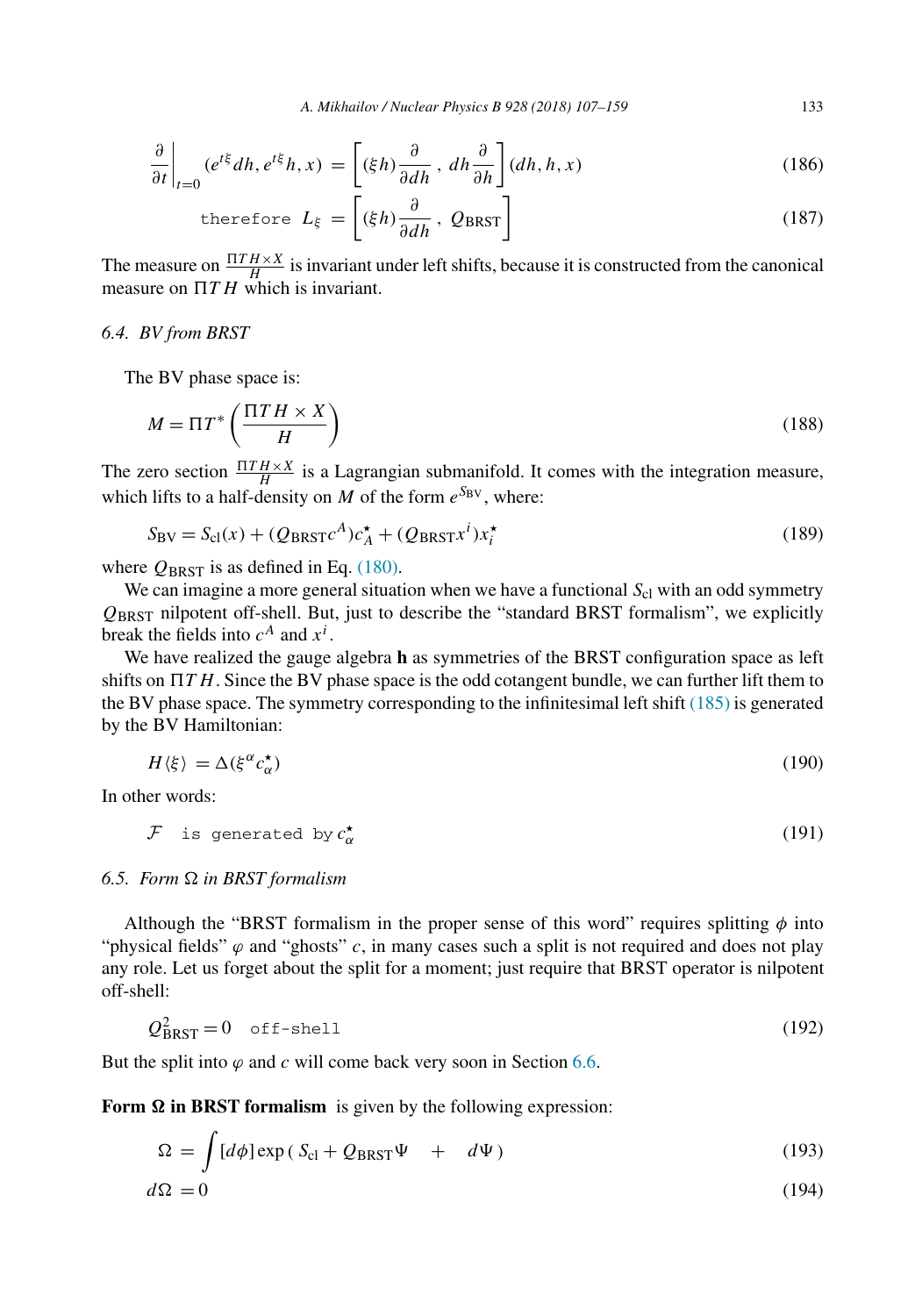$$\left.\frac{\partial}{\partial t}\right|_{t=0} (e^{t\xi} dh, e^{t\xi} h, x) = \left[ (\xi h) \frac{\partial}{\partial dh} \, , \; dh \frac{\partial}{\partial h} \right] (dh, h, x) \tag{186}$$

$$\texttt{therefore} \;\; L_\xi = \left[ (\xi h) \frac{\partial}{\partial dh} \, , \; Q_{\mathrm{BRST}} \right] \tag{187}$$

The measure on $\frac{\Pi T H \times X}{H}$ is invariant under left shifts, because it is constructed from the canonical measure on $\Pi T H$ which is invariant.

### 6.4. BV from BRST

The BV phase space is:

$$M = \Pi T^* \left( \frac{\Pi T H \times X}{H} \right) \tag{188}$$

The zero section $\frac{\Pi T H \times X}{H}$ is a Lagrangian submanifold. It comes with the integration measure, which lifts to a half-density on $M$ of the form $e^{S_{\mathrm{BV}}}$, where:

$$S_{\mathrm{BV}} = S_{\mathrm{cl}}(x) + (Q_{\mathrm{BRST}} c^A) c^\star_A + (Q_{\mathrm{BRST}} x^i) x^\star_i \tag{189}$$

where $Q_{\mathrm{BRST}}$ is as defined in Eq. (180).

We can imagine a more general situation when we have a functional $S_{\mathrm{cl}}$ with an odd symmetry $Q_{\mathrm{BRST}}$ nilpotent off-shell. But, just to describe the "standard BRST formalism", we explicitly break the fields into $c^A$ and $x^i$.

We have realized the gauge algebra **h** as symmetries of the BRST configuration space as left shifts on $\Pi T H$. Since the BV phase space is the odd cotangent bundle, we can further lift them to the BV phase space. The symmetry corresponding to the infinitesimal left shift (185) is generated by the BV Hamiltonian:

$$H\langle \xi \rangle = \Delta(\xi^\alpha c^\star_\alpha) \tag{190}$$

In other words:

$$\mathcal{F} \;\; \texttt{is generated by} \; c^\star_\alpha \tag{191}$$

### 6.5. Form $\Omega$ in BRST formalism

Although the "BRST formalism in the proper sense of this word" requires splitting $\phi$ into "physical fields" $\varphi$ and "ghosts" $c$, in many cases such a split is not required and does not play any role. Let us forget about the split for a moment; just require that BRST operator is nilpotent off-shell:

$$Q^2_{\mathrm{BRST}} = 0 \quad \texttt{off-shell} \tag{192}$$

But the split into $\varphi$ and $c$ will come back very soon in Section 6.6.

**Form $\Omega$ in BRST formalism** is given by the following expression:

$$\Omega = \int [d\phi] \exp\left( S_{\mathrm{cl}} + Q_{\mathrm{BRST}} \Psi \quad + \quad d\Psi \right) \tag{193}$$

$$d\Omega = 0 \tag{194}$$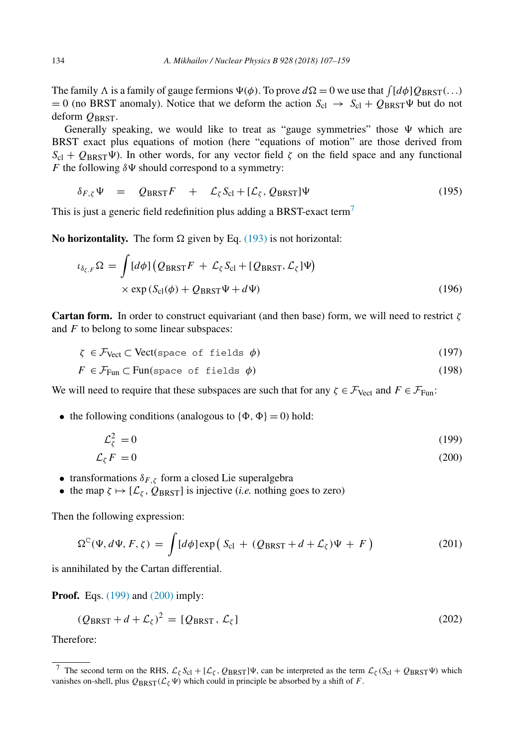The family $\Lambda$ is a family of gauge fermions $\Psi(\phi)$. To prove $d\Omega = 0$ we use that $\int [d\phi] Q_{\text{BRST}}(\ldots) = 0$ (no BRST anomaly). Notice that we deform the action $S_{\text{cl}} \to S_{\text{cl}} + Q_{\text{BRST}}\Psi$ but do not deform $Q_{\text{BRST}}$.

Generally speaking, we would like to treat as "gauge symmetries" those $\Psi$ which are BRST exact plus equations of motion (here "equations of motion" are those derived from $S_{\text{cl}} + Q_{\text{BRST}}\Psi$). In other words, for any vector field $\zeta$ on the field space and any functional $F$ the following $\delta\Psi$ should correspond to a symmetry:

$$\delta_{F,\zeta}\Psi \quad = \quad Q_{\text{BRST}}F \quad + \quad \mathcal{L}_\zeta S_{\text{cl}} + [\mathcal{L}_\zeta, Q_{\text{BRST}}]\Psi \tag{195}$$

This is just a generic field redefinition plus adding a BRST-exact term[7]

**No horizontality.** The form $\Omega$ given by Eq. (193) is not horizontal:

$$\iota_{\delta_{\zeta,F}}\Omega = \int [d\phi] \left( Q_{\text{BRST}}F \; + \; \mathcal{L}_\zeta S_{\text{cl}} + [Q_{\text{BRST}}, \mathcal{L}_\zeta]\Psi \right) \times \exp\left(S_{\text{cl}}(\phi) + Q_{\text{BRST}}\Psi + d\Psi\right) \tag{196}$$

**Cartan form.** In order to construct equivariant (and then base) form, we will need to restrict $\zeta$ and $F$ to belong to some linear subspaces:

$$\zeta \; \in \mathcal{F}_{\text{Vect}} \subset \text{Vect}(\texttt{space of fields } \phi) \tag{197}$$

$$F \; \in \mathcal{F}_{\text{Fun}} \subset \text{Fun}(\texttt{space of fields } \phi) \tag{198}$$

We will need to require that these subspaces are such that for any $\zeta \in \mathcal{F}_{\text{Vect}}$ and $F \in \mathcal{F}_{\text{Fun}}$:

- the following conditions (analogous to $\{\Phi, \Phi\} = 0$) hold:

$$\mathcal{L}_\zeta^2 \; = 0 \tag{199}$$

$$\mathcal{L}_\zeta F \; = 0 \tag{200}$$

- transformations $\delta_{F,\zeta}$ form a closed Lie superalgebra
- the map $\zeta \mapsto [\mathcal{L}_\zeta, Q_{\text{BRST}}]$ is injective (*i.e.* nothing goes to zero)

Then the following expression:

$$\Omega^{\text{C}}(\Psi, d\Psi, F, \zeta) \; = \; \int [d\phi] \exp\left( S_{\text{cl}} \; + \; (Q_{\text{BRST}} + d + \mathcal{L}_\zeta)\Psi \; + \; F \right) \tag{201}$$

is annihilated by the Cartan differential.

**Proof.** Eqs. (199) and (200) imply:

$$(Q_{\text{BRST}} + d + \mathcal{L}_\zeta)^2 \; = \; [Q_{\text{BRST}} \, , \, \mathcal{L}_\zeta] \tag{202}$$

Therefore:

---

[7] The second term on the RHS, $\mathcal{L}_\zeta S_{\text{cl}} + [\mathcal{L}_\zeta, Q_{\text{BRST}}]\Psi$, can be interpreted as the term $\mathcal{L}_\zeta(S_{\text{cl}} + Q_{\text{BRST}}\Psi)$ which vanishes on-shell, plus $Q_{\text{BRST}}(\mathcal{L}_\zeta\Psi)$ which could in principle be absorbed by a shift of $F$.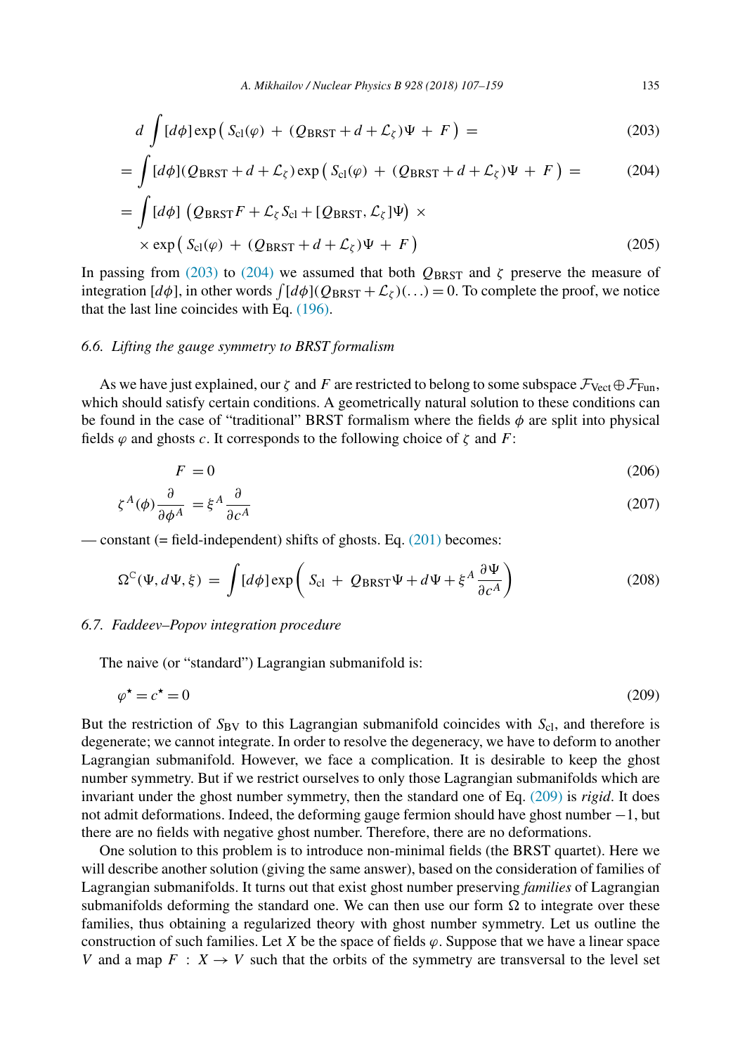$$d \int [d\phi] \exp\left( S_{\rm cl}(\varphi) \; + \; (Q_{\rm BRST} + d + \mathcal{L}_\zeta)\Psi \; + \; F \right) \; = \tag{203}$$

$$= \int [d\phi](Q_{\rm BRST} + d + \mathcal{L}_\zeta) \exp\left( S_{\rm cl}(\varphi) \; + \; (Q_{\rm BRST} + d + \mathcal{L}_\zeta)\Psi \; + \; F \right) \; = \tag{204}$$

$$= \int [d\phi] \; \left(Q_{\rm BRST} F + \mathcal{L}_\zeta S_{\rm cl} + [Q_{\rm BRST}, \mathcal{L}_\zeta]\Psi\right) \; \times$$
$$\times \exp\left( S_{\rm cl}(\varphi) \; + \; (Q_{\rm BRST} + d + \mathcal{L}_\zeta)\Psi \; + \; F \right) \tag{205}$$

In passing from (203) to (204) we assumed that both $Q_{\rm BRST}$ and $\zeta$ preserve the measure of integration $[d\phi]$, in other words $\int [d\phi](Q_{\rm BRST} + \mathcal{L}_\zeta)(\ldots) = 0$. To complete the proof, we notice that the last line coincides with Eq. (196).

### 6.6. Lifting the gauge symmetry to BRST formalism

As we have just explained, our $\zeta$ and $F$ are restricted to belong to some subspace $\mathcal{F}_{\rm Vect} \oplus \mathcal{F}_{\rm Fun}$, which should satisfy certain conditions. A geometrically natural solution to these conditions can be found in the case of "traditional" BRST formalism where the fields $\phi$ are split into physical fields $\varphi$ and ghosts $c$. It corresponds to the following choice of $\zeta$ and $F$:

$$F \; = 0 \tag{206}$$

$$\zeta^A(\phi)\frac{\partial}{\partial \phi^A} \; = \xi^A \frac{\partial}{\partial c^A} \tag{207}$$

— constant (= field-independent) shifts of ghosts. Eq. (201) becomes:

$$\Omega^{\rm C}(\Psi, d\Psi, \xi) \; = \; \int [d\phi] \exp\left( S_{\rm cl} \; + \; Q_{\rm BRST}\Psi + d\Psi + \xi^A \frac{\partial \Psi}{\partial c^A} \right) \tag{208}$$

### 6.7. Faddeev–Popov integration procedure

The naive (or "standard") Lagrangian submanifold is:

$$\varphi^\star = c^\star = 0 \tag{209}$$

But the restriction of $S_{\rm BV}$ to this Lagrangian submanifold coincides with $S_{\rm cl}$, and therefore is degenerate; we cannot integrate. In order to resolve the degeneracy, we have to deform to another Lagrangian submanifold. However, we face a complication. It is desirable to keep the ghost number symmetry. But if we restrict ourselves to only those Lagrangian submanifolds which are invariant under the ghost number symmetry, then the standard one of Eq. (209) is *rigid*. It does not admit deformations. Indeed, the deforming gauge fermion should have ghost number $-1$, but there are no fields with negative ghost number. Therefore, there are no deformations.

One solution to this problem is to introduce non-minimal fields (the BRST quartet). Here we will describe another solution (giving the same answer), based on the consideration of families of Lagrangian submanifolds. It turns out that exist ghost number preserving *families* of Lagrangian submanifolds deforming the standard one. We can then use our form $\Omega$ to integrate over these families, thus obtaining a regularized theory with ghost number symmetry. Let us outline the construction of such families. Let $X$ be the space of fields $\varphi$. Suppose that we have a linear space $V$ and a map $F \; : \; X \to V$ such that the orbits of the symmetry are transversal to the level set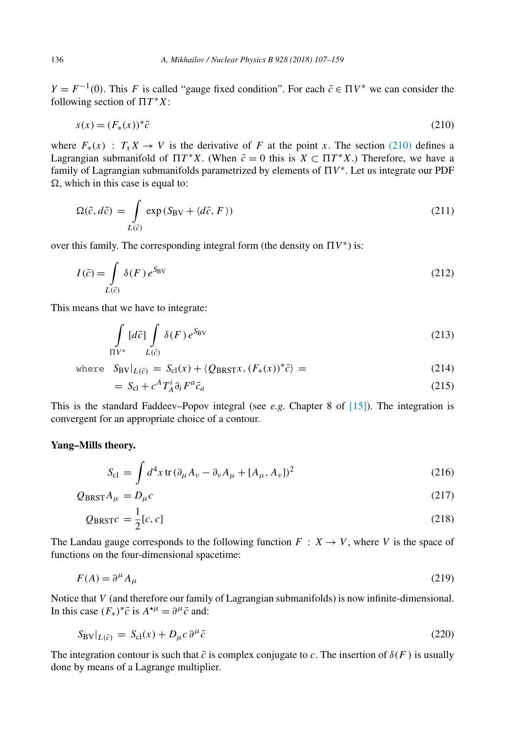$Y = F^{-1}(0)$. This $F$ is called "gauge fixed condition". For each $\bar{c} \in \Pi V^*$ we can consider the following section of $\Pi T^* X$:

$$s(x) = (F_*(x))^* \bar{c} \tag{210}$$

where $F_*(x) \, : \, T_x X \to V$ is the derivative of $F$ at the point $x$. The section (210) defines a Lagrangian submanifold of $\Pi T^* X$. (When $\bar{c} = 0$ this is $X \subset \Pi T^* X$.) Therefore, we have a family of Lagrangian submanifolds parametrized by elements of $\Pi V^*$. Let us integrate our PDF $\Omega$, which in this case is equal to:

$$\Omega(\bar{c}, d\bar{c}) \; = \int\limits_{L(\bar{c})} \exp\left(S_{\mathrm{BV}} + \langle d\bar{c}, F \rangle\right) \tag{211}$$

over this family. The corresponding integral form (the density on $\Pi V^*$) is:

$$I(\bar{c}) = \int\limits_{L(\bar{c})} \delta(F) \, e^{S_{\mathrm{BV}}} \tag{212}$$

This means that we have to integrate:

$$\int\limits_{\Pi V^*} [d\bar{c}] \int\limits_{L(\bar{c})} \delta(F) \, e^{S_{\mathrm{BV}}} \tag{213}$$

$$\text{where} \quad S_{\mathrm{BV}}|_{L(\bar{c})} \; = \; S_{\mathrm{cl}}(x) + \langle Q_{\mathrm{BRST}} x, (F_*(x))^* \bar{c} \rangle \; = \tag{214}$$

$$= \; S_{\mathrm{cl}} + c^A T_A^i \partial_i F^a \bar{c}_a \tag{215}$$

This is the standard Faddeev–Popov integral (see *e.g.* Chapter 8 of [15]). The integration is convergent for an appropriate choice of a contour.

**Yang–Mills theory.**

$$S_{\mathrm{cl}} \; = \int d^4 x \, \mathrm{tr} \, (\partial_\mu A_\nu - \partial_\nu A_\mu + [A_\mu, A_\nu])^2 \tag{216}$$

$$Q_{\mathrm{BRST}} A_\mu \; = D_\mu c \tag{217}$$

$$Q_{\mathrm{BRST}} c \; = \frac{1}{2} [c, c] \tag{218}$$

The Landau gauge corresponds to the following function $F \, : \, X \to V$, where $V$ is the space of functions on the four-dimensional spacetime:

$$F(A) = \partial^\mu A_\mu \tag{219}$$

Notice that $V$ (and therefore our family of Lagrangian submanifolds) is now infinite-dimensional. In this case $(F_*)^* \bar{c}$ is $A^{\star\mu} = \partial^\mu \bar{c}$ and:

$$S_{\mathrm{BV}}|_{L(\bar{c})} \; = \; S_{\mathrm{cl}}(x) + D_\mu c \, \partial^\mu \bar{c} \tag{220}$$

The integration contour is such that $\bar{c}$ is complex conjugate to $c$. The insertion of $\delta(F)$ is usually done by means of a Lagrange multiplier.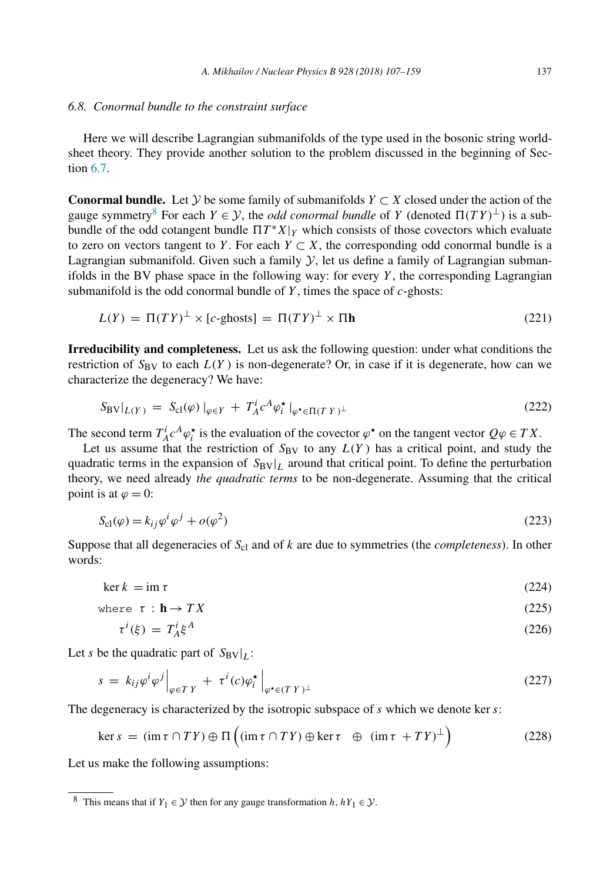### 6.8. Conormal bundle to the constraint surface

Here we will describe Lagrangian submanifolds of the type used in the bosonic string worldsheet theory. They provide another solution to the problem discussed in the beginning of Section 6.7.

**Conormal bundle.** Let $\mathcal{Y}$ be some family of submanifolds $Y \subset X$ closed under the action of the gauge symmetry[8] For each $Y \in \mathcal{Y}$, the *odd conormal bundle* of $Y$ (denoted $\Pi(TY)^{\perp}$) is a subbundle of the odd cotangent bundle $\Pi T^*X|_Y$ which consists of those covectors which evaluate to zero on vectors tangent to $Y$. For each $Y \subset X$, the corresponding odd conormal bundle is a Lagrangian submanifold. Given such a family $\mathcal{Y}$, let us define a family of Lagrangian submanifolds in the BV phase space in the following way: for every $Y$, the corresponding Lagrangian submanifold is the odd conormal bundle of $Y$, times the space of $c$-ghosts:

$$L(Y) = \Pi(TY)^{\perp} \times [c\text{-ghosts}] = \Pi(TY)^{\perp} \times \Pi\mathbf{h} \tag{221}$$

**Irreducibility and completeness.** Let us ask the following question: under what conditions the restriction of $S_{\text{BV}}$ to each $L(Y)$ is non-degenerate? Or, in case if it is degenerate, how can we characterize the degeneracy? We have:

$$S_{\text{BV}}|_{L(Y)} = S_{\text{cl}}(\varphi)\,|_{\varphi \in Y} + T^i_A c^A \varphi^{\star}_i\,|_{\varphi^{\star} \in \Pi(TY)^{\perp}} \tag{222}$$

The second term $T^i_A c^A \varphi^{\star}_i$ is the evaluation of the covector $\varphi^{\star}$ on the tangent vector $Q\varphi \in TX$.

Let us assume that the restriction of $S_{\text{BV}}$ to any $L(Y)$ has a critical point, and study the quadratic terms in the expansion of $S_{\text{BV}}|_L$ around that critical point. To define the perturbation theory, we need already *the quadratic terms* to be non-degenerate. Assuming that the critical point is at $\varphi = 0$:

$$S_{\text{cl}}(\varphi) = k_{ij}\varphi^i\varphi^j + o(\varphi^2) \tag{223}$$

Suppose that all degeneracies of $S_{\text{cl}}$ and of $k$ are due to symmetries (the *completeness*). In other words:

$$\ker k = \operatorname{im}\tau \tag{224}$$

$$\texttt{where}\ \ \tau : \mathbf{h} \to TX \tag{225}$$

$$\tau^i(\xi) = T^i_A \xi^A \tag{226}$$

Let $s$ be the quadratic part of $S_{\text{BV}}|_L$:

$$s = k_{ij}\varphi^i\varphi^j\Big|_{\varphi \in TY} + \tau^i(c)\varphi^{\star}_i\Big|_{\varphi^{\star} \in (TY)^{\perp}} \tag{227}$$

The degeneracy is characterized by the isotropic subspace of $s$ which we denote $\ker s$:

$$\ker s = (\operatorname{im}\tau \cap TY) \oplus \Pi\left((\operatorname{im}\tau \cap TY) \oplus \ker\tau \ \ \oplus\ \ (\operatorname{im}\tau + TY)^{\perp}\right) \tag{228}$$

Let us make the following assumptions:

[8] This means that if $Y_1 \in \mathcal{Y}$ then for any gauge transformation $h$, $hY_1 \in \mathcal{Y}$.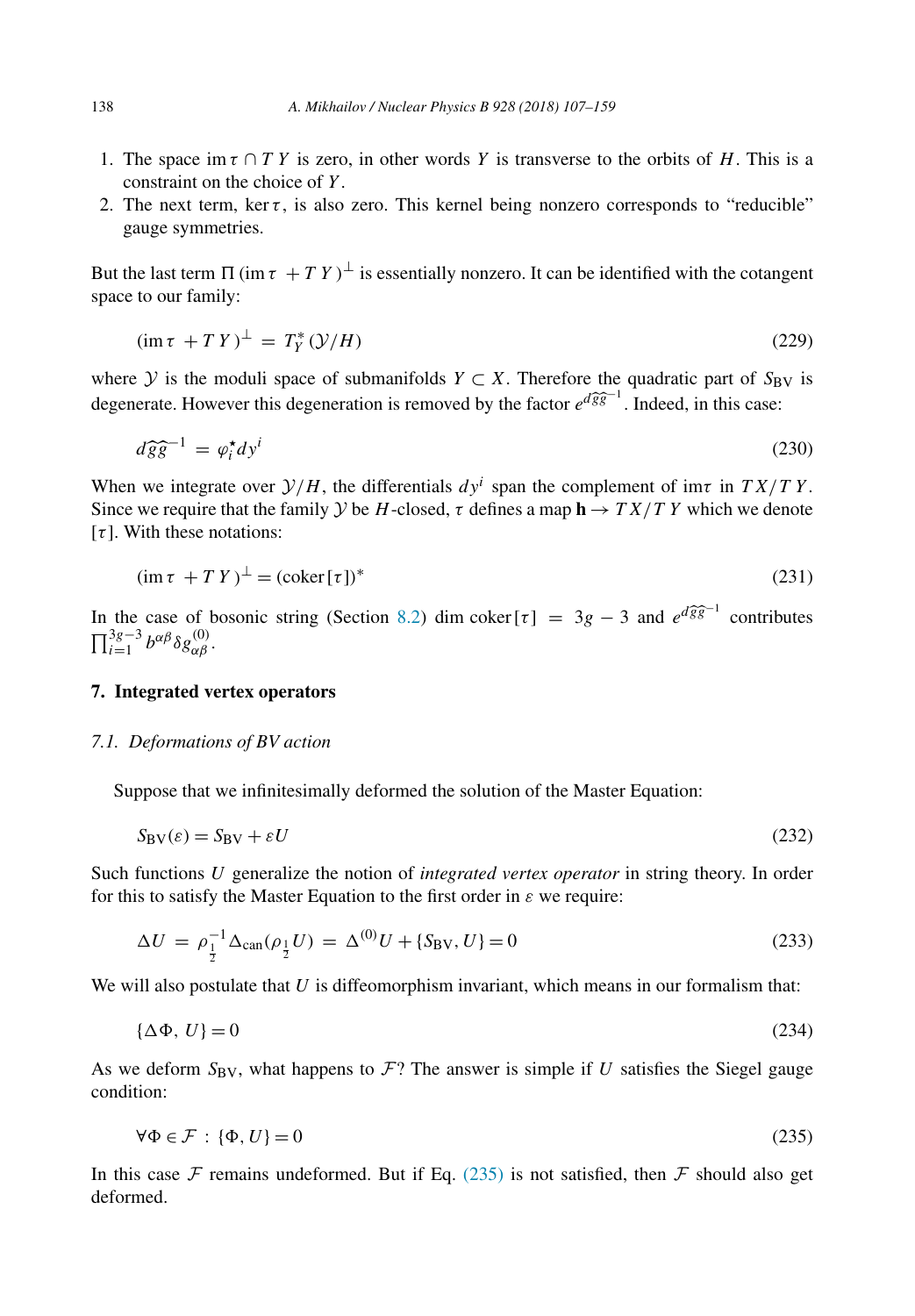1. The space $\text{im}\,\tau \cap TY$ is zero, in other words $Y$ is transverse to the orbits of $H$. This is a constraint on the choice of $Y$.
2. The next term, $\ker\tau$, is also zero. This kernel being nonzero corresponds to "reducible" gauge symmetries.

But the last term $\Pi\,(\text{im}\,\tau\ + TY)^{\perp}$ is essentially nonzero. It can be identified with the cotangent space to our family:

$$(\text{im}\,\tau\ + TY)^{\perp} = T^*_Y(\mathcal{Y}/H) \tag{229}$$

where $\mathcal{Y}$ is the moduli space of submanifolds $Y \subset X$. Therefore the quadratic part of $S_{\text{BV}}$ is degenerate. However this degeneration is removed by the factor $e^{d\widehat{gg}^{-1}}$. Indeed, in this case:

$$d\widehat{gg}^{-1} = \varphi_i^{\star} dy^i \tag{230}$$

When we integrate over $\mathcal{Y}/H$, the differentials $dy^i$ span the complement of $\text{im}\tau$ in $TX/TY$. Since we require that the family $\mathcal{Y}$ be $H$-closed, $\tau$ defines a map $\mathbf{h} \to TX/TY$ which we denote $[\tau]$. With these notations:

$$(\text{im}\,\tau\ + TY)^{\perp} = (\text{coker}\,[\tau])^* \tag{231}$$

In the case of bosonic string (Section 8.2) $\dim\text{coker}[\tau] = 3g-3$ and $e^{d\widehat{gg}^{-1}}$ contributes $\prod_{i=1}^{3g-3} b^{\alpha\beta}\delta g^{(0)}_{\alpha\beta}$.

## 7. Integrated vertex operators

### 7.1. Deformations of BV action

Suppose that we infinitesimally deformed the solution of the Master Equation:

$$S_{\text{BV}}(\varepsilon) = S_{\text{BV}} + \varepsilon U \tag{232}$$

Such functions $U$ generalize the notion of *integrated vertex operator* in string theory. In order for this to satisfy the Master Equation to the first order in $\varepsilon$ we require:

$$\Delta U = \rho_{\frac{1}{2}}^{-1}\Delta_{\text{can}}(\rho_{\frac{1}{2}}U) = \Delta^{(0)}U + \{S_{\text{BV}}, U\} = 0 \tag{233}$$

We will also postulate that $U$ is diffeomorphism invariant, which means in our formalism that:

$$\{\Delta\Phi, U\} = 0 \tag{234}$$

As we deform $S_{\text{BV}}$, what happens to $\mathcal{F}$? The answer is simple if $U$ satisfies the Siegel gauge condition:

$$\forall\Phi \in \mathcal{F} : \{\Phi, U\} = 0 \tag{235}$$

In this case $\mathcal{F}$ remains undeformed. But if Eq. (235) is not satisfied, then $\mathcal{F}$ should also get deformed.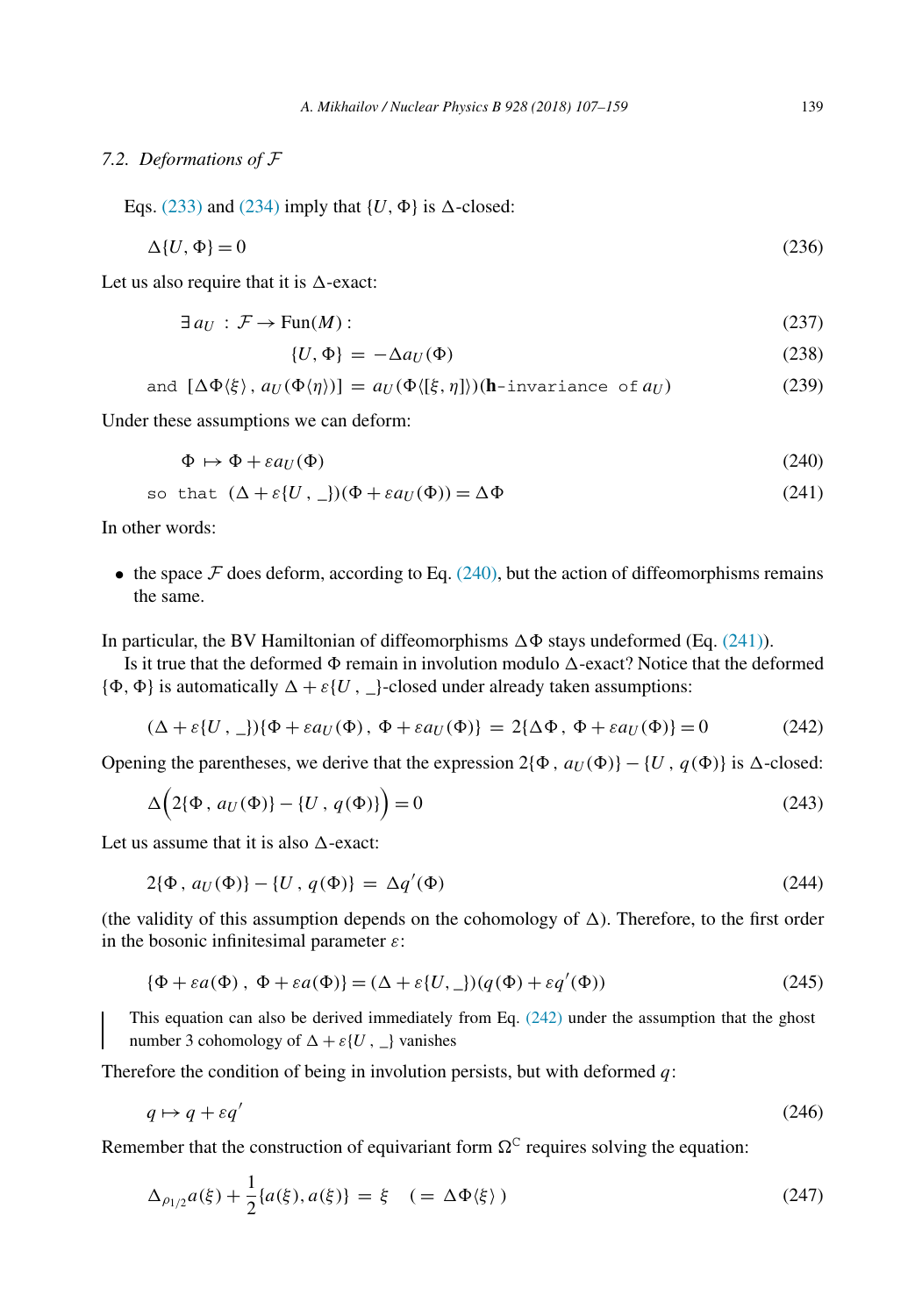### 7.2. Deformations of $\mathcal{F}$

Eqs. (233) and (234) imply that $\{U, \Phi\}$ is $\Delta$-closed:

$$\Delta\{U,\Phi\} = 0 \tag{236}$$

Let us also require that it is $\Delta$-exact:

$$\exists\, a_U \;:\; \mathcal{F} \to \text{Fun}(M): \tag{237}$$

$$\{U,\Phi\} \;=\; -\Delta a_U(\Phi) \tag{238}$$

$$\texttt{and}\;\; [\Delta\Phi\langle\xi\rangle\,,\, a_U(\Phi\langle\eta\rangle)] = a_U(\Phi\langle[\xi,\eta]\rangle)(\mathbf{h}\texttt{-invariance of } a_U) \tag{239}$$

Under these assumptions we can deform:

$$\Phi \;\mapsto\; \Phi + \varepsilon a_U(\Phi) \tag{240}$$

$$\texttt{so that}\;\; (\Delta + \varepsilon\{U\,,\,\_\})(\Phi + \varepsilon a_U(\Phi)) = \Delta\Phi \tag{241}$$

In other words:

- the space $\mathcal{F}$ does deform, according to Eq. (240), but the action of diffeomorphisms remains the same.

In particular, the BV Hamiltonian of diffeomorphisms $\Delta\Phi$ stays undeformed (Eq. (241)).

Is it true that the deformed $\Phi$ remain in involution modulo $\Delta$-exact? Notice that the deformed $\{\Phi, \Phi\}$ is automatically $\Delta + \varepsilon\{U\,,\,\_\}$-closed under already taken assumptions:

$$(\Delta + \varepsilon\{U\,,\,\_\})\{\Phi + \varepsilon a_U(\Phi)\,,\; \Phi + \varepsilon a_U(\Phi)\} \;=\; 2\{\Delta\Phi\,,\; \Phi + \varepsilon a_U(\Phi)\} = 0 \tag{242}$$

Opening the parentheses, we derive that the expression $2\{\Phi\,,\, a_U(\Phi)\} - \{U\,,\, q(\Phi)\}$ is $\Delta$-closed:

$$\Delta\Big(2\{\Phi\,,\, a_U(\Phi)\} - \{U\,,\, q(\Phi)\}\Big) = 0 \tag{243}$$

Let us assume that it is also $\Delta$-exact:

$$2\{\Phi\,,\, a_U(\Phi)\} - \{U\,,\, q(\Phi)\} \;=\; \Delta q'(\Phi) \tag{244}$$

(the validity of this assumption depends on the cohomology of $\Delta$). Therefore, to the first order in the bosonic infinitesimal parameter $\varepsilon$:

$$\{\Phi + \varepsilon a(\Phi)\,,\; \Phi + \varepsilon a(\Phi)\} = (\Delta + \varepsilon\{U, \_\})(q(\Phi) + \varepsilon q'(\Phi)) \tag{245}$$

> This equation can also be derived immediately from Eq. (242) under the assumption that the ghost number 3 cohomology of $\Delta + \varepsilon\{U\,,\,\_\}$ vanishes

Therefore the condition of being in involution persists, but with deformed $q$:

$$q \mapsto q + \varepsilon q' \tag{246}$$

Remember that the construction of equivariant form $\Omega^{\mathbb{C}}$ requires solving the equation:

$$\Delta_{\rho_{1/2}} a(\xi) + \frac{1}{2}\{a(\xi), a(\xi)\} \;=\; \xi \quad (\,=\, \Delta\Phi\langle\xi\rangle\,) \tag{247}$$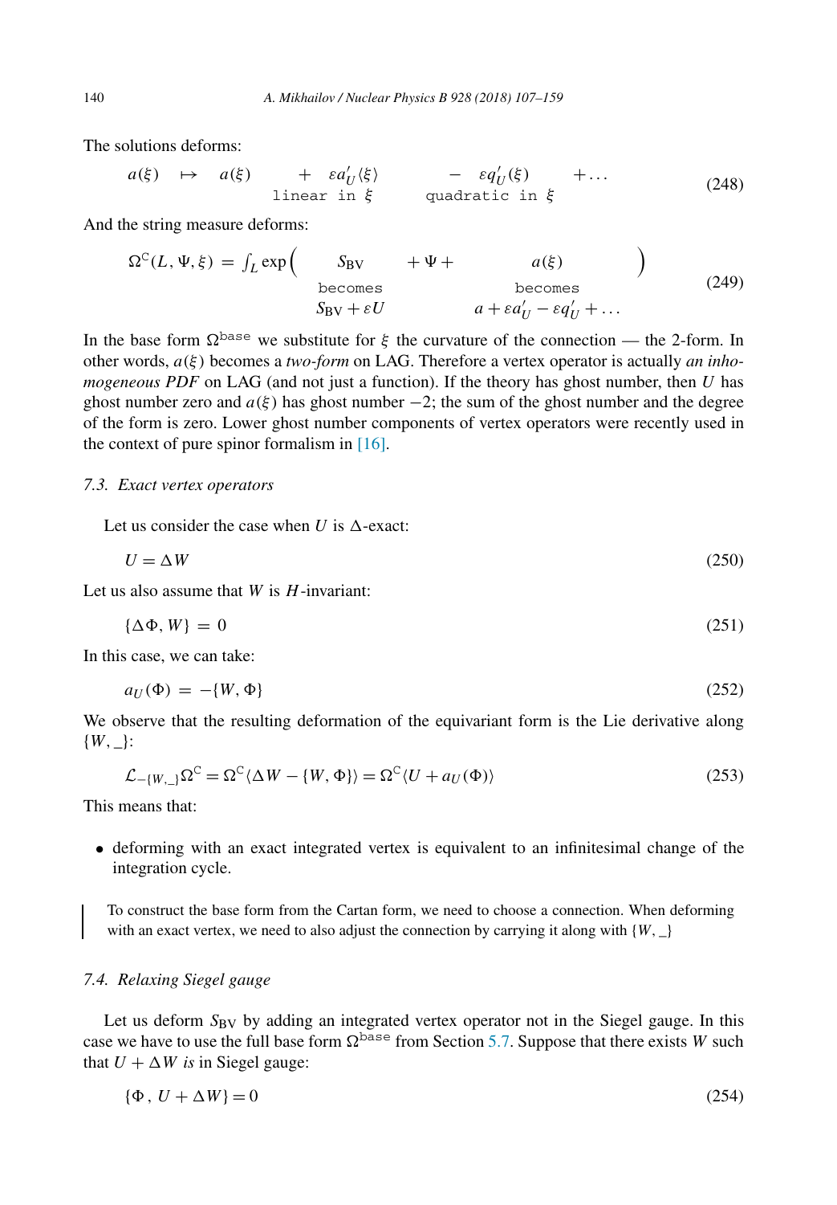The solutions deforms:

$$a(\xi) \quad \mapsto \quad a(\xi) \quad + \underbrace{\varepsilon a'_U\langle\xi\rangle}_{\texttt{linear in } \xi} \quad - \underbrace{\varepsilon q'_U(\xi)}_{\texttt{quadratic in } \xi} \quad + \dots \tag{248}$$

And the string measure deforms:

$$\Omega^{\mathrm{C}}(L, \Psi, \xi) = \int_L \exp\Big( \underbrace{S_{\mathrm{BV}}}_{\substack{\texttt{becomes} \\ S_{\mathrm{BV}} + \varepsilon U}} + \Psi + \underbrace{a(\xi)}_{\substack{\texttt{becomes} \\ a + \varepsilon a'_U - \varepsilon q'_U + \dots}} \Big) \tag{249}$$

In the base form $\Omega^{\mathrm{base}}$ we substitute for $\xi$ the curvature of the connection — the 2-form. In other words, $a(\xi)$ becomes a *two-form* on LAG. Therefore a vertex operator is actually *an inhomogeneous PDF* on LAG (and not just a function). If the theory has ghost number, then $U$ has ghost number zero and $a(\xi)$ has ghost number $-2$; the sum of the ghost number and the degree of the form is zero. Lower ghost number components of vertex operators were recently used in the context of pure spinor formalism in [16].

### 7.3. Exact vertex operators

Let us consider the case when $U$ is $\Delta$-exact:

$$U = \Delta W \tag{250}$$

Let us also assume that $W$ is $H$-invariant:

$$\{\Delta\Phi, W\} = 0 \tag{251}$$

In this case, we can take:

$$a_U(\Phi) = -\{W, \Phi\} \tag{252}$$

We observe that the resulting deformation of the equivariant form is the Lie derivative along $\{W, \_\}$:

$$\mathcal{L}_{-\{W,\_\}}\Omega^{\mathrm{C}} = \Omega^{\mathrm{C}}\langle \Delta W - \{W, \Phi\}\rangle = \Omega^{\mathrm{C}}\langle U + a_U(\Phi)\rangle \tag{253}$$

This means that:

- deforming with an exact integrated vertex is equivalent to an infinitesimal change of the integration cycle.

> To construct the base form from the Cartan form, we need to choose a connection. When deforming with an exact vertex, we need to also adjust the connection by carrying it along with $\{W, \_\}$

### 7.4. Relaxing Siegel gauge

Let us deform $S_{\mathrm{BV}}$ by adding an integrated vertex operator not in the Siegel gauge. In this case we have to use the full base form $\Omega^{\mathrm{base}}$ from Section 5.7. Suppose that there exists $W$ such that $U + \Delta W$ *is* in Siegel gauge:

$$\{\Phi\,,\, U + \Delta W\} = 0 \tag{254}$$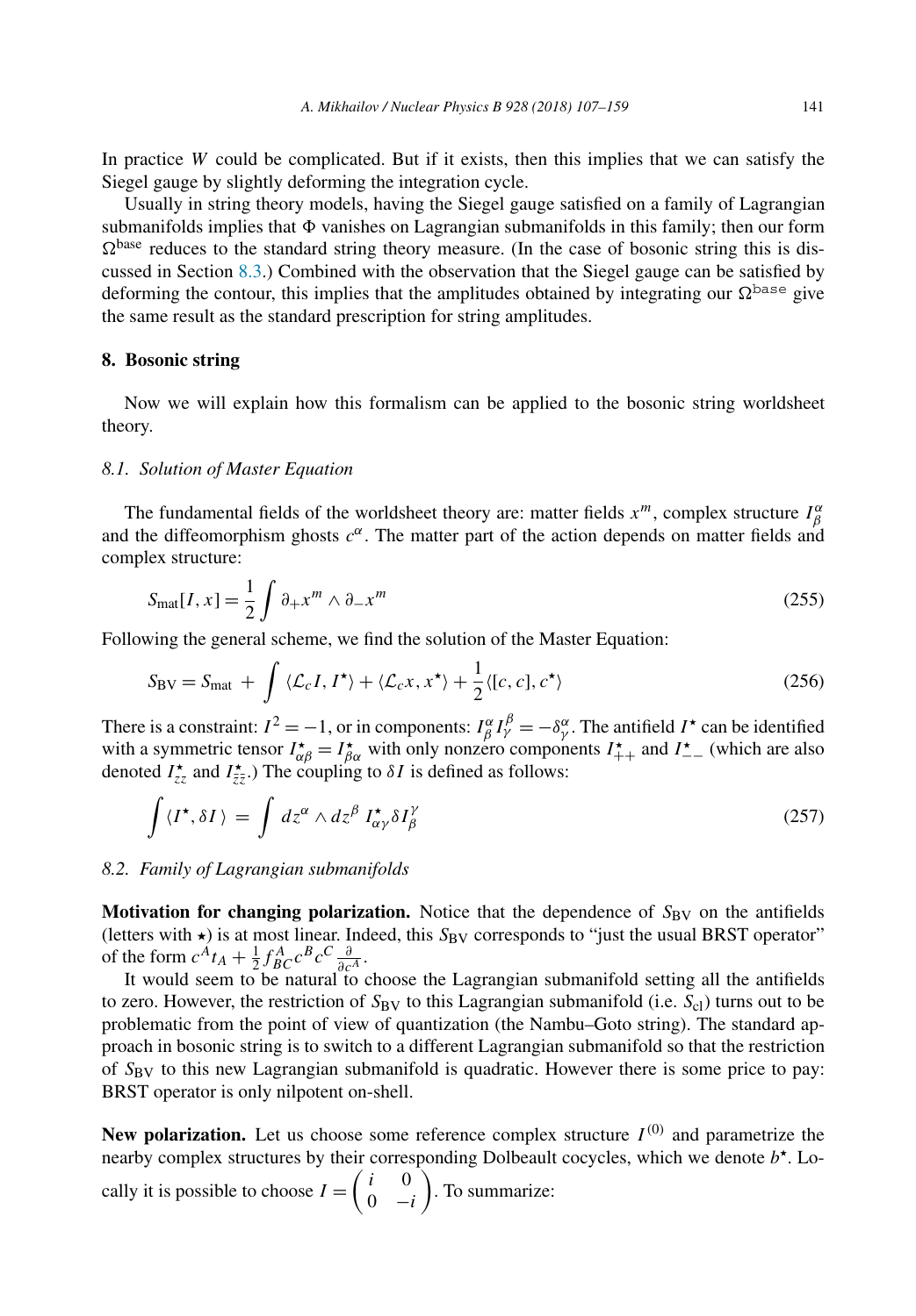In practice $W$ could be complicated. But if it exists, then this implies that we can satisfy the Siegel gauge by slightly deforming the integration cycle.

Usually in string theory models, having the Siegel gauge satisfied on a family of Lagrangian submanifolds implies that $\Phi$ vanishes on Lagrangian submanifolds in this family; then our form $\Omega^{\text{base}}$ reduces to the standard string theory measure. (In the case of bosonic string this is discussed in Section 8.3.) Combined with the observation that the Siegel gauge can be satisfied by deforming the contour, this implies that the amplitudes obtained by integrating our $\Omega^{\mathtt{base}}$ give the same result as the standard prescription for string amplitudes.

## 8. Bosonic string

Now we will explain how this formalism can be applied to the bosonic string worldsheet theory.

### 8.1. Solution of Master Equation

The fundamental fields of the worldsheet theory are: matter fields $x^m$, complex structure $I^\alpha_\beta$ and the diffeomorphism ghosts $c^\alpha$. The matter part of the action depends on matter fields and complex structure:

$$S_{\text{mat}}[I, x] = \frac{1}{2}\int \partial_+ x^m \wedge \partial_- x^m \tag{255}$$

Following the general scheme, we find the solution of the Master Equation:

$$S_{\text{BV}} = S_{\text{mat}} + \int \langle \mathcal{L}_c I, I^\star \rangle + \langle \mathcal{L}_c x, x^\star \rangle + \frac{1}{2}\langle [c,c], c^\star \rangle \tag{256}$$

There is a constraint: $I^2 = -1$, or in components: $I^\alpha_\beta I^\beta_\gamma = -\delta^\alpha_\gamma$. The antifield $I^\star$ can be identified with a symmetric tensor $I^\star_{\alpha\beta} = I^\star_{\beta\alpha}$ with only nonzero components $I^\star_{++}$ and $I^\star_{--}$ (which are also denoted $I^\star_{zz}$ and $I^\star_{\bar{z}\bar{z}}$.) The coupling to $\delta I$ is defined as follows:

$$\int \langle I^\star, \delta I \rangle = \int dz^\alpha \wedge dz^\beta \; I^\star_{\alpha\gamma} \delta I^\gamma_\beta \tag{257}$$

### 8.2. Family of Lagrangian submanifolds

**Motivation for changing polarization.** Notice that the dependence of $S_{\text{BV}}$ on the antifields (letters with $\star$) is at most linear. Indeed, this $S_{\text{BV}}$ corresponds to "just the usual BRST operator" of the form $c^A t_A + \frac{1}{2} f^A_{BC} c^B c^C \frac{\partial}{\partial c^A}$.

It would seem to be natural to choose the Lagrangian submanifold setting all the antifields to zero. However, the restriction of $S_{\text{BV}}$ to this Lagrangian submanifold (i.e. $S_{\text{cl}}$) turns out to be problematic from the point of view of quantization (the Nambu–Goto string). The standard approach in bosonic string is to switch to a different Lagrangian submanifold so that the restriction of $S_{\text{BV}}$ to this new Lagrangian submanifold is quadratic. However there is some price to pay: BRST operator is only nilpotent on-shell.

**New polarization.** Let us choose some reference complex structure $I^{(0)}$ and parametrize the nearby complex structures by their corresponding Dolbeault cocycles, which we denote $b^\star$. Locally it is possible to choose $I = \begin{pmatrix} i & 0 \\ 0 & -i \end{pmatrix}$. To summarize: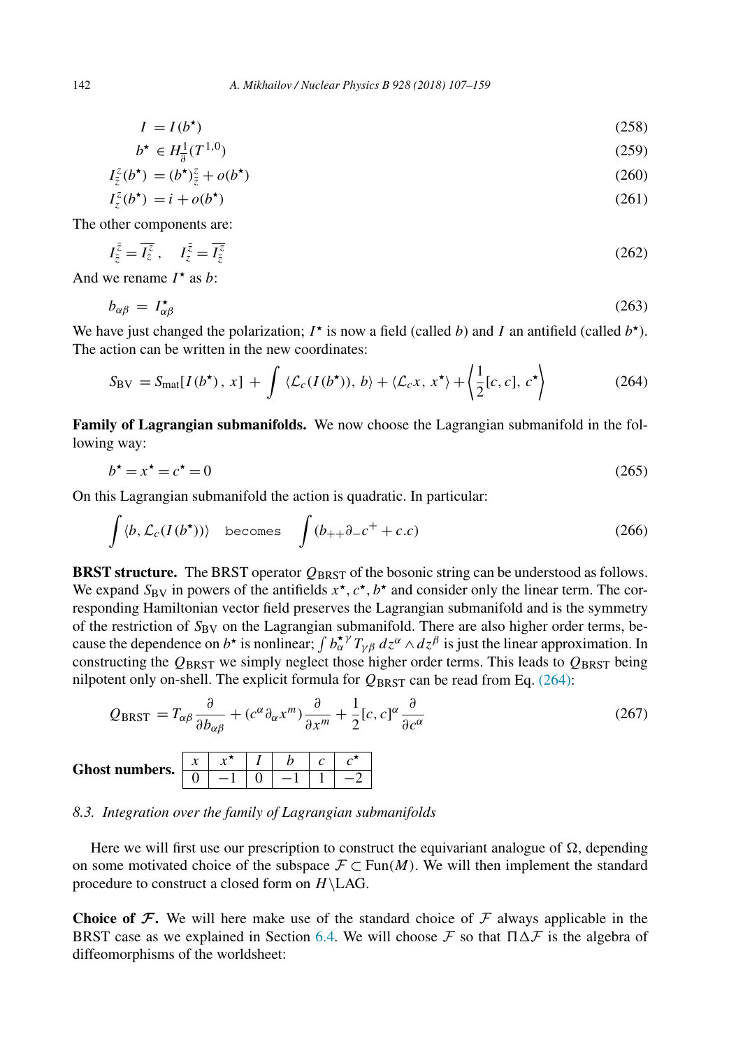$$I = I(b^\star) \tag{258}$$

$$b^\star \in H^1_{\overline{\partial}}(T^{1,0}) \tag{259}$$

$$I_{\bar{z}}^{z}(b^\star) = (b^\star)_{\bar{z}}^{z} + o(b^\star) \tag{260}$$

$$I_{z}^{z}(b^\star) = i + o(b^\star) \tag{261}$$

The other components are:

$$I_{\bar{z}}^{\bar{z}} = \overline{I_{z}^{z}}\,, \quad I_{z}^{\bar{z}} = \overline{I_{\bar{z}}^{z}} \tag{262}$$

And we rename $I^\star$ as $b$:

$$b_{\alpha\beta} = I^\star_{\alpha\beta} \tag{263}$$

We have just changed the polarization; $I^\star$ is now a field (called $b$) and $I$ an antifield (called $b^\star$). The action can be written in the new coordinates:

$$S_{\mathrm{BV}} = S_{\mathrm{mat}}[I(b^\star)\,,\,x] + \int \langle \mathcal{L}_c(I(b^\star)),\, b\rangle + \langle \mathcal{L}_c x,\, x^\star\rangle + \left\langle \frac{1}{2}[c,c],\, c^\star \right\rangle \tag{264}$$

**Family of Lagrangian submanifolds.** We now choose the Lagrangian submanifold in the following way:

$$b^\star = x^\star = c^\star = 0 \tag{265}$$

On this Lagrangian submanifold the action is quadratic. In particular:

$$\int \langle b, \mathcal{L}_c(I(b^\star))\rangle \quad \texttt{becomes} \quad \int (b_{++}\partial_- c^+ + c.c) \tag{266}$$

**BRST structure.** The BRST operator $Q_{\mathrm{BRST}}$ of the bosonic string can be understood as follows. We expand $S_{\mathrm{BV}}$ in powers of the antifields $x^\star, c^\star, b^\star$ and consider only the linear term. The corresponding Hamiltonian vector field preserves the Lagrangian submanifold and is the symmetry of the restriction of $S_{\mathrm{BV}}$ on the Lagrangian submanifold. There are also higher order terms, because the dependence on $b^\star$ is nonlinear; $\int b^{\star\,\gamma}_{\alpha} T_{\gamma\beta}\, dz^\alpha \wedge dz^\beta$ is just the linear approximation. In constructing the $Q_{\mathrm{BRST}}$ we simply neglect those higher order terms. This leads to $Q_{\mathrm{BRST}}$ being nilpotent only on-shell. The explicit formula for $Q_{\mathrm{BRST}}$ can be read from Eq. (264):

$$Q_{\mathrm{BRST}} = T_{\alpha\beta}\frac{\partial}{\partial b_{\alpha\beta}} + (c^\alpha \partial_\alpha x^m)\frac{\partial}{\partial x^m} + \frac{1}{2}[c,c]^\alpha \frac{\partial}{\partial c^\alpha} \tag{267}$$

**Ghost numbers.**

| $x$ | $x^\star$ | $I$ | $b$ | $c$ | $c^\star$ |
|---|---|---|---|---|---|
| 0 | −1 | 0 | −1 | 1 | −2 |

### 8.3. *Integration over the family of Lagrangian submanifolds*

Here we will first use our prescription to construct the equivariant analogue of $\Omega$, depending on some motivated choice of the subspace $\mathcal{F} \subset \mathrm{Fun}(M)$. We will then implement the standard procedure to construct a closed form on $H\backslash \mathrm{LAG}$.

**Choice of $\mathcal{F}$.** We will here make use of the standard choice of $\mathcal{F}$ always applicable in the BRST case as we explained in Section 6.4. We will choose $\mathcal{F}$ so that $\Pi\Delta\mathcal{F}$ is the algebra of diffeomorphisms of the worldsheet: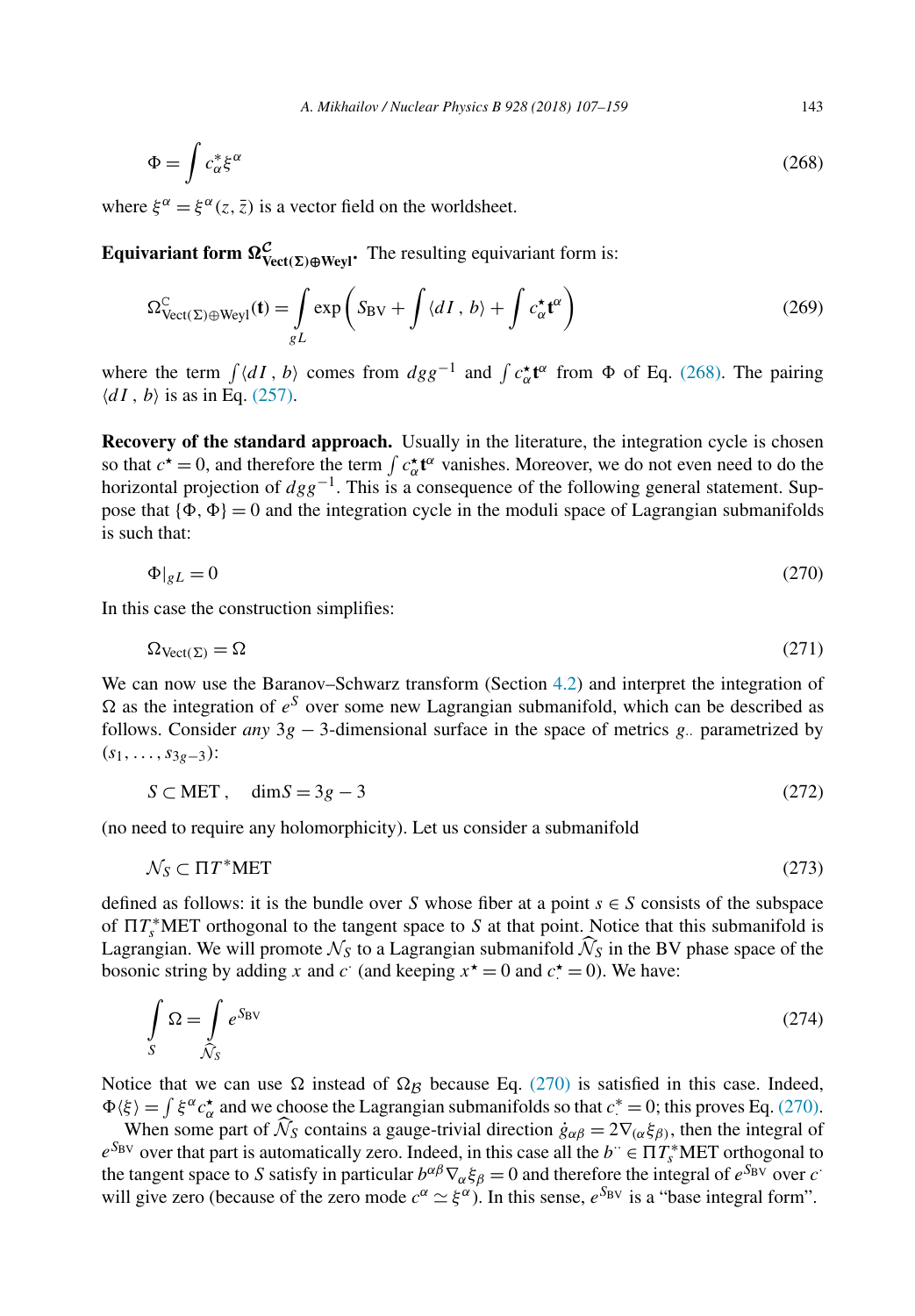$$\Phi = \int c^*_\alpha \xi^\alpha \tag{268}$$

where $\xi^\alpha = \xi^\alpha(z, \bar{z})$ is a vector field on the worldsheet.

**Equivariant form $\Omega^{\mathcal{C}}_{\mathbf{Vect(\Sigma)\oplus Weyl}}$.** The resulting equivariant form is:

$$\Omega^{\mathbb{C}}_{\mathrm{Vect}(\Sigma)\oplus\mathrm{Weyl}}(\mathbf{t}) = \int\limits_{gL} \exp\left( S_{\mathrm{BV}} + \int \langle dI \,,\, b\rangle + \int c^\star_\alpha \mathbf{t}^\alpha \right) \tag{269}$$

where the term $\int \langle dI \,,\, b\rangle$ comes from $dgg^{-1}$ and $\int c^\star_\alpha \mathbf{t}^\alpha$ from $\Phi$ of Eq. (268). The pairing $\langle dI \,,\, b\rangle$ is as in Eq. (257).

**Recovery of the standard approach.** Usually in the literature, the integration cycle is chosen so that $c^\star = 0$, and therefore the term $\int c^\star_\alpha \mathbf{t}^\alpha$ vanishes. Moreover, we do not even need to do the horizontal projection of $dgg^{-1}$. This is a consequence of the following general statement. Suppose that $\{\Phi, \Phi\} = 0$ and the integration cycle in the moduli space of Lagrangian submanifolds is such that:

$$\Phi|_{gL} = 0 \tag{270}$$

In this case the construction simplifies:

$$\Omega_{\mathrm{Vect}(\Sigma)} = \Omega \tag{271}$$

We can now use the Baranov–Schwarz transform (Section 4.2) and interpret the integration of $\Omega$ as the integration of $e^S$ over some new Lagrangian submanifold, which can be described as follows. Consider *any* $3g-3$-dimensional surface in the space of metrics $g_{..}$ parametrized by $(s_1, \ldots, s_{3g-3})$:

$$S \subset \mathrm{MET}\,, \quad \dim S = 3g-3 \tag{272}$$

(no need to require any holomorphicity). Let us consider a submanifold

$$\mathcal{N}_S \subset \Pi T^*\mathrm{MET} \tag{273}$$

defined as follows: it is the bundle over $S$ whose fiber at a point $s \in S$ consists of the subspace of $\Pi T^*_s\mathrm{MET}$ orthogonal to the tangent space to $S$ at that point. Notice that this submanifold is Lagrangian. We will promote $\mathcal{N}_S$ to a Lagrangian submanifold $\widehat{\mathcal{N}}_S$ in the BV phase space of the bosonic string by adding $x$ and $c^\cdot$ (and keeping $x^\star = 0$ and $c^\star_\cdot = 0$). We have:

$$\int\limits_S \Omega = \int\limits_{\widehat{\mathcal{N}}_S} e^{S_{\mathrm{BV}}} \tag{274}$$

Notice that we can use $\Omega$ instead of $\Omega_{\mathcal{B}}$ because Eq. (270) is satisfied in this case. Indeed, $\Phi\langle\xi\rangle = \int \xi^\alpha c^\star_\alpha$ and we choose the Lagrangian submanifolds so that $c^*_\cdot = 0$; this proves Eq. (270).

When some part of $\widehat{\mathcal{N}}_S$ contains a gauge-trivial direction $\dot{g}_{\alpha\beta} = 2\nabla_{(\alpha}\xi_{\beta)}$, then the integral of $e^{S_{\mathrm{BV}}}$ over that part is automatically zero. Indeed, in this case all the $b^{\cdot\cdot} \in \Pi T^*_s\mathrm{MET}$ orthogonal to the tangent space to $S$ satisfy in particular $b^{\alpha\beta}\nabla_\alpha\xi_\beta = 0$ and therefore the integral of $e^{S_{\mathrm{BV}}}$ over $c^\cdot$ will give zero (because of the zero mode $c^\alpha \simeq \xi^\alpha$). In this sense, $e^{S_{\mathrm{BV}}}$ is a "base integral form".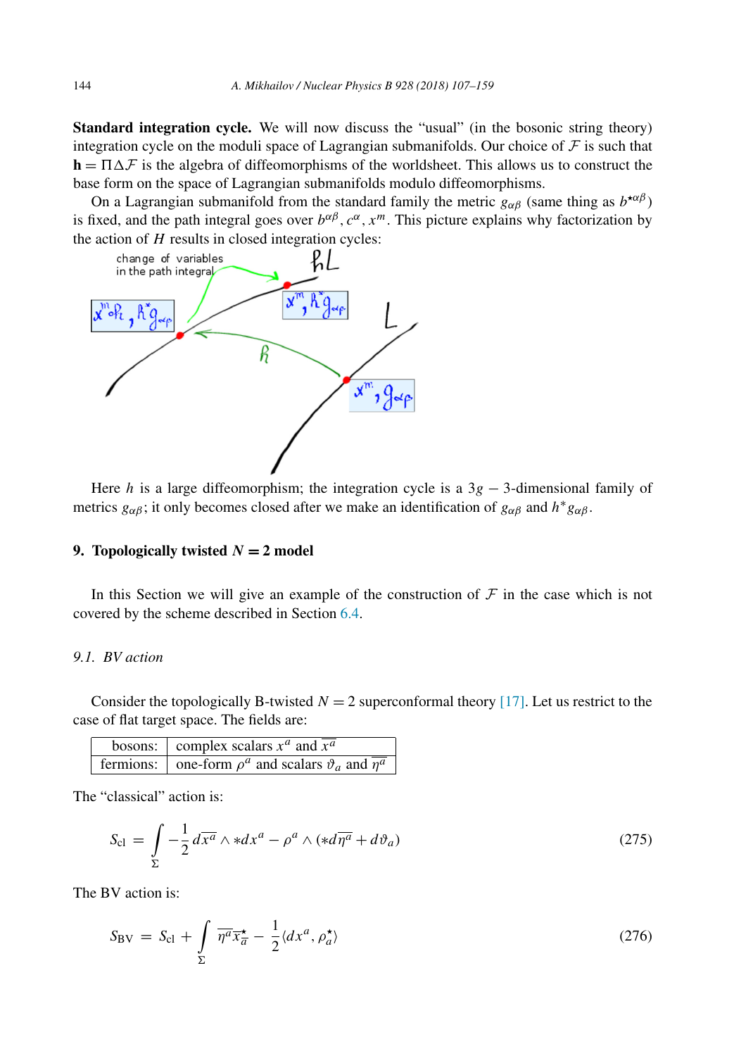**Standard integration cycle.** We will now discuss the "usual" (in the bosonic string theory) integration cycle on the moduli space of Lagrangian submanifolds. Our choice of $\mathcal{F}$ is such that $\mathbf{h} = \Pi\Delta\mathcal{F}$ is the algebra of diffeomorphisms of the worldsheet. This allows us to construct the base form on the space of Lagrangian submanifolds modulo diffeomorphisms.

On a Lagrangian submanifold from the standard family the metric $g_{\alpha\beta}$ (same thing as $b^{\star\alpha\beta}$) is fixed, and the path integral goes over $b^{\alpha\beta}, c^{\alpha}, x^m$. This picture explains why factorization by the action of $H$ results in closed integration cycles:

Here $h$ is a large diffeomorphism; the integration cycle is a $3g-3$-dimensional family of metrics $g_{\alpha\beta}$; it only becomes closed after we make an identification of $g_{\alpha\beta}$ and $h^* g_{\alpha\beta}$.

## 9. Topologically twisted $N = 2$ model

In this Section we will give an example of the construction of $\mathcal{F}$ in the case which is not covered by the scheme described in Section 6.4.

### 9.1. BV action

Consider the topologically B-twisted $N = 2$ superconformal theory [17]. Let us restrict to the case of flat target space. The fields are:

| | |
|---|---|
| bosons: | complex scalars $x^a$ and $\overline{x^a}$ |
| fermions: | one-form $\rho^a$ and scalars $\vartheta_a$ and $\overline{\eta^a}$ |

The "classical" action is:

$$S_{\text{cl}} = \int_{\Sigma} -\frac{1}{2} d\overline{x^a} \wedge *dx^a - \rho^a \wedge (*d\overline{\eta^a} + d\vartheta_a) \tag{275}$$

The BV action is:

$$S_{\text{BV}} = S_{\text{cl}} + \int_{\Sigma} \overline{\eta^a}\,\overline{x_a}^{\star} - \frac{1}{2}\langle dx^a, \rho_a^{\star}\rangle \tag{276}$$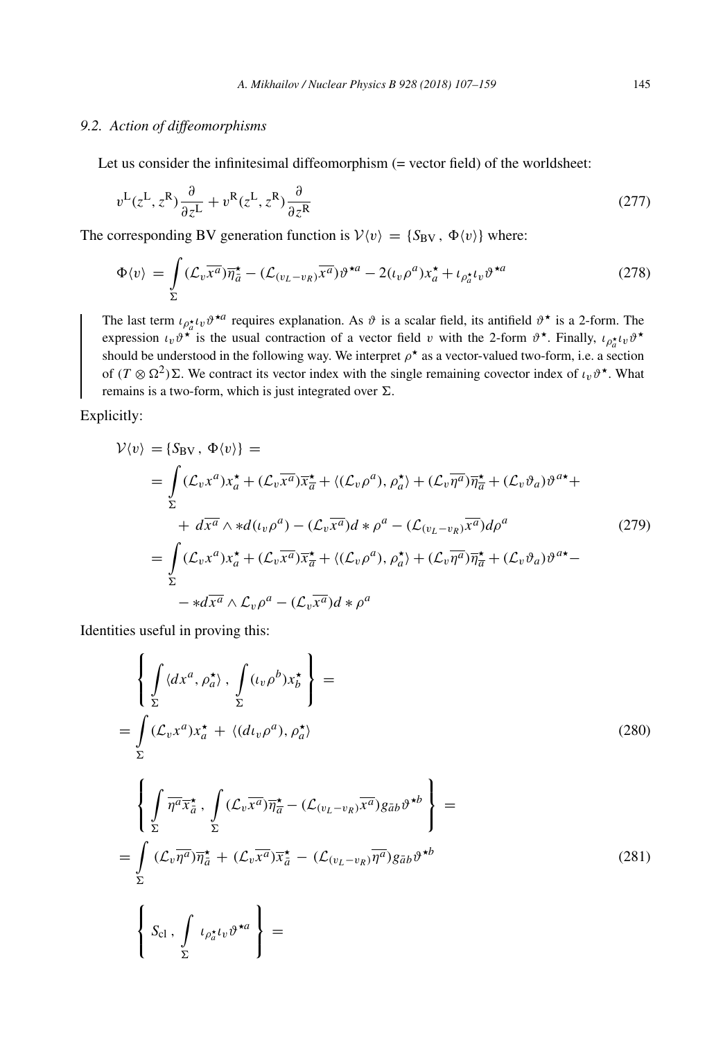### 9.2. *Action of diffeomorphisms*

Let us consider the infinitesimal diffeomorphism (= vector field) of the worldsheet:

$$v^{\mathrm{L}}(z^{\mathrm{L}}, z^{\mathrm{R}})\frac{\partial}{\partial z^{\mathrm{L}}} + v^{\mathrm{R}}(z^{\mathrm{L}}, z^{\mathrm{R}})\frac{\partial}{\partial z^{\mathrm{R}}} \tag{277}$$

The corresponding BV generation function is $\mathcal{V}\langle v\rangle = \{S_{\mathrm{BV}}\, ,\, \Phi\langle v\rangle\}$ where:

$$\Phi\langle v\rangle = \int\limits_{\Sigma} (\mathcal{L}_v \overline{x^a})\overline{\eta}^{\star}_{\overline{a}} - (\mathcal{L}_{(v_L - v_R)}\overline{x^a})\vartheta^{\star a} - 2(\iota_v \rho^a)x^{\star}_a + \iota_{\rho^{\star}_a}\iota_v\vartheta^{\star a} \tag{278}$$

> The last term $\iota_{\rho^{\star}_a}\iota_v\vartheta^{\star a}$ requires explanation. As $\vartheta$ is a scalar field, its antifield $\vartheta^{\star}$ is a 2-form. The expression $\iota_v\vartheta^{\star}$ is the usual contraction of a vector field $v$ with the 2-form $\vartheta^{\star}$. Finally, $\iota_{\rho^{\star}_a}\iota_v\vartheta^{\star}$ should be understood in the following way. We interpret $\rho^{\star}$ as a vector-valued two-form, i.e. a section of $(T\otimes\Omega^2)\Sigma$. We contract its vector index with the single remaining covector index of $\iota_v\vartheta^{\star}$. What remains is a two-form, which is just integrated over $\Sigma$.

Explicitly:

$$\begin{aligned}
\mathcal{V}\langle v\rangle &= \{S_{\mathrm{BV}}\, ,\, \Phi\langle v\rangle\} = \\
&= \int\limits_{\Sigma} (\mathcal{L}_v x^a)x^{\star}_a + (\mathcal{L}_v\overline{x^a})\overline{x}^{\star}_{\overline{a}} + \langle(\mathcal{L}_v\rho^a),\rho^{\star}_a\rangle + (\mathcal{L}_v\overline{\eta^a})\overline{\eta}^{\star}_{\overline{a}} + (\mathcal{L}_v\vartheta_a)\vartheta^{a\star} + \\
&\quad + d\overline{x^a}\wedge * d(\iota_v\rho^a) - (\mathcal{L}_v\overline{x^a})d*\rho^a - (\mathcal{L}_{(v_L-v_R)}\overline{x^a})d\rho^a \\
&= \int\limits_{\Sigma} (\mathcal{L}_v x^a)x^{\star}_a + (\mathcal{L}_v\overline{x^a})\overline{x}^{\star}_{\overline{a}} + \langle(\mathcal{L}_v\rho^a),\rho^{\star}_a\rangle + (\mathcal{L}_v\overline{\eta^a})\overline{\eta}^{\star}_{\overline{a}} + (\mathcal{L}_v\vartheta_a)\vartheta^{a\star} - \\
&\quad - *d\overline{x^a}\wedge\mathcal{L}_v\rho^a - (\mathcal{L}_v\overline{x^a})d*\rho^a
\end{aligned} \tag{279}$$

Identities useful in proving this:

$$\begin{aligned}
&\left\{ \int\limits_{\Sigma}\langle dx^a,\rho^{\star}_a\rangle\, ,\, \int\limits_{\Sigma}(\iota_v\rho^b)x^{\star}_b \right\} = \\
&= \int\limits_{\Sigma}(\mathcal{L}_v x^a)x^{\star}_a + \langle(d\iota_v\rho^a),\rho^{\star}_a\rangle
\end{aligned} \tag{280}$$

$$\begin{aligned}
&\left\{ \int\limits_{\Sigma}\overline{\eta^a}\overline{x}^{\star}_{\overline{a}}\, ,\, \int\limits_{\Sigma}(\mathcal{L}_v\overline{x^a})\overline{\eta}^{\star}_{\overline{a}} - (\mathcal{L}_{(v_L-v_R)}\overline{x^a})g_{\bar{a}b}\vartheta^{\star b} \right\} = \\
&= \int\limits_{\Sigma}(\mathcal{L}_v\overline{\eta^a})\overline{\eta}^{\star}_{\overline{a}} + (\mathcal{L}_v\overline{x^a})\overline{x}^{\star}_{\overline{a}} - (\mathcal{L}_{(v_L-v_R)}\overline{\eta^a})g_{\bar{a}b}\vartheta^{\star b}
\end{aligned} \tag{281}$$

$$\left\{ S_{\mathrm{cl}}\, ,\, \int\limits_{\Sigma}\iota_{\rho^{\star}_a}\iota_v\vartheta^{\star a} \right\} =$$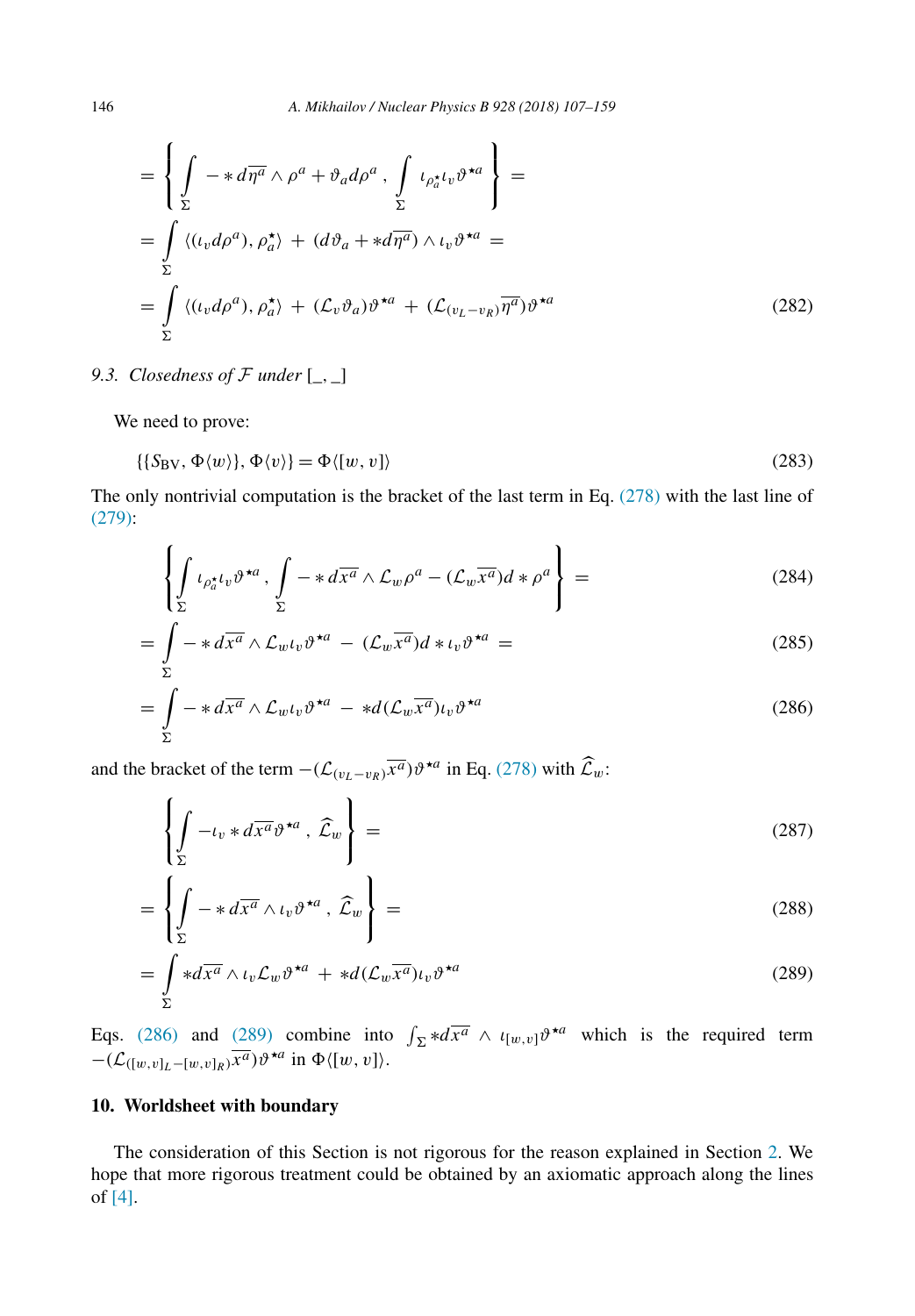$$
= \left\{ \int_\Sigma - * d\overline{\eta^a} \wedge \rho^a + \vartheta_a d\rho^a \,,\, \int_\Sigma \iota_{\rho_a^\star} \iota_v \vartheta^{\star a} \right\} =
$$

$$
= \int_\Sigma \langle (\iota_v d\rho^a), \rho_a^\star \rangle \,+\, (d\vartheta_a + * d\overline{\eta^a}) \wedge \iota_v \vartheta^{\star a} \,=
$$

$$
= \int_\Sigma \langle (\iota_v d\rho^a), \rho_a^\star \rangle \,+\, (\mathcal{L}_v \vartheta_a) \vartheta^{\star a} \,+\, (\mathcal{L}_{(v_L - v_R)} \overline{\eta^a}) \vartheta^{\star a} \tag{282}
$$

### 9.3. *Closedness of $\mathcal{F}$ under $[\_,\_]$*

We need to prove:

$$
\{\{S_{\text{BV}}, \Phi\langle w \rangle\}, \Phi\langle v \rangle\} = \Phi\langle [w,v] \rangle \tag{283}
$$

The only nontrivial computation is the bracket of the last term in Eq. (278) with the last line of (279):

$$
\left\{ \int_\Sigma \iota_{\rho_a^\star} \iota_v \vartheta^{\star a} \,,\, \int_\Sigma - * d\overline{x^a} \wedge \mathcal{L}_w \rho^a - (\mathcal{L}_w \overline{x^a}) d * \rho^a \right\} = \tag{284}
$$

$$
= \int_\Sigma - * d\overline{x^a} \wedge \mathcal{L}_w \iota_v \vartheta^{\star a} \,-\, (\mathcal{L}_w \overline{x^a}) d * \iota_v \vartheta^{\star a} \,= \tag{285}
$$

$$
= \int_\Sigma - * d\overline{x^a} \wedge \mathcal{L}_w \iota_v \vartheta^{\star a} \,-\, * d(\mathcal{L}_w \overline{x^a}) \iota_v \vartheta^{\star a} \tag{286}
$$

and the bracket of the term $-(\mathcal{L}_{(v_L - v_R)} \overline{x^a}) \vartheta^{\star a}$ in Eq. (278) with $\widehat{\mathcal{L}}_w$:

$$
\left\{ \int_\Sigma - \iota_v * d\overline{x^a} \vartheta^{\star a} \,,\, \widehat{\mathcal{L}}_w \right\} = \tag{287}
$$

$$
= \left\{ \int_\Sigma - * d\overline{x^a} \wedge \iota_v \vartheta^{\star a} \,,\, \widehat{\mathcal{L}}_w \right\} = \tag{288}
$$

$$
= \int_\Sigma * d\overline{x^a} \wedge \iota_v \mathcal{L}_w \vartheta^{\star a} \,+\, * d(\mathcal{L}_w \overline{x^a}) \iota_v \vartheta^{\star a} \tag{289}
$$

Eqs. (286) and (289) combine into $\int_\Sigma * d\overline{x^a} \wedge \iota_{[w,v]} \vartheta^{\star a}$ which is the required term $-(\mathcal{L}_{([w,v]_L - [w,v]_R)} \overline{x^a}) \vartheta^{\star a}$ in $\Phi\langle [w,v] \rangle$.

## 10. Worldsheet with boundary

The consideration of this Section is not rigorous for the reason explained in Section 2. We hope that more rigorous treatment could be obtained by an axiomatic approach along the lines of [4].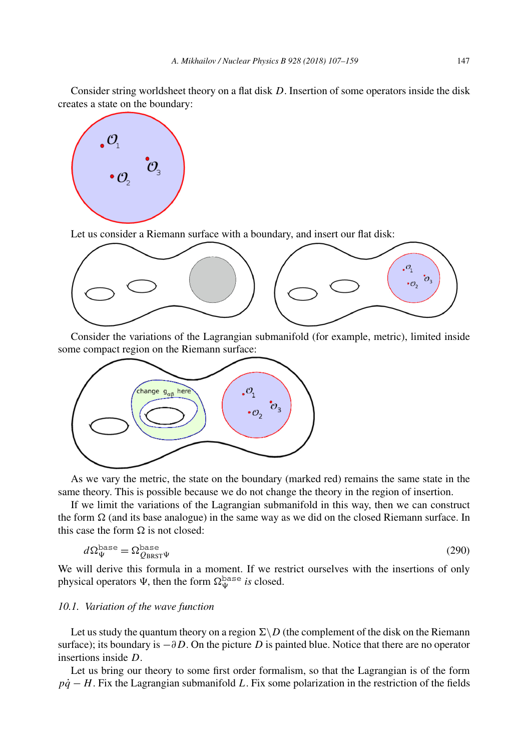Consider string worldsheet theory on a flat disk $D$. Insertion of some operators inside the disk creates a state on the boundary:

Let us consider a Riemann surface with a boundary, and insert our flat disk:

Consider the variations of the Lagrangian submanifold (for example, metric), limited inside some compact region on the Riemann surface:

As we vary the metric, the state on the boundary (marked red) remains the same state in the same theory. This is possible because we do not change the theory in the region of insertion.

If we limit the variations of the Lagrangian submanifold in this way, then we can construct the form $\Omega$ (and its base analogue) in the same way as we did on the closed Riemann surface. In this case the form $\Omega$ is not closed:

$$d\Omega_{\Psi}^{\text{base}} = \Omega_{Q_{\text{BRST}}\Psi}^{\text{base}} \tag{290}$$

We will derive this formula in a moment. If we restrict ourselves with the insertions of only physical operators $\Psi$, then the form $\Omega_{\Psi}^{\text{base}}$ *is* closed.

### 10.1. Variation of the wave function

Let us study the quantum theory on a region $\Sigma \backslash D$ (the complement of the disk on the Riemann surface); its boundary is $-\partial D$. On the picture $D$ is painted blue. Notice that there are no operator insertions inside $D$.

Let us bring our theory to some first order formalism, so that the Lagrangian is of the form $p\dot{q} - H$. Fix the Lagrangian submanifold $L$. Fix some polarization in the restriction of the fields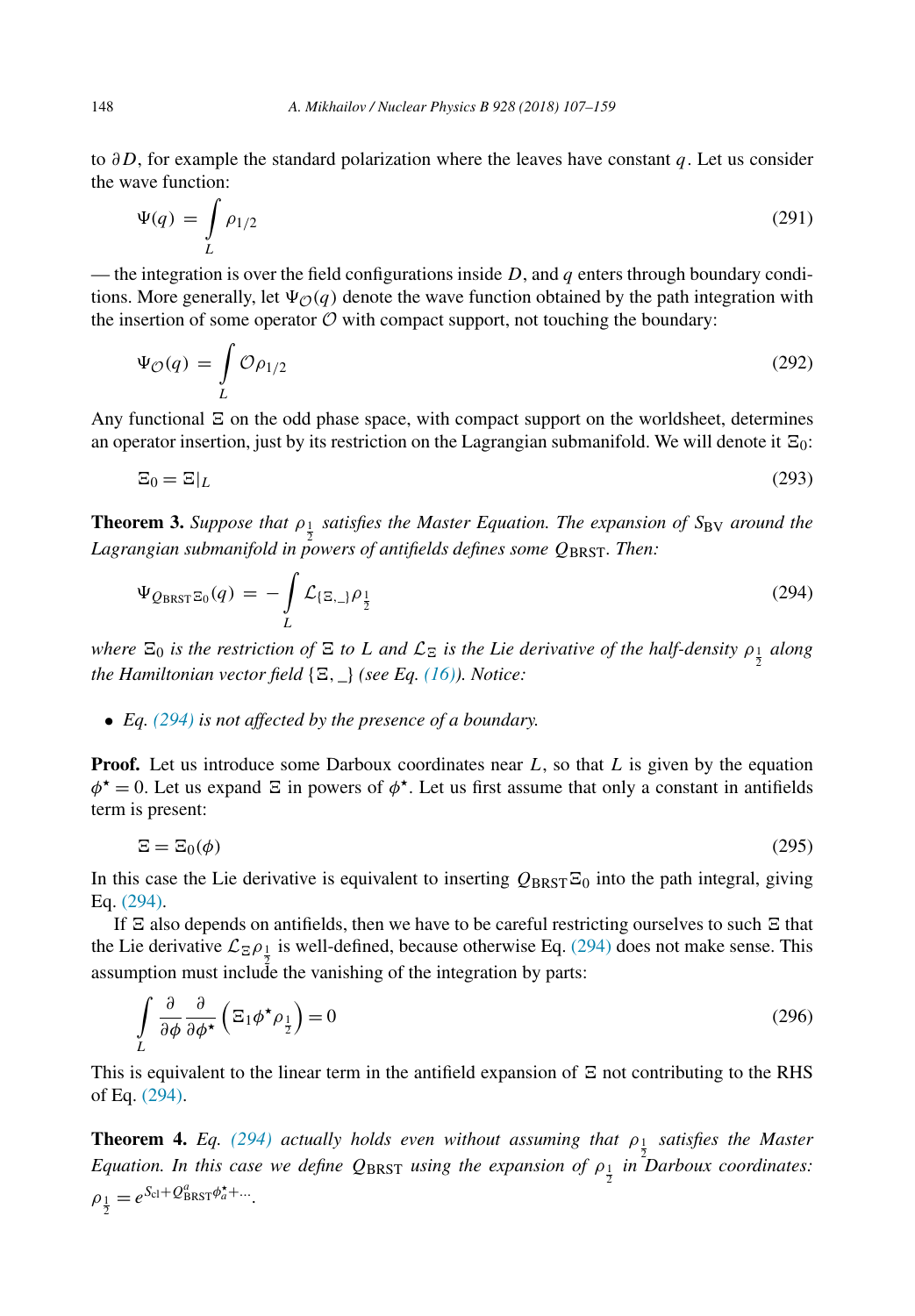to $\partial D$, for example the standard polarization where the leaves have constant $q$. Let us consider the wave function:

$$\Psi(q) = \int_L \rho_{1/2} \tag{291}$$

— the integration is over the field configurations inside $D$, and $q$ enters through boundary conditions. More generally, let $\Psi_{\mathcal{O}}(q)$ denote the wave function obtained by the path integration with the insertion of some operator $\mathcal{O}$ with compact support, not touching the boundary:

$$\Psi_{\mathcal{O}}(q) = \int_L \mathcal{O}\rho_{1/2} \tag{292}$$

Any functional $\Xi$ on the odd phase space, with compact support on the worldsheet, determines an operator insertion, just by its restriction on the Lagrangian submanifold. We will denote it $\Xi_0$:

$$\Xi_0 = \Xi|_L \tag{293}$$

**Theorem 3.** *Suppose that $\rho_{\frac{1}{2}}$ satisfies the Master Equation. The expansion of $S_{\rm BV}$ around the Lagrangian submanifold in powers of antifields defines some $Q_{\rm BRST}$. Then:*

$$\Psi_{Q_{\rm BRST}\Xi_0}(q) = -\int_L \mathcal{L}_{\{\Xi,\_\}}\rho_{\frac{1}{2}} \tag{294}$$

*where $\Xi_0$ is the restriction of $\Xi$ to $L$ and $\mathcal{L}_\Xi$ is the Lie derivative of the half-density $\rho_{\frac{1}{2}}$ along the Hamiltonian vector field $\{\Xi,\_\}$ (see Eq. (16)). Notice:*

- *Eq. (294) is not affected by the presence of a boundary.*

**Proof.** Let us introduce some Darboux coordinates near $L$, so that $L$ is given by the equation $\phi^\star = 0$. Let us expand $\Xi$ in powers of $\phi^\star$. Let us first assume that only a constant in antifields term is present:

$$\Xi = \Xi_0(\phi) \tag{295}$$

In this case the Lie derivative is equivalent to inserting $Q_{\rm BRST}\Xi_0$ into the path integral, giving Eq. (294).

If $\Xi$ also depends on antifields, then we have to be careful restricting ourselves to such $\Xi$ that the Lie derivative $\mathcal{L}_\Xi\rho_{\frac{1}{2}}$ is well-defined, because otherwise Eq. (294) does not make sense. This assumption must include the vanishing of the integration by parts:

$$\int_L \frac{\partial}{\partial\phi}\frac{\partial}{\partial\phi^\star}\left(\Xi_1\phi^\star\rho_{\frac{1}{2}}\right) = 0 \tag{296}$$

This is equivalent to the linear term in the antifield expansion of $\Xi$ not contributing to the RHS of Eq. (294).

**Theorem 4.** *Eq. (294) actually holds even without assuming that $\rho_{\frac{1}{2}}$ satisfies the Master Equation. In this case we define $Q_{\rm BRST}$ using the expansion of $\rho_{\frac{1}{2}}$ in Darboux coordinates: $\rho_{\frac{1}{2}} = e^{S_{\rm cl} + Q^a_{\rm BRST}\phi^\star_a + \dots}$.*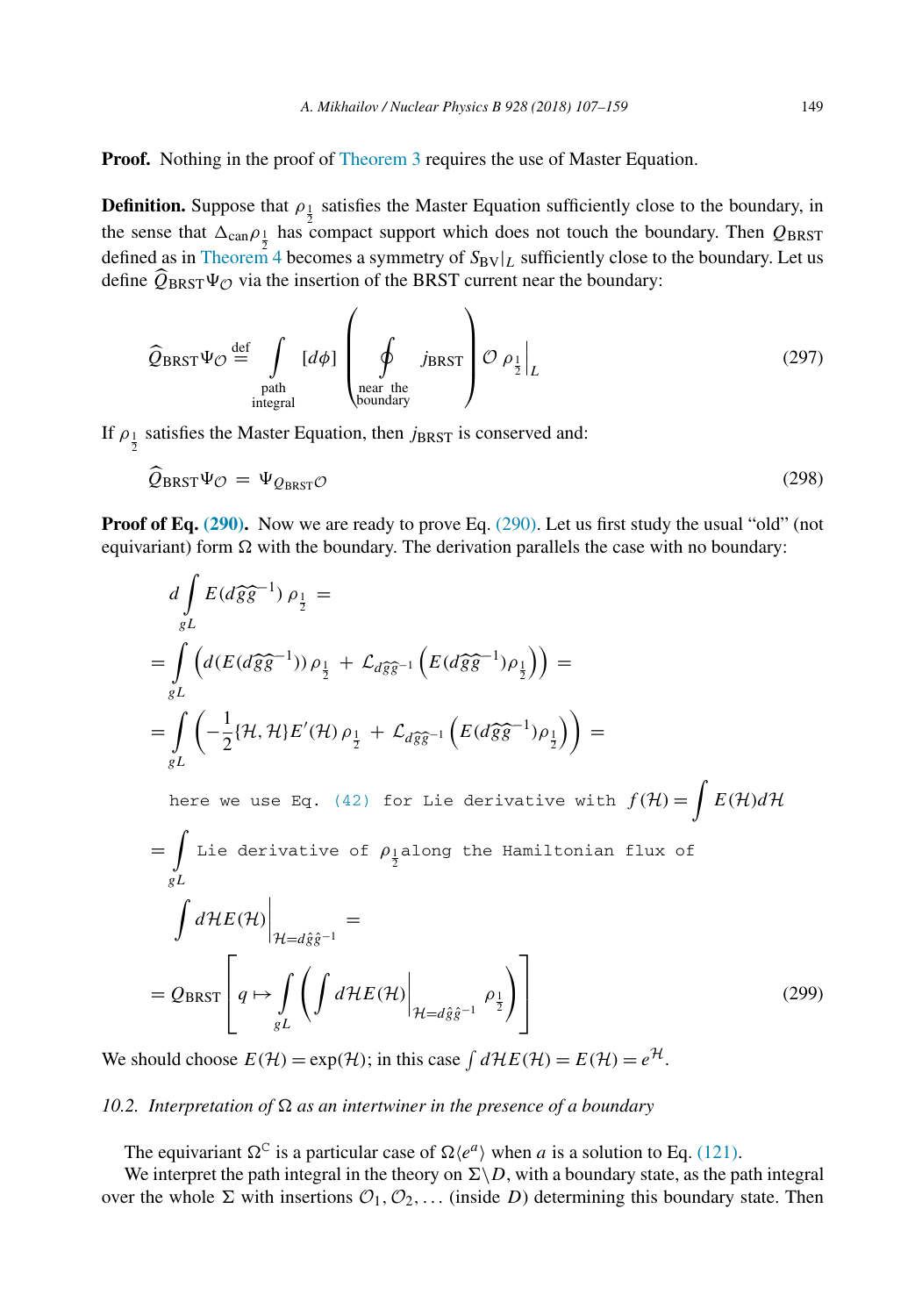**Proof.** Nothing in the proof of Theorem 3 requires the use of Master Equation.

**Definition.** Suppose that $\rho_{\frac{1}{2}}$ satisfies the Master Equation sufficiently close to the boundary, in the sense that $\Delta_{\rm can}\rho_{\frac{1}{2}}$ has compact support which does not touch the boundary. Then $Q_{\rm BRST}$ defined as in Theorem 4 becomes a symmetry of $S_{\rm BV}|_L$ sufficiently close to the boundary. Let us define $\widehat{Q}_{\rm BRST}\Psi_{\mathcal{O}}$ via the insertion of the BRST current near the boundary:

$$\widehat{Q}_{\rm BRST}\Psi_{\mathcal{O}} \stackrel{\rm def}{=} \int\limits_{\substack{\text{path}\\ \text{integral}}} [d\phi] \left( \oint\limits_{\substack{\text{near the}\\ \text{boundary}}} j_{\rm BRST} \right) \mathcal{O}\, \rho_{\frac{1}{2}}\Big|_L \tag{297}$$

If $\rho_{\frac{1}{2}}$ satisfies the Master Equation, then $j_{\rm BRST}$ is conserved and:

$$\widehat{Q}_{\rm BRST}\Psi_{\mathcal{O}} = \Psi_{Q_{\rm BRST}\mathcal{O}} \tag{298}$$

**Proof of Eq. (290).** Now we are ready to prove Eq. (290). Let us first study the usual "old" (not equivariant) form $\Omega$ with the boundary. The derivation parallels the case with no boundary:

$$\begin{aligned}
& d\int\limits_{gL} E(d\widehat{g}\widehat{g}^{-1})\,\rho_{\frac{1}{2}} = \\
&= \int\limits_{gL} \left( d(E(d\widehat{g}\widehat{g}^{-1}))\,\rho_{\frac{1}{2}} + \mathcal{L}_{d\widehat{g}\widehat{g}^{-1}}\left( E(d\widehat{g}\widehat{g}^{-1})\rho_{\frac{1}{2}}\right)\right) = \\
&= \int\limits_{gL} \left( -\frac{1}{2}\{\mathcal{H},\mathcal{H}\}E'(\mathcal{H})\,\rho_{\frac{1}{2}} + \mathcal{L}_{d\widehat{g}\widehat{g}^{-1}}\left( E(d\widehat{g}\widehat{g}^{-1})\rho_{\frac{1}{2}}\right)\right) = \\
&\quad \texttt{here we use Eq. (42) for Lie derivative with } f(\mathcal{H}) = \int E(\mathcal{H})d\mathcal{H} \\
&= \int\limits_{gL} \texttt{Lie derivative of } \rho_{\frac{1}{2}} \texttt{along the Hamiltonian flux of} \\
&\quad \int d\mathcal{H}E(\mathcal{H})\Big|_{\mathcal{H}=d\hat{g}\hat{g}^{-1}} = \\
&= Q_{\rm BRST}\left[ q \mapsto \int\limits_{gL} \left( \int d\mathcal{H}E(\mathcal{H})\Big|_{\mathcal{H}=d\hat{g}\hat{g}^{-1}} \rho_{\frac{1}{2}}\right)\right]
\end{aligned} \tag{299}$$

We should choose $E(\mathcal{H}) = \exp(\mathcal{H})$; in this case $\int d\mathcal{H}E(\mathcal{H}) = E(\mathcal{H}) = e^{\mathcal{H}}$.

### *10.2. Interpretation of $\Omega$ as an intertwiner in the presence of a boundary*

The equivariant $\Omega^{\mathbb{C}}$ is a particular case of $\Omega\langle e^a\rangle$ when $a$ is a solution to Eq. (121).

We interpret the path integral in the theory on $\Sigma\backslash D$, with a boundary state, as the path integral over the whole $\Sigma$ with insertions $\mathcal{O}_1, \mathcal{O}_2, \ldots$ (inside $D$) determining this boundary state. Then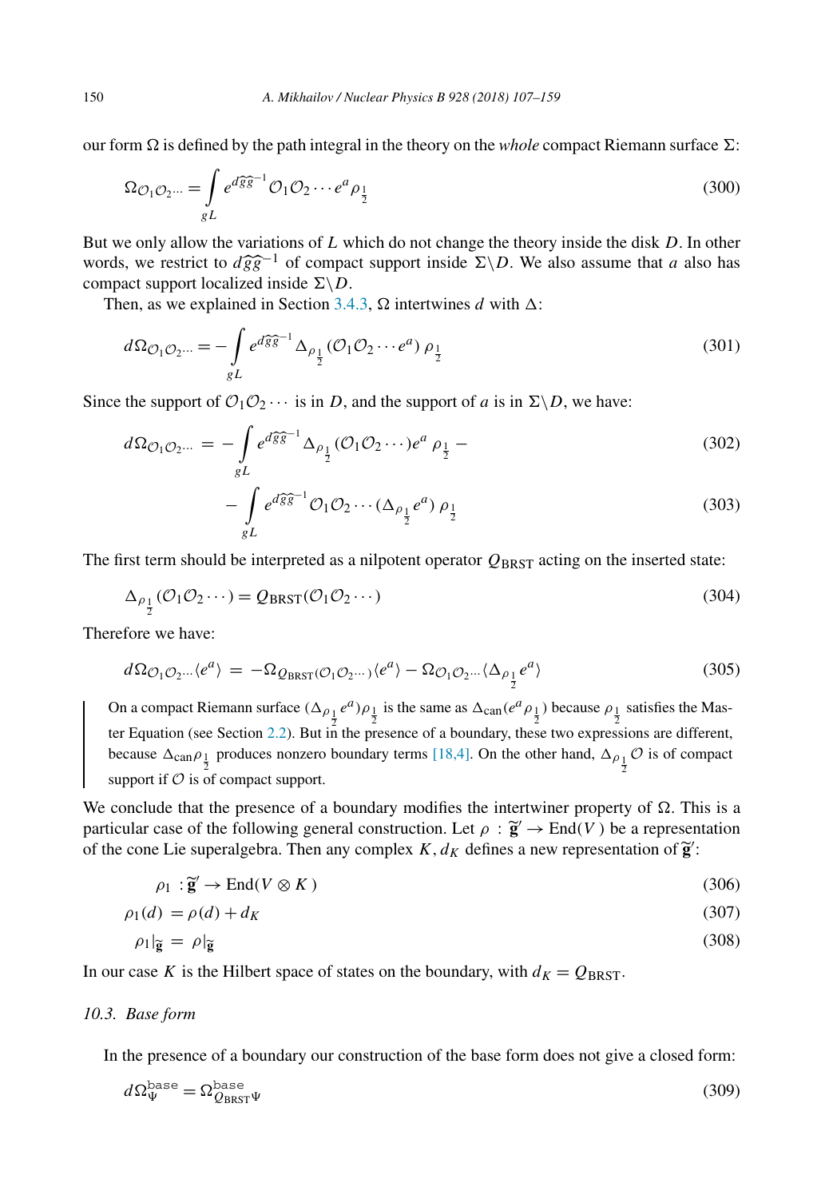our form $\Omega$ is defined by the path integral in the theory on the *whole* compact Riemann surface $\Sigma$:

$$\Omega_{\mathcal{O}_1\mathcal{O}_2\cdots} = \int\limits_{gL} e^{d\widehat{g}\widehat{g}^{-1}} \mathcal{O}_1\mathcal{O}_2\cdots e^a \rho_{\frac{1}{2}} \tag{300}$$

But we only allow the variations of $L$ which do not change the theory inside the disk $D$. In other words, we restrict to $d\widehat{g}\widehat{g}^{-1}$ of compact support inside $\Sigma\backslash D$. We also assume that $a$ also has compact support localized inside $\Sigma\backslash D$.

Then, as we explained in Section 3.4.3, $\Omega$ intertwines $d$ with $\Delta$:

$$d\Omega_{\mathcal{O}_1\mathcal{O}_2\cdots} = -\int\limits_{gL} e^{d\widehat{g}\widehat{g}^{-1}} \Delta_{\rho_{\frac{1}{2}}}(\mathcal{O}_1\mathcal{O}_2\cdots e^a)\,\rho_{\frac{1}{2}} \tag{301}$$

Since the support of $\mathcal{O}_1\mathcal{O}_2\cdots$ is in $D$, and the support of $a$ is in $\Sigma\backslash D$, we have:

$$d\Omega_{\mathcal{O}_1\mathcal{O}_2\cdots} = -\int\limits_{gL} e^{d\widehat{g}\widehat{g}^{-1}} \Delta_{\rho_{\frac{1}{2}}}(\mathcal{O}_1\mathcal{O}_2\cdots)e^a\,\rho_{\frac{1}{2}} - \tag{302}$$

$$-\int\limits_{gL} e^{d\widehat{g}\widehat{g}^{-1}} \mathcal{O}_1\mathcal{O}_2\cdots(\Delta_{\rho_{\frac{1}{2}}}e^a)\,\rho_{\frac{1}{2}} \tag{303}$$

The first term should be interpreted as a nilpotent operator $Q_{\mathrm{BRST}}$ acting on the inserted state:

$$\Delta_{\rho_{\frac{1}{2}}}(\mathcal{O}_1\mathcal{O}_2\cdots) = Q_{\mathrm{BRST}}(\mathcal{O}_1\mathcal{O}_2\cdots) \tag{304}$$

Therefore we have:

$$d\Omega_{\mathcal{O}_1\mathcal{O}_2\cdots}\langle e^a\rangle = -\Omega_{Q_{\mathrm{BRST}}(\mathcal{O}_1\mathcal{O}_2\cdots)}\langle e^a\rangle - \Omega_{\mathcal{O}_1\mathcal{O}_2\cdots}\langle \Delta_{\rho_{\frac{1}{2}}}e^a\rangle \tag{305}$$

> On a compact Riemann surface $(\Delta_{\rho_{\frac{1}{2}}}e^a)\rho_{\frac{1}{2}}$ is the same as $\Delta_{\mathrm{can}}(e^a\rho_{\frac{1}{2}})$ because $\rho_{\frac{1}{2}}$ satisfies the Master Equation (see Section 2.2). But in the presence of a boundary, these two expressions are different, because $\Delta_{\mathrm{can}}\rho_{\frac{1}{2}}$ produces nonzero boundary terms [18,4]. On the other hand, $\Delta_{\rho_{\frac{1}{2}}}\mathcal{O}$ is of compact support if $\mathcal{O}$ is of compact support.

We conclude that the presence of a boundary modifies the intertwiner property of $\Omega$. This is a particular case of the following general construction. Let $\rho : \widetilde{\mathbf{g}}' \to \mathrm{End}(V)$ be a representation of the cone Lie superalgebra. Then any complex $K, d_K$ defines a new representation of $\widetilde{\mathbf{g}}'$:

$$\rho_1 : \widetilde{\mathbf{g}}' \to \mathrm{End}(V \otimes K) \tag{306}$$

$$\rho_1(d) = \rho(d) + d_K \tag{307}$$

$$\rho_1|_{\widetilde{\mathbf{g}}} = \rho|_{\widetilde{\mathbf{g}}} \tag{308}$$

In our case $K$ is the Hilbert space of states on the boundary, with $d_K = Q_{\mathrm{BRST}}$.

### 10.3. Base form

In the presence of a boundary our construction of the base form does not give a closed form:

$$d\Omega^{\mathrm{base}}_{\Psi} = \Omega^{\mathrm{base}}_{Q_{\mathrm{BRST}}\Psi} \tag{309}$$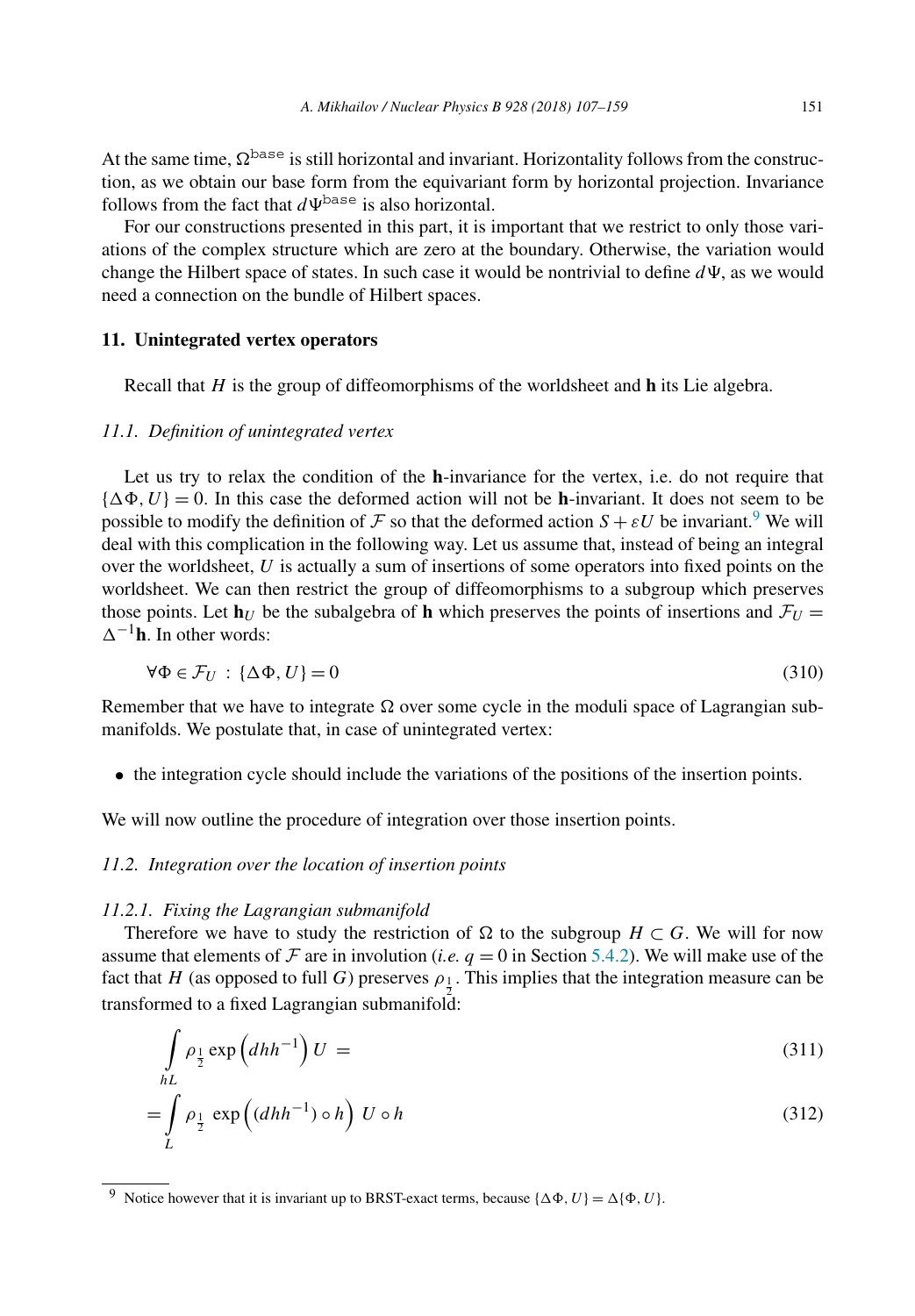At the same time, $\Omega^{\text{base}}$ is still horizontal and invariant. Horizontality follows from the construction, as we obtain our base form from the equivariant form by horizontal projection. Invariance follows from the fact that $d\Psi^{\text{base}}$ is also horizontal.

For our constructions presented in this part, it is important that we restrict to only those variations of the complex structure which are zero at the boundary. Otherwise, the variation would change the Hilbert space of states. In such case it would be nontrivial to define $d\Psi$, as we would need a connection on the bundle of Hilbert spaces.

## 11. Unintegrated vertex operators

Recall that $H$ is the group of diffeomorphisms of the worldsheet and $\mathbf{h}$ its Lie algebra.

### 11.1. Definition of unintegrated vertex

Let us try to relax the condition of the $\mathbf{h}$-invariance for the vertex, i.e. do not require that $\{\Delta\Phi, U\} = 0$. In this case the deformed action will not be $\mathbf{h}$-invariant. It does not seem to be possible to modify the definition of $\mathcal{F}$ so that the deformed action $S + \varepsilon U$ be invariant.[9] We will deal with this complication in the following way. Let us assume that, instead of being an integral over the worldsheet, $U$ is actually a sum of insertions of some operators into fixed points on the worldsheet. We can then restrict the group of diffeomorphisms to a subgroup which preserves those points. Let $\mathbf{h}_U$ be the subalgebra of $\mathbf{h}$ which preserves the points of insertions and $\mathcal{F}_U = \Delta^{-1}\mathbf{h}$. In other words:

$$\forall \Phi \in \mathcal{F}_U \; : \; \{\Delta\Phi, U\} = 0 \tag{310}$$

Remember that we have to integrate $\Omega$ over some cycle in the moduli space of Lagrangian submanifolds. We postulate that, in case of unintegrated vertex:

- the integration cycle should include the variations of the positions of the insertion points.

We will now outline the procedure of integration over those insertion points.

### 11.2. Integration over the location of insertion points

#### 11.2.1. Fixing the Lagrangian submanifold

Therefore we have to study the restriction of $\Omega$ to the subgroup $H \subset G$. We will for now assume that elements of $\mathcal{F}$ are in involution (*i.e.* $q = 0$ in Section 5.4.2). We will make use of the fact that $H$ (as opposed to full $G$) preserves $\rho_{\frac{1}{2}}$. This implies that the integration measure can be transformed to a fixed Lagrangian submanifold:

$$\int_{hL} \rho_{\frac{1}{2}} \exp\left(dhh^{-1}\right) U \; = \tag{311}$$

$$= \int_{L} \rho_{\frac{1}{2}} \; \exp\left((dhh^{-1}) \circ h\right) \; U \circ h \tag{312}$$

[9] Notice however that it is invariant up to BRST-exact terms, because $\{\Delta\Phi, U\} = \Delta\{\Phi, U\}$.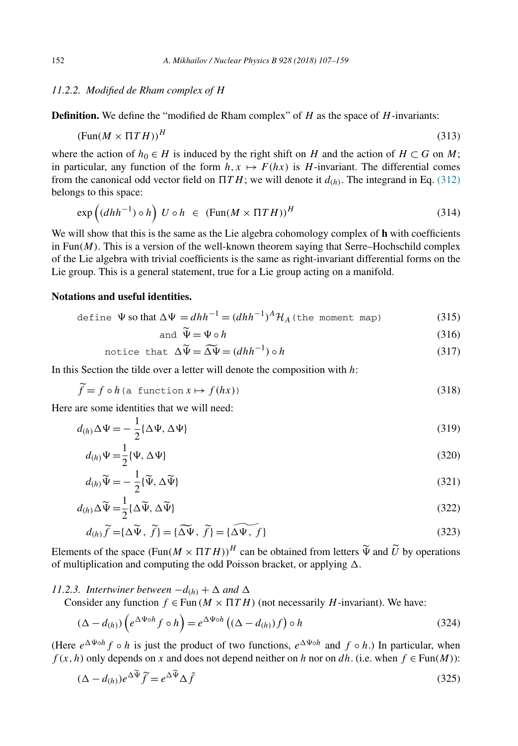### 11.2.2. Modified de Rham complex of $H$

**Definition.** We define the "modified de Rham complex" of $H$ as the space of $H$-invariants:

$$(\mathrm{Fun}(M \times \Pi T H))^H \tag{313}$$

where the action of $h_0 \in H$ is induced by the right shift on $H$ and the action of $H \subset G$ on $M$; in particular, any function of the form $h, x \mapsto F(hx)$ is $H$-invariant. The differential comes from the canonical odd vector field on $\Pi T H$; we will denote it $d_{(h)}$. The integrand in Eq. (312) belongs to this space:

$$\exp\left((dhh^{-1}) \circ h\right) \; U \circ h \;\; \in \;\; (\mathrm{Fun}(M \times \Pi T H))^H \tag{314}$$

We will show that this is the same as the Lie algebra cohomology complex of $\mathbf{h}$ with coefficients in $\mathrm{Fun}(M)$. This is a version of the well-known theorem saying that Serre–Hochschild complex of the Lie algebra with trivial coefficients is the same as right-invariant differential forms on the Lie group. This is a general statement, true for a Lie group acting on a manifold.

**Notations and useful identities.**

$$\texttt{define } \Psi \text{ so that } \Delta\Psi = dhh^{-1} = (dhh^{-1})^A \mathcal{H}_A \texttt{ (the moment map)} \tag{315}$$

$$\texttt{and } \widetilde{\Psi} = \Psi \circ h \tag{316}$$

$$\texttt{notice that } \Delta\widetilde{\Psi} = \widetilde{\Delta\Psi} = (dhh^{-1}) \circ h \tag{317}$$

In this Section the tilde over a letter will denote the composition with $h$:

$$\widetilde{f} = f \circ h \texttt{ (a function } x \mapsto f(hx)\texttt{)} \tag{318}$$

Here are some identities that we will need:

$$d_{(h)}\Delta\Psi = -\frac{1}{2}\{\Delta\Psi, \Delta\Psi\} \tag{319}$$

$$d_{(h)}\Psi = \frac{1}{2}\{\Psi, \Delta\Psi\} \tag{320}$$

$$d_{(h)}\widetilde{\Psi} = -\frac{1}{2}\{\widetilde{\Psi}, \Delta\widetilde{\Psi}\} \tag{321}$$

$$d_{(h)}\Delta\widetilde{\Psi} = \frac{1}{2}\{\Delta\widetilde{\Psi}, \Delta\widetilde{\Psi}\} \tag{322}$$

$$d_{(h)}\widetilde{f} = \{\Delta\widetilde{\Psi}, \widetilde{f}\} = \{\widetilde{\Delta\Psi}, \widetilde{f}\} = \widetilde{\{\Delta\Psi, f\}} \tag{323}$$

Elements of the space $(\mathrm{Fun}(M \times \Pi T H))^H$ can be obtained from letters $\widetilde{\Psi}$ and $\widetilde{U}$ by operations of multiplication and computing the odd Poisson bracket, or applying $\Delta$.

### 11.2.3. Intertwiner between $-d_{(h)} + \Delta$ and $\Delta$

Consider any function $f \in \mathrm{Fun}(M \times \Pi T H)$ (not necessarily $H$-invariant). We have:

$$(\Delta - d_{(h)})\left(e^{\Delta\Psi\circ h} f \circ h\right) = e^{\Delta\Psi\circ h}\left((\Delta - d_{(h)})f\right) \circ h \tag{324}$$

(Here $e^{\Delta\Psi\circ h} f \circ h$ is just the product of two functions, $e^{\Delta\Psi\circ h}$ and $f \circ h$.) In particular, when $f(x,h)$ only depends on $x$ and does not depend neither on $h$ nor on $dh$. (i.e. when $f \in \mathrm{Fun}(M)$):

$$(\Delta - d_{(h)})e^{\Delta\widetilde{\Psi}}\widetilde{f} = e^{\Delta\widetilde{\Psi}}\Delta\tilde{f} \tag{325}$$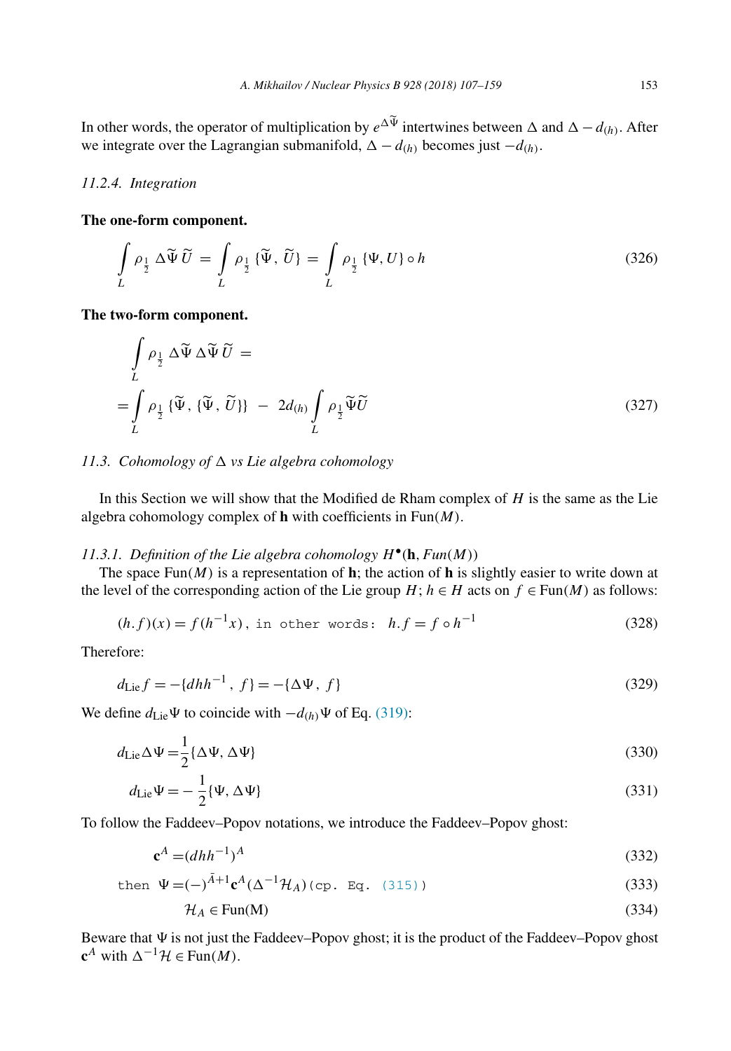In other words, the operator of multiplication by $e^{\Delta\widetilde{\Psi}}$ intertwines between $\Delta$ and $\Delta - d_{(h)}$. After we integrate over the Lagrangian submanifold, $\Delta - d_{(h)}$ becomes just $-d_{(h)}$.

#### 11.2.4. Integration

**The one-form component.**

$$\int_L \rho_{\frac{1}{2}}\, \Delta\widetilde{\Psi}\, \widetilde{U} \;=\; \int_L \rho_{\frac{1}{2}}\, \{\widetilde{\Psi},\, \widetilde{U}\} \;=\; \int_L \rho_{\frac{1}{2}}\, \{\Psi, U\} \circ h \tag{326}$$

**The two-form component.**

$$\begin{aligned}
&\int_L \rho_{\frac{1}{2}}\, \Delta\widetilde{\Psi}\, \Delta\widetilde{\Psi}\, \widetilde{U} \;= \\
=&\int_L \rho_{\frac{1}{2}}\, \{\widetilde{\Psi},\, \{\widetilde{\Psi},\, \widetilde{U}\}\} \;-\; 2d_{(h)} \int_L \rho_{\frac{1}{2}}\, \widetilde{\Psi}\widetilde{U}
\end{aligned} \tag{327}$$

### 11.3. Cohomology of $\Delta$ vs Lie algebra cohomology

In this Section we will show that the Modified de Rham complex of $H$ is the same as the Lie algebra cohomology complex of $\mathbf{h}$ with coefficients in Fun$(M)$.

#### 11.3.1. Definition of the Lie algebra cohomology $H^\bullet(\mathbf{h}, Fun(M))$

The space Fun$(M)$ is a representation of $\mathbf{h}$; the action of $\mathbf{h}$ is slightly easier to write down at the level of the corresponding action of the Lie group $H$; $h \in H$ acts on $f \in$ Fun$(M)$ as follows:

$$(h.f)(x) = f(h^{-1}x)\,, \texttt{ in other words: } \; h.f = f \circ h^{-1} \tag{328}$$

Therefore:

$$d_{\text{Lie}} f = -\{dhh^{-1}\,,\, f\} = -\{\Delta\Psi\,,\, f\} \tag{329}$$

We define $d_{\text{Lie}}\Psi$ to coincide with $-d_{(h)}\Psi$ of Eq. (319):

$$d_{\text{Lie}}\Delta\Psi = \frac{1}{2}\{\Delta\Psi, \Delta\Psi\} \tag{330}$$

$$d_{\text{Lie}}\Psi = -\frac{1}{2}\{\Psi, \Delta\Psi\} \tag{331}$$

To follow the Faddeev–Popov notations, we introduce the Faddeev–Popov ghost:

$$\mathbf{c}^A = (dhh^{-1})^A \tag{332}$$

$$\texttt{then } \; \Psi = (-)^{\bar{A}+1}\mathbf{c}^A(\Delta^{-1}\mathcal{H}_A)\,\texttt{(cp. Eq. (315))} \tag{333}$$

$$\mathcal{H}_A \in \text{Fun(M)} \tag{334}$$

Beware that $\Psi$ is not just the Faddeev–Popov ghost; it is the product of the Faddeev–Popov ghost $\mathbf{c}^A$ with $\Delta^{-1}\mathcal{H} \in$ Fun$(M)$.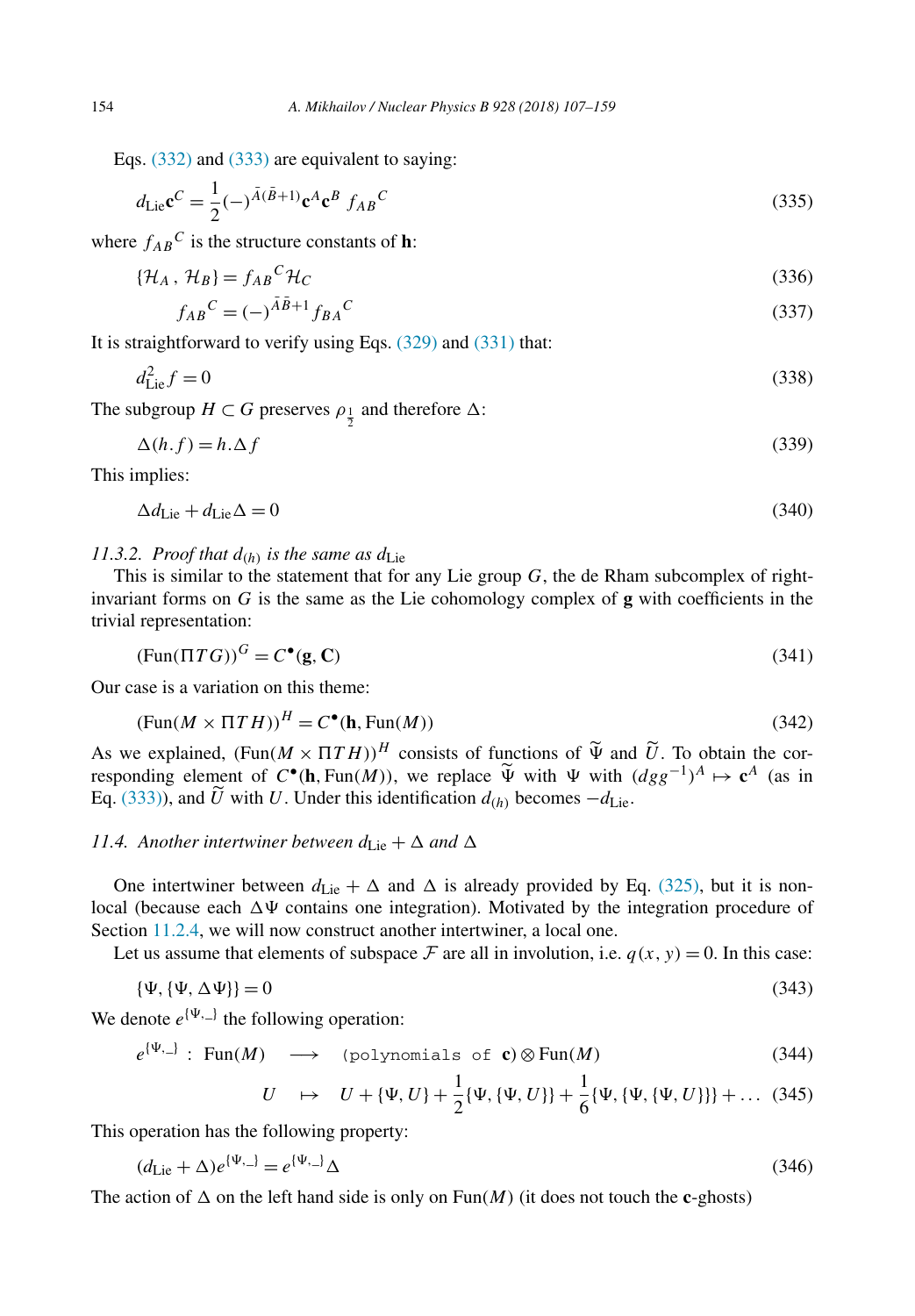Eqs. (332) and (333) are equivalent to saying:

$$d_{\rm Lie}\mathbf{c}^C = \frac{1}{2}(-)^{\bar{A}(\bar{B}+1)}\mathbf{c}^A\mathbf{c}^B\; f_{AB}{}^C \tag{335}$$

where $f_{AB}{}^C$ is the structure constants of $\mathbf{h}$:

$$\{\mathcal{H}_A\,,\,\mathcal{H}_B\} = f_{AB}{}^C\mathcal{H}_C \tag{336}$$

$$f_{AB}{}^C = (-)^{\bar{A}\bar{B}+1} f_{BA}{}^C \tag{337}$$

It is straightforward to verify using Eqs. (329) and (331) that:

$$d_{\rm Lie}^2 f = 0 \tag{338}$$

The subgroup $H \subset G$ preserves $\rho_{\frac{1}{2}}$ and therefore $\Delta$:

$$\Delta(h.f) = h.\Delta f \tag{339}$$

This implies:

$$\Delta d_{\rm Lie} + d_{\rm Lie}\Delta = 0 \tag{340}$$

### 11.3.2. *Proof that $d_{(h)}$ is the same as $d_{\rm Lie}$*

This is similar to the statement that for any Lie group $G$, the de Rham subcomplex of right-invariant forms on $G$ is the same as the Lie cohomology complex of $\mathbf{g}$ with coefficients in the trivial representation:

$$({\rm Fun}(\Pi TG))^G = C^\bullet(\mathbf{g}, \mathbf{C}) \tag{341}$$

Our case is a variation on this theme:

$$({\rm Fun}(M\times \Pi TH))^H = C^\bullet(\mathbf{h}, {\rm Fun}(M)) \tag{342}$$

As we explained, $({\rm Fun}(M\times \Pi TH))^H$ consists of functions of $\widetilde{\Psi}$ and $\widetilde{U}$. To obtain the corresponding element of $C^\bullet(\mathbf{h}, {\rm Fun}(M))$, we replace $\widetilde{\Psi}$ with $\Psi$ with $(dgg^{-1})^A \mapsto \mathbf{c}^A$ (as in Eq. (333)), and $\widetilde{U}$ with $U$. Under this identification $d_{(h)}$ becomes $-d_{\rm Lie}$.

## 11.4. *Another intertwiner between $d_{\rm Lie} + \Delta$ and $\Delta$*

One intertwiner between $d_{\rm Lie} + \Delta$ and $\Delta$ is already provided by Eq. (325), but it is non-local (because each $\Delta\Psi$ contains one integration). Motivated by the integration procedure of Section 11.2.4, we will now construct another intertwiner, a local one.

Let us assume that elements of subspace $\mathcal{F}$ are all in involution, i.e. $q(x, y) = 0$. In this case:

$$\{\Psi, \{\Psi, \Delta\Psi\}\} = 0 \tag{343}$$

We denote $e^{\{\Psi,\_\}}$ the following operation:

$$e^{\{\Psi,\_\}}\;:\; {\rm Fun}(M) \;\longrightarrow\; \texttt{(polynomials of } \mathbf{c}\texttt{)}\otimes {\rm Fun}(M) \tag{344}$$

$$U \;\mapsto\; U + \{\Psi, U\} + \frac{1}{2}\{\Psi, \{\Psi, U\}\} + \frac{1}{6}\{\Psi, \{\Psi, \{\Psi, U\}\}\} + \ldots \tag{345}$$

This operation has the following property:

$$(d_{\rm Lie} + \Delta)e^{\{\Psi,\_\}} = e^{\{\Psi,\_\}}\Delta \tag{346}$$

The action of $\Delta$ on the left hand side is only on ${\rm Fun}(M)$ (it does not touch the $\mathbf{c}$-ghosts)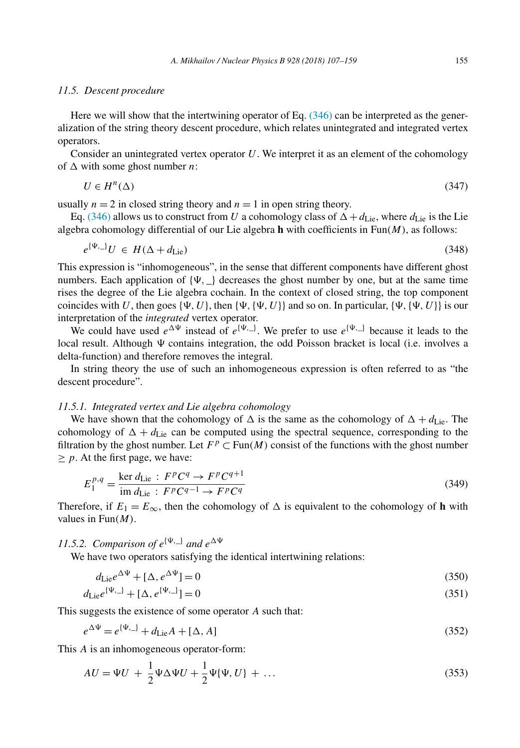### 11.5. Descent procedure

Here we will show that the intertwining operator of Eq. (346) can be interpreted as the generalization of the string theory descent procedure, which relates unintegrated and integrated vertex operators.

Consider an unintegrated vertex operator $U$. We interpret it as an element of the cohomology of $\Delta$ with some ghost number $n$:

$$U \in H^n(\Delta) \tag{347}$$

usually $n = 2$ in closed string theory and $n = 1$ in open string theory.

Eq. (346) allows us to construct from $U$ a cohomology class of $\Delta + d_{\mathrm{Lie}}$, where $d_{\mathrm{Lie}}$ is the Lie algebra cohomology differential of our Lie algebra $\mathbf{h}$ with coefficients in $\mathrm{Fun}(M)$, as follows:

$$e^{\{\Psi,\_\}}U \ \in \ H(\Delta + d_{\mathrm{Lie}}) \tag{348}$$

This expression is "inhomogeneous", in the sense that different components have different ghost numbers. Each application of $\{\Psi, \_\}$ decreases the ghost number by one, but at the same time rises the degree of the Lie algebra cochain. In the context of closed string, the top component coincides with $U$, then goes $\{\Psi, U\}$, then $\{\Psi, \{\Psi, U\}\}$ and so on. In particular, $\{\Psi, \{\Psi, U\}\}$ is our interpretation of the *integrated* vertex operator.

We could have used $e^{\Delta\Psi}$ instead of $e^{\{\Psi,\_\}}$. We prefer to use $e^{\{\Psi,\_\}}$ because it leads to the local result. Although $\Psi$ contains integration, the odd Poisson bracket is local (i.e. involves a delta-function) and therefore removes the integral.

In string theory the use of such an inhomogeneous expression is often referred to as "the descent procedure".

#### 11.5.1. Integrated vertex and Lie algebra cohomology

We have shown that the cohomology of $\Delta$ is the same as the cohomology of $\Delta + d_{\mathrm{Lie}}$. The cohomology of $\Delta + d_{\mathrm{Lie}}$ can be computed using the spectral sequence, corresponding to the filtration by the ghost number. Let $F^p \subset \mathrm{Fun}(M)$ consist of the functions with the ghost number $\geq p$. At the first page, we have:

$$E_1^{p,q} = \frac{\ker d_{\mathrm{Lie}} \ : \ F^pC^q \to F^pC^{q+1}}{\mathrm{im}\, d_{\mathrm{Lie}} \ : \ F^pC^{q-1} \to F^pC^q} \tag{349}$$

Therefore, if $E_1 = E_\infty$, then the cohomology of $\Delta$ is equivalent to the cohomology of $\mathbf{h}$ with values in $\mathrm{Fun}(M)$.

#### 11.5.2. Comparison of $e^{\{\Psi,\_\}}$ and $e^{\Delta\Psi}$

We have two operators satisfying the identical intertwining relations:

$$d_{\mathrm{Lie}} e^{\Delta\Psi} + [\Delta, e^{\Delta\Psi}] = 0 \tag{350}$$

$$d_{\mathrm{Lie}} e^{\{\Psi,\_\}} + [\Delta, e^{\{\Psi,\_\}}] = 0 \tag{351}$$

This suggests the existence of some operator $A$ such that:

$$e^{\Delta\Psi} = e^{\{\Psi,\_\}} + d_{\mathrm{Lie}}A + [\Delta, A] \tag{352}$$

This $A$ is an inhomogeneous operator-form:

$$AU = \Psi U \ + \ \frac{1}{2}\Psi\Delta\Psi U + \frac{1}{2}\Psi\{\Psi, U\} \ + \ \ldots \tag{353}$$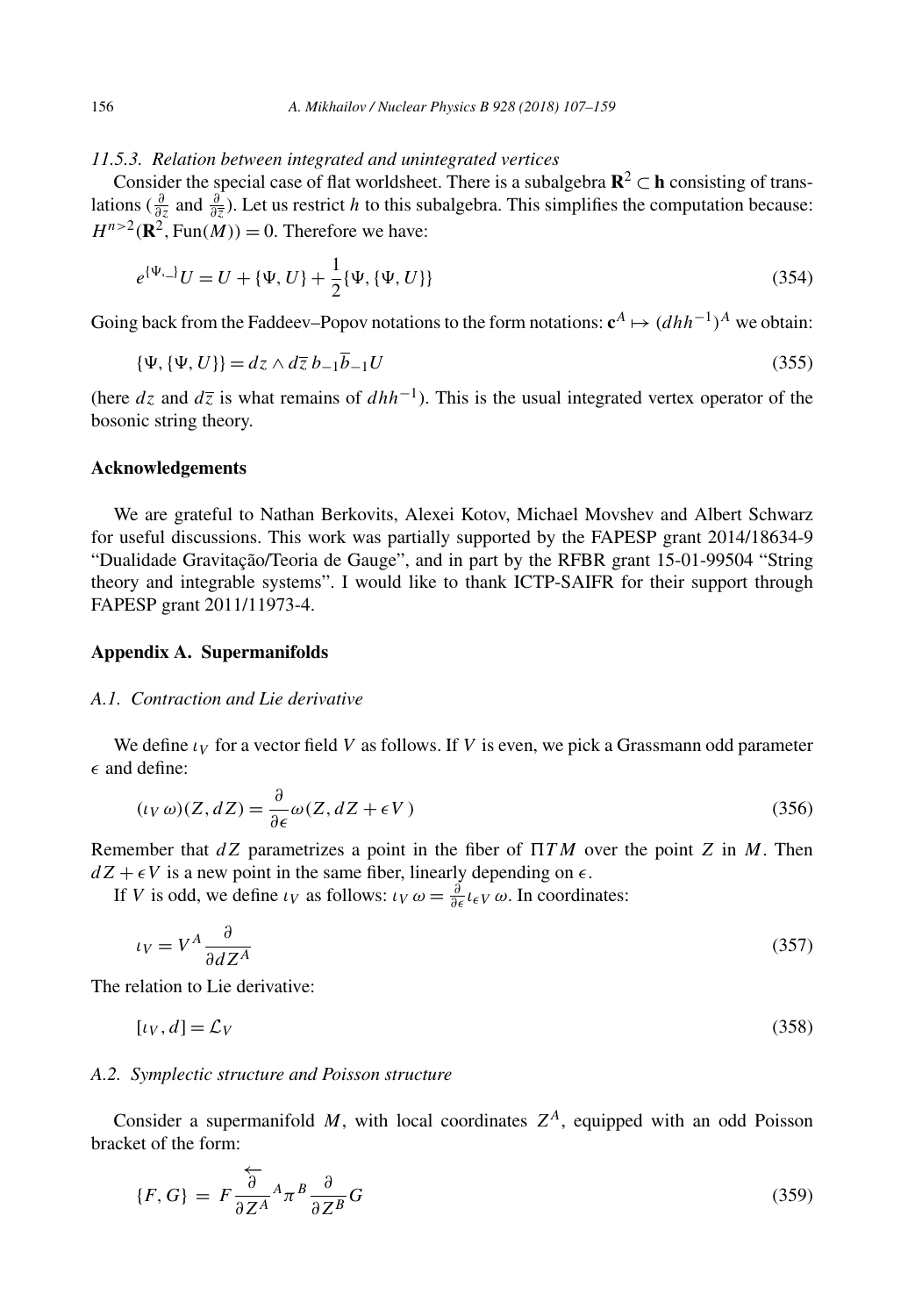### 11.5.3. Relation between integrated and unintegrated vertices

Consider the special case of flat worldsheet. There is a subalgebra $\mathbf{R}^2 \subset \mathbf{h}$ consisting of translations ($\frac{\partial}{\partial z}$ and $\frac{\partial}{\partial \overline{z}}$). Let us restrict $h$ to this subalgebra. This simplifies the computation because: $H^{n>2}(\mathbf{R}^2, \text{Fun}(M)) = 0$. Therefore we have:

$$e^{\{\Psi,\_\}}U = U + \{\Psi, U\} + \frac{1}{2}\{\Psi, \{\Psi, U\}\} \tag{354}$$

Going back from the Faddeev–Popov notations to the form notations: $\mathbf{c}^A \mapsto (dhh^{-1})^A$ we obtain:

$$\{\Psi, \{\Psi, U\}\} = dz \wedge d\overline{z}\, b_{-1}\overline{b}_{-1}U \tag{355}$$

(here $dz$ and $d\overline{z}$ is what remains of $dhh^{-1}$). This is the usual integrated vertex operator of the bosonic string theory.

## Acknowledgements

We are grateful to Nathan Berkovits, Alexei Kotov, Michael Movshev and Albert Schwarz for useful discussions. This work was partially supported by the FAPESP grant 2014/18634-9 "Dualidade Gravitação/Teoria de Gauge", and in part by the RFBR grant 15-01-99504 "String theory and integrable systems". I would like to thank ICTP-SAIFR for their support through FAPESP grant 2011/11973-4.

## Appendix A. Supermanifolds

### A.1. Contraction and Lie derivative

We define $\iota_V$ for a vector field $V$ as follows. If $V$ is even, we pick a Grassmann odd parameter $\epsilon$ and define:

$$(\iota_V\, \omega)(Z, dZ) = \frac{\partial}{\partial \epsilon}\omega(Z, dZ + \epsilon V) \tag{356}$$

Remember that $dZ$ parametrizes a point in the fiber of $\Pi TM$ over the point $Z$ in $M$. Then $dZ + \epsilon V$ is a new point in the same fiber, linearly depending on $\epsilon$.

If $V$ is odd, we define $\iota_V$ as follows: $\iota_V\, \omega = \frac{\partial}{\partial \epsilon}\iota_{\epsilon V}\, \omega$. In coordinates:

$$\iota_V = V^A \frac{\partial}{\partial dZ^A} \tag{357}$$

The relation to Lie derivative:

$$[\iota_V, d] = \mathcal{L}_V \tag{358}$$

### A.2. Symplectic structure and Poisson structure

Consider a supermanifold $M$, with local coordinates $Z^A$, equipped with an odd Poisson bracket of the form:

$$\{F, G\} = F \frac{\overleftarrow{\partial}}{\partial Z^A}\pi^{AB}\frac{\partial}{\partial Z^B}G \tag{359}$$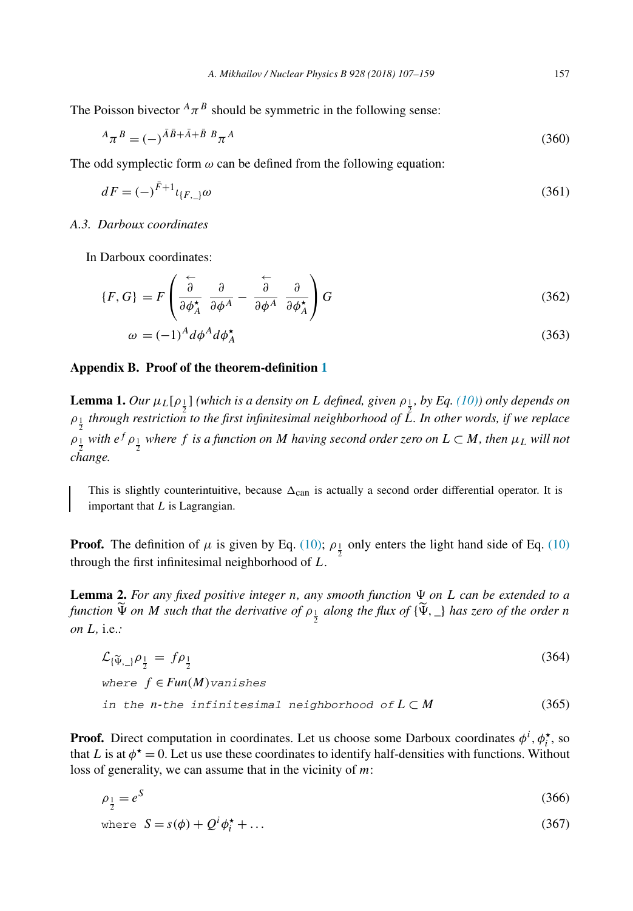The Poisson bivector ${}^A\pi^B$ should be symmetric in the following sense:

$$ {}^A\pi^B = (-)^{\bar{A}\bar{B}+\bar{A}+\bar{B}} \; {}^B\pi^A \tag{360} $$

The odd symplectic form $\omega$ can be defined from the following equation:

$$ dF = (-)^{\bar{F}+1} \iota_{\{F,\_\}}\omega \tag{361} $$

### A.3. Darboux coordinates

In Darboux coordinates:

$$ \{F, G\} = F\left( \frac{\overleftarrow{\partial}}{\partial \phi^\star_A} \frac{\partial}{\partial \phi^A} - \frac{\overleftarrow{\partial}}{\partial \phi^A} \frac{\partial}{\partial \phi^\star_A} \right) G \tag{362} $$

$$ \omega = (-1)^A d\phi^A d\phi^\star_A \tag{363} $$

## Appendix B. Proof of the theorem-definition 1

**Lemma 1.** *Our $\mu_L[\rho_{\frac{1}{2}}]$ (which is a density on $L$ defined, given $\rho_{\frac{1}{2}}$, by Eq. (10)) only depends on $\rho_{\frac{1}{2}}$ through restriction to the first infinitesimal neighborhood of $L$. In other words, if we replace $\rho_{\frac{1}{2}}$ with $e^f \rho_{\frac{1}{2}}$ where $f$ is a function on $M$ having second order zero on $L \subset M$, then $\mu_L$ will not change.*

> This is slightly counterintuitive, because $\Delta_{\text{can}}$ is actually a second order differential operator. It is important that $L$ is Lagrangian.

**Proof.** The definition of $\mu$ is given by Eq. (10); $\rho_{\frac{1}{2}}$ only enters the light hand side of Eq. (10) through the first infinitesimal neighborhood of $L$.

**Lemma 2.** *For any fixed positive integer $n$, any smooth function $\Psi$ on $L$ can be extended to a function $\widetilde{\Psi}$ on $M$ such that the derivative of $\rho_{\frac{1}{2}}$ along the flux of $\{\widetilde{\Psi}, \_\}$ has zero of the order $n$ on $L$,* i.e.*:*

$$ \mathcal{L}_{\{\widetilde{\Psi},\_\}}\rho_{\frac{1}{2}} = f\rho_{\frac{1}{2}} \tag{364} $$

$$ \texttt{where } f \in Fun(M) \texttt{vanishes} $$

$$ \texttt{in the } n\texttt{-the infinitesimal neighborhood of } L \subset M \tag{365} $$

**Proof.** Direct computation in coordinates. Let us choose some Darboux coordinates $\phi^i$, $\phi^\star_i$, so that $L$ is at $\phi^\star = 0$. Let us use these coordinates to identify half-densities with functions. Without loss of generality, we can assume that in the vicinity of $m$:

$$ \rho_{\frac{1}{2}} = e^S \tag{366} $$

$$ \texttt{where } S = s(\phi) + Q^i\phi^\star_i + \ldots \tag{367} $$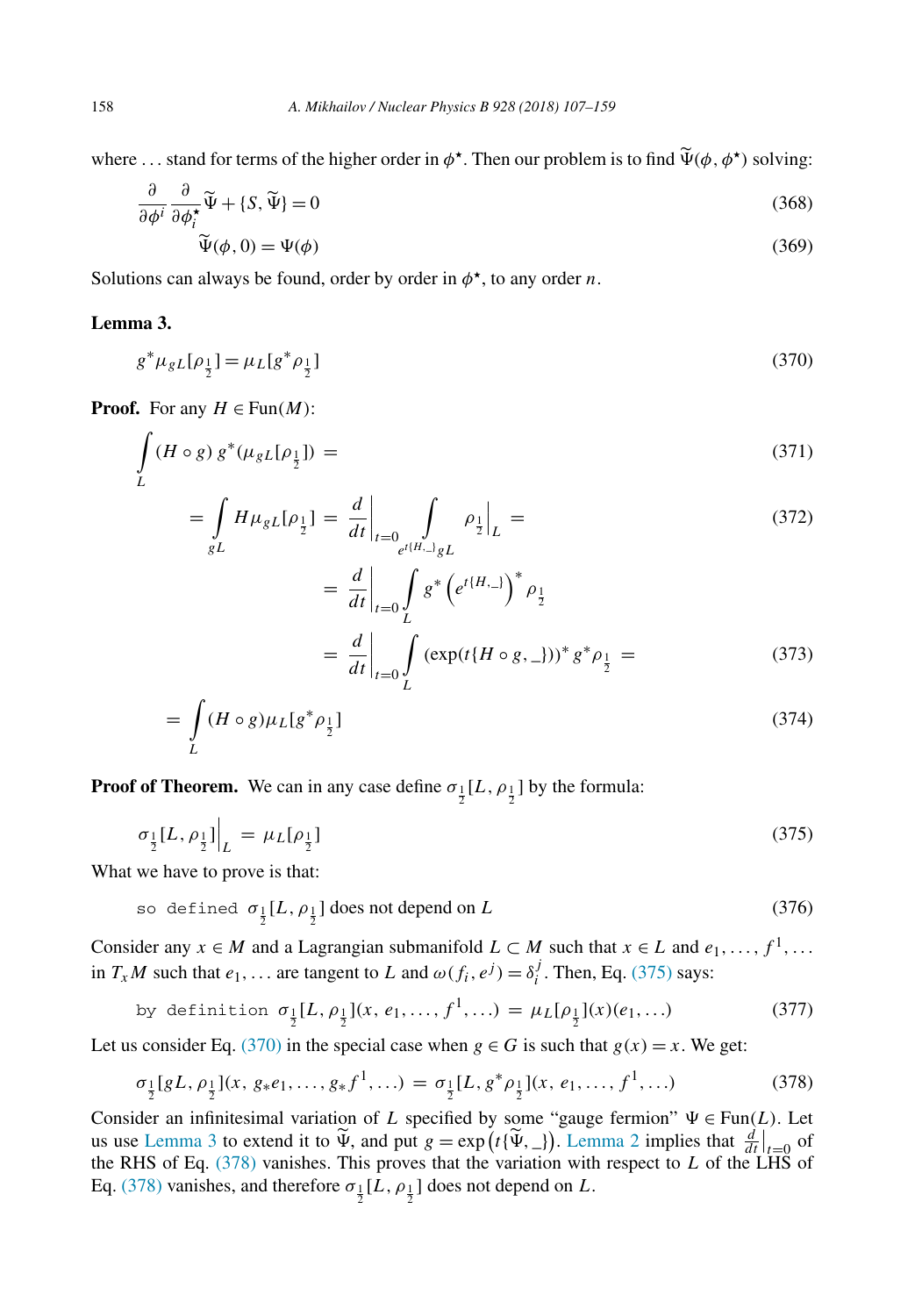where ... stand for terms of the higher order in $\phi^\star$. Then our problem is to find $\widetilde{\Psi}(\phi, \phi^\star)$ solving:

$$\frac{\partial}{\partial \phi^i} \frac{\partial}{\partial \phi^\star_i} \widetilde{\Psi} + \{S, \widetilde{\Psi}\} = 0 \tag{368}$$

$$\widetilde{\Psi}(\phi, 0) = \Psi(\phi) \tag{369}$$

Solutions can always be found, order by order in $\phi^\star$, to any order $n$.

**Lemma 3.**

$$g^* \mu_{gL}[\rho_{\frac{1}{2}}] = \mu_L[g^* \rho_{\frac{1}{2}}] \tag{370}$$

**Proof.** For any $H \in \mathrm{Fun}(M)$:

$$\int\limits_L (H \circ g)\, g^*(\mu_{gL}[\rho_{\frac{1}{2}}]) = \tag{371}$$

$$= \int\limits_{gL} H \mu_{gL}[\rho_{\frac{1}{2}}] = \left.\frac{d}{dt}\right|_{t=0} \int\limits_{e^{t\{H,\_\}} gL} \rho_{\frac{1}{2}}\Big|_L = \tag{372}$$

$$= \left.\frac{d}{dt}\right|_{t=0} \int\limits_L g^* \left(e^{t\{H,\_\}}\right)^* \rho_{\frac{1}{2}}$$

$$= \left.\frac{d}{dt}\right|_{t=0} \int\limits_L (\exp(t\{H \circ g, \_\}))^* g^* \rho_{\frac{1}{2}} = \tag{373}$$

$$= \int\limits_L (H \circ g) \mu_L[g^* \rho_{\frac{1}{2}}] \tag{374}$$

**Proof of Theorem.** We can in any case define $\sigma_{\frac{1}{2}}[L, \rho_{\frac{1}{2}}]$ by the formula:

$$\sigma_{\frac{1}{2}}[L, \rho_{\frac{1}{2}}]\Big|_L = \mu_L[\rho_{\frac{1}{2}}] \tag{375}$$

What we have to prove is that:

$$\texttt{so defined } \sigma_{\frac{1}{2}}[L, \rho_{\frac{1}{2}}] \text{ does not depend on } L \tag{376}$$

Consider any $x \in M$ and a Lagrangian submanifold $L \subset M$ such that $x \in L$ and $e_1, \ldots, f^1, \ldots$ in $T_x M$ such that $e_1, \ldots$ are tangent to $L$ and $\omega(f_i, e^j) = \delta_i^j$. Then, Eq. (375) says:

$$\texttt{by definition } \sigma_{\frac{1}{2}}[L, \rho_{\frac{1}{2}}](x, e_1, \ldots, f^1, \ldots) = \mu_L[\rho_{\frac{1}{2}}](x)(e_1, \ldots) \tag{377}$$

Let us consider Eq. (370) in the special case when $g \in G$ is such that $g(x) = x$. We get:

$$\sigma_{\frac{1}{2}}[gL, \rho_{\frac{1}{2}}](x, g_* e_1, \ldots, g_* f^1, \ldots) = \sigma_{\frac{1}{2}}[L, g^* \rho_{\frac{1}{2}}](x, e_1, \ldots, f^1, \ldots) \tag{378}$$

Consider an infinitesimal variation of $L$ specified by some "gauge fermion" $\Psi \in \mathrm{Fun}(L)$. Let us use Lemma 3 to extend it to $\widetilde{\Psi}$, and put $g = \exp\left(t\{\widetilde{\Psi}, \_\}\right)$. Lemma 2 implies that $\left.\frac{d}{dt}\right|_{t=0}$ of the RHS of Eq. (378) vanishes. This proves that the variation with respect to $L$ of the LHS of Eq. (378) vanishes, and therefore $\sigma_{\frac{1}{2}}[L, \rho_{\frac{1}{2}}]$ does not depend on $L$.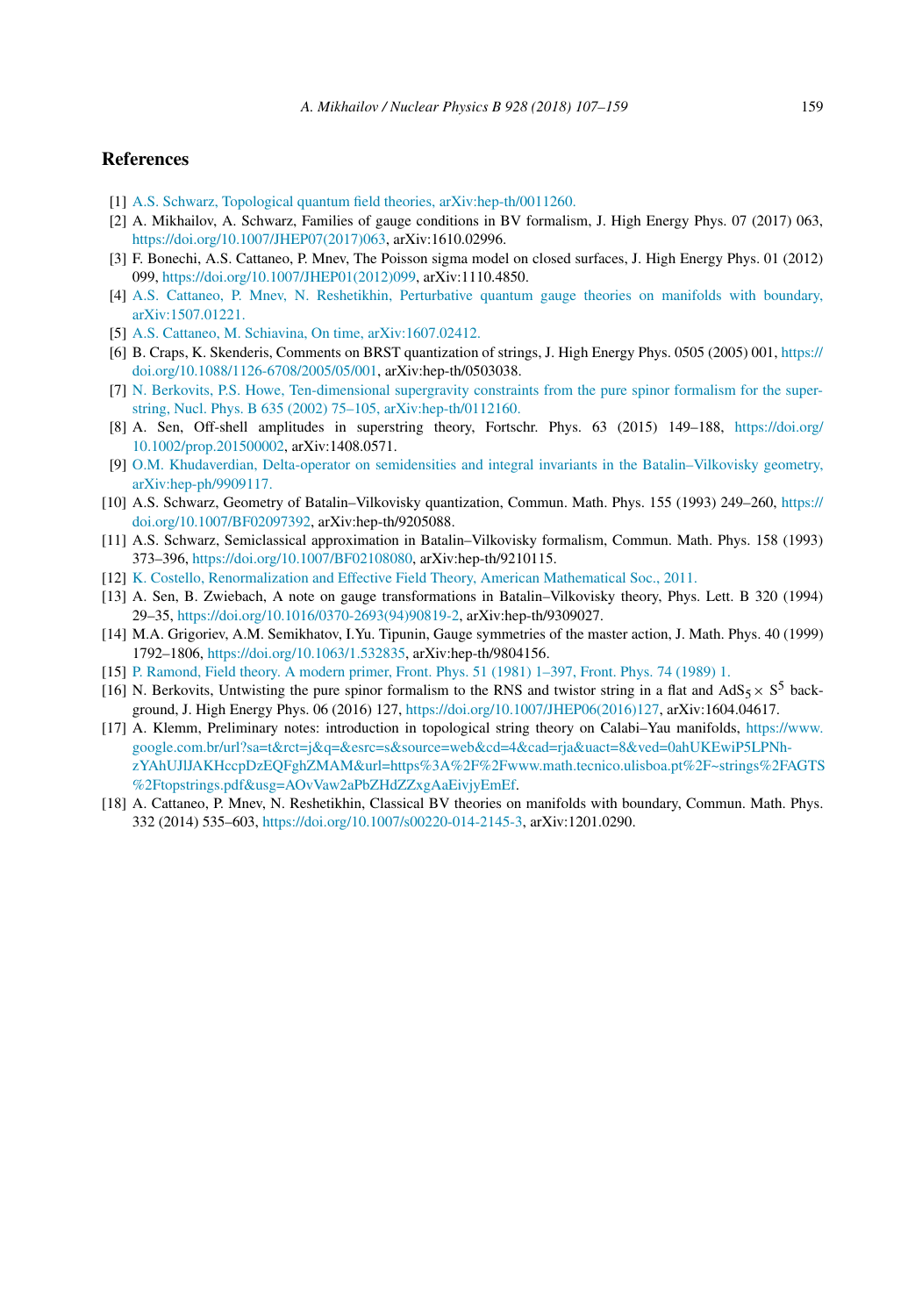## References

[1] A.S. Schwarz, Topological quantum field theories, arXiv:hep-th/0011260.

[2] A. Mikhailov, A. Schwarz, Families of gauge conditions in BV formalism, J. High Energy Phys. 07 (2017) 063, https://doi.org/10.1007/JHEP07(2017)063, arXiv:1610.02996.

[3] F. Bonechi, A.S. Cattaneo, P. Mnev, The Poisson sigma model on closed surfaces, J. High Energy Phys. 01 (2012) 099, https://doi.org/10.1007/JHEP01(2012)099, arXiv:1110.4850.

[4] A.S. Cattaneo, P. Mnev, N. Reshetikhin, Perturbative quantum gauge theories on manifolds with boundary, arXiv:1507.01221.

[5] A.S. Cattaneo, M. Schiavina, On time, arXiv:1607.02412.

[6] B. Craps, K. Skenderis, Comments on BRST quantization of strings, J. High Energy Phys. 0505 (2005) 001, https://doi.org/10.1088/1126-6708/2005/05/001, arXiv:hep-th/0503038.

[7] N. Berkovits, P.S. Howe, Ten-dimensional supergravity constraints from the pure spinor formalism for the superstring, Nucl. Phys. B 635 (2002) 75–105, arXiv:hep-th/0112160.

[8] A. Sen, Off-shell amplitudes in superstring theory, Fortschr. Phys. 63 (2015) 149–188, https://doi.org/10.1002/prop.201500002, arXiv:1408.0571.

[9] O.M. Khudaverdian, Delta-operator on semidensities and integral invariants in the Batalin–Vilkovisky geometry, arXiv:hep-ph/9909117.

[10] A.S. Schwarz, Geometry of Batalin–Vilkovisky quantization, Commun. Math. Phys. 155 (1993) 249–260, https://doi.org/10.1007/BF02097392, arXiv:hep-th/9205088.

[11] A.S. Schwarz, Semiclassical approximation in Batalin–Vilkovisky formalism, Commun. Math. Phys. 158 (1993) 373–396, https://doi.org/10.1007/BF02108080, arXiv:hep-th/9210115.

[12] K. Costello, Renormalization and Effective Field Theory, American Mathematical Soc., 2011.

[13] A. Sen, B. Zwiebach, A note on gauge transformations in Batalin–Vilkovisky theory, Phys. Lett. B 320 (1994) 29–35, https://doi.org/10.1016/0370-2693(94)90819-2, arXiv:hep-th/9309027.

[14] M.A. Grigoriev, A.M. Semikhatov, I.Yu. Tipunin, Gauge symmetries of the master action, J. Math. Phys. 40 (1999) 1792–1806, https://doi.org/10.1063/1.532835, arXiv:hep-th/9804156.

[15] P. Ramond, Field theory. A modern primer, Front. Phys. 51 (1981) 1–397, Front. Phys. 74 (1989) 1.

[16] N. Berkovits, Untwisting the pure spinor formalism to the RNS and twistor string in a flat and $AdS_5 \times S^5$ background, J. High Energy Phys. 06 (2016) 127, https://doi.org/10.1007/JHEP06(2016)127, arXiv:1604.04617.

[17] A. Klemm, Preliminary notes: introduction in topological string theory on Calabi–Yau manifolds, https://www.google.com.br/url?sa=t&rct=j&q=&esrc=s&source=web&cd=4&cad=rja&uact=8&ved=0ahUKEwiP5LPNh-zYAhUJlJAKHccpDzEQFghZMAM&url=https%3A%2F%2Fwww.math.tecnico.ulisboa.pt%2F~strings%2FAGTS%2Ftopstrings.pdf&usg=AOvVaw2aPbZHdZZxgAaEivjyEmEf.

[18] A. Cattaneo, P. Mnev, N. Reshetikhin, Classical BV theories on manifolds with boundary, Commun. Math. Phys. 332 (2014) 535–603, https://doi.org/10.1007/s00220-014-2145-3, arXiv:1201.0290.